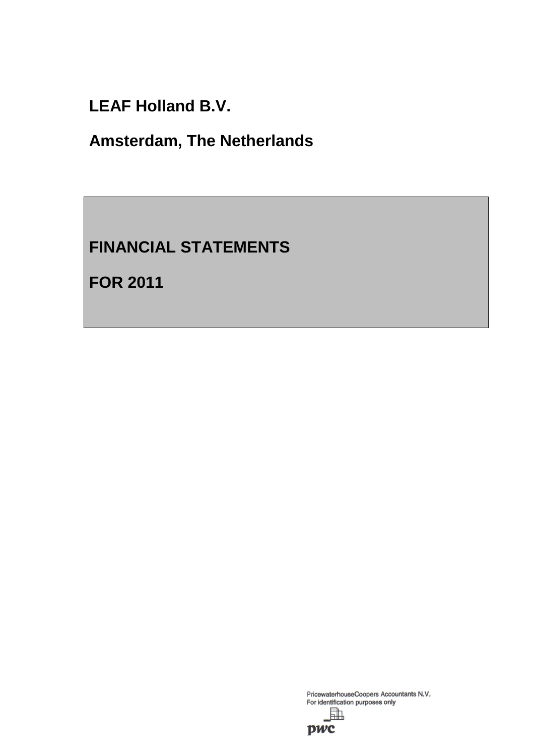# LEAF Holland B.V.

## Amsterdam, The Netherlands

# FINANCIAL STATEMENTS

# FOR 2011

PricewaterhouseCoopers Accountants N.V.
For identification purposes only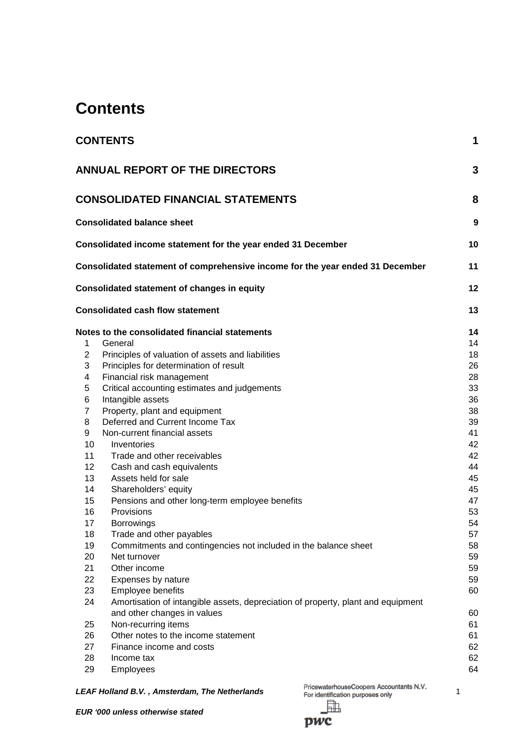# Contents

| | | |
|---|---|---|
| **CONTENTS** | | **1** |
| **ANNUAL REPORT OF THE DIRECTORS** | | **3** |
| **CONSOLIDATED FINANCIAL STATEMENTS** | | **8** |
| **Consolidated balance sheet** | | **9** |
| **Consolidated income statement for the year ended 31 December** | | **10** |
| **Consolidated statement of comprehensive income for the year ended 31 December** | | **11** |
| **Consolidated statement of changes in equity** | | **12** |
| **Consolidated cash flow statement** | | **13** |
| **Notes to the consolidated financial statements** | | **14** |
| 1 | General | 14 |
| 2 | Principles of valuation of assets and liabilities | 18 |
| 3 | Principles for determination of result | 26 |
| 4 | Financial risk management | 28 |
| 5 | Critical accounting estimates and judgements | 33 |
| 6 | Intangible assets | 36 |
| 7 | Property, plant and equipment | 38 |
| 8 | Deferred and Current Income Tax | 39 |
| 9 | Non-current financial assets | 41 |
| 10 | Inventories | 42 |
| 11 | Trade and other receivables | 42 |
| 12 | Cash and cash equivalents | 44 |
| 13 | Assets held for sale | 45 |
| 14 | Shareholders' equity | 45 |
| 15 | Pensions and other long-term employee benefits | 47 |
| 16 | Provisions | 53 |
| 17 | Borrowings | 54 |
| 18 | Trade and other payables | 57 |
| 19 | Commitments and contingencies not included in the balance sheet | 58 |
| 20 | Net turnover | 59 |
| 21 | Other income | 59 |
| 22 | Expenses by nature | 59 |
| 23 | Employee benefits | 60 |
| 24 | Amortisation of intangible assets, depreciation of property, plant and equipment and other changes in values | 60 |
| 25 | Non-recurring items | 61 |
| 26 | Other notes to the income statement | 61 |
| 27 | Finance income and costs | 62 |
| 28 | Income tax | 62 |
| 29 | Employees | 64 |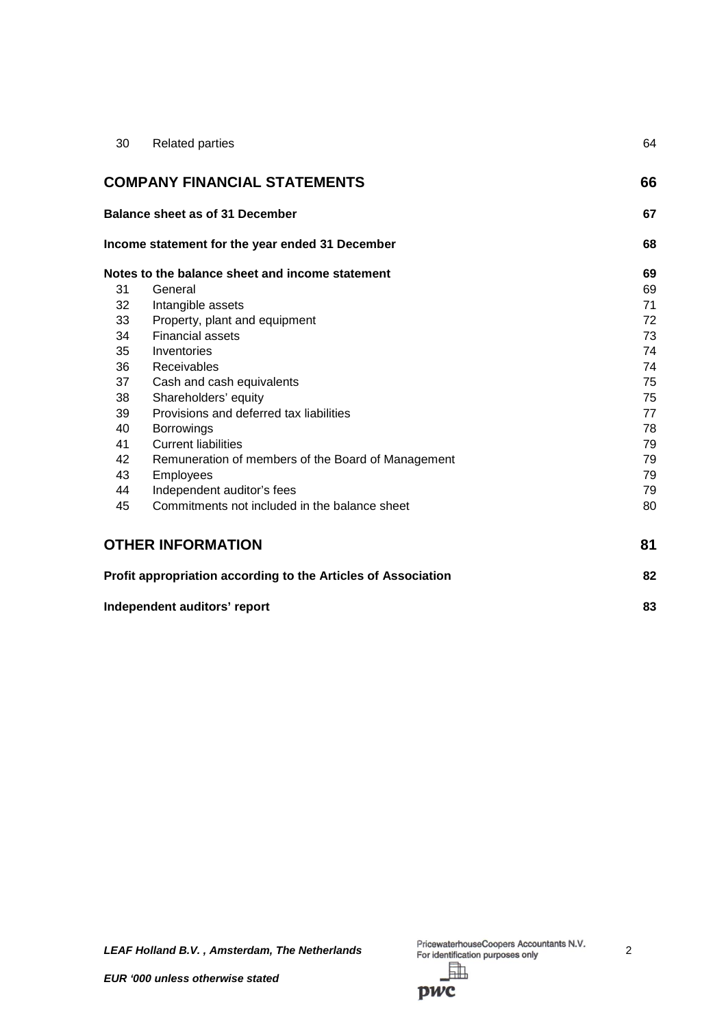| | | |
|---|---|---|
| 30 | Related parties | 64 |

## COMPANY FINANCIAL STATEMENTS 66

**Balance sheet as of 31 December** 67

**Income statement for the year ended 31 December** 68

**Notes to the balance sheet and income statement** 69

| | | |
|---|---|---|
| 31 | General | 69 |
| 32 | Intangible assets | 71 |
| 33 | Property, plant and equipment | 72 |
| 34 | Financial assets | 73 |
| 35 | Inventories | 74 |
| 36 | Receivables | 74 |
| 37 | Cash and cash equivalents | 75 |
| 38 | Shareholders' equity | 75 |
| 39 | Provisions and deferred tax liabilities | 77 |
| 40 | Borrowings | 78 |
| 41 | Current liabilities | 79 |
| 42 | Remuneration of members of the Board of Management | 79 |
| 43 | Employees | 79 |
| 44 | Independent auditor's fees | 79 |
| 45 | Commitments not included in the balance sheet | 80 |

## OTHER INFORMATION 81

**Profit appropriation according to the Articles of Association** 82

**Independent auditors' report** 83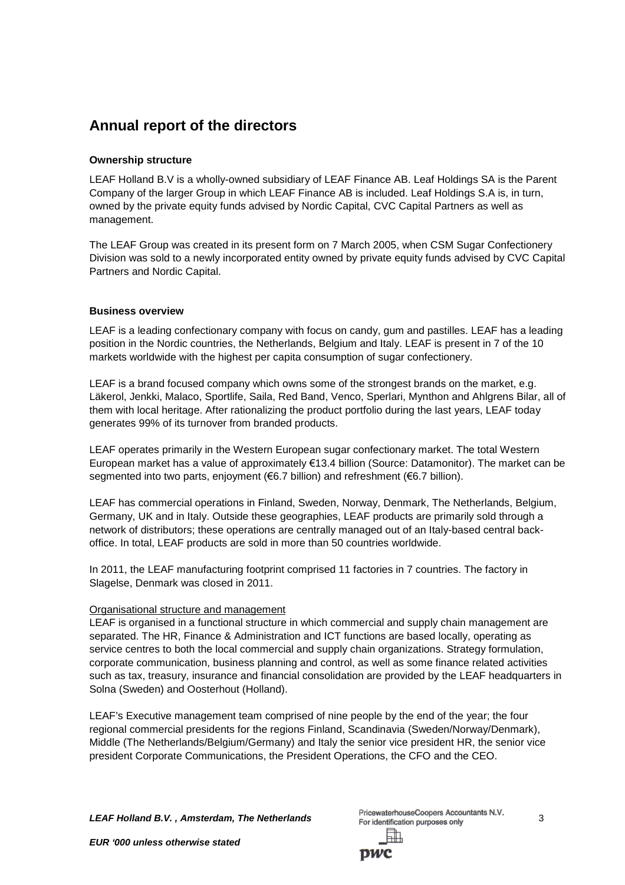# Annual report of the directors

**Ownership structure**

LEAF Holland B.V is a wholly-owned subsidiary of LEAF Finance AB. Leaf Holdings SA is the Parent Company of the larger Group in which LEAF Finance AB is included. Leaf Holdings S.A is, in turn, owned by the private equity funds advised by Nordic Capital, CVC Capital Partners as well as management.

The LEAF Group was created in its present form on 7 March 2005, when CSM Sugar Confectionery Division was sold to a newly incorporated entity owned by private equity funds advised by CVC Capital Partners and Nordic Capital.

**Business overview**

LEAF is a leading confectionary company with focus on candy, gum and pastilles. LEAF has a leading position in the Nordic countries, the Netherlands, Belgium and Italy. LEAF is present in 7 of the 10 markets worldwide with the highest per capita consumption of sugar confectionery.

LEAF is a brand focused company which owns some of the strongest brands on the market, e.g. Läkerol, Jenkki, Malaco, Sportlife, Saila, Red Band, Venco, Sperlari, Mynthon and Ahlgrens Bilar, all of them with local heritage. After rationalizing the product portfolio during the last years, LEAF today generates 99% of its turnover from branded products.

LEAF operates primarily in the Western European sugar confectionary market. The total Western European market has a value of approximately €13.4 billion (Source: Datamonitor). The market can be segmented into two parts, enjoyment (€6.7 billion) and refreshment (€6.7 billion).

LEAF has commercial operations in Finland, Sweden, Norway, Denmark, The Netherlands, Belgium, Germany, UK and in Italy. Outside these geographies, LEAF products are primarily sold through a network of distributors; these operations are centrally managed out of an Italy-based central back-office. In total, LEAF products are sold in more than 50 countries worldwide.

In 2011, the LEAF manufacturing footprint comprised 11 factories in 7 countries. The factory in Slagelse, Denmark was closed in 2011.

Organisational structure and management

LEAF is organised in a functional structure in which commercial and supply chain management are separated. The HR, Finance & Administration and ICT functions are based locally, operating as service centres to both the local commercial and supply chain organizations. Strategy formulation, corporate communication, business planning and control, as well as some finance related activities such as tax, treasury, insurance and financial consolidation are provided by the LEAF headquarters in Solna (Sweden) and Oosterhout (Holland).

LEAF's Executive management team comprised of nine people by the end of the year; the four regional commercial presidents for the regions Finland, Scandinavia (Sweden/Norway/Denmark), Middle (The Netherlands/Belgium/Germany) and Italy the senior vice president HR, the senior vice president Corporate Communications, the President Operations, the CFO and the CEO.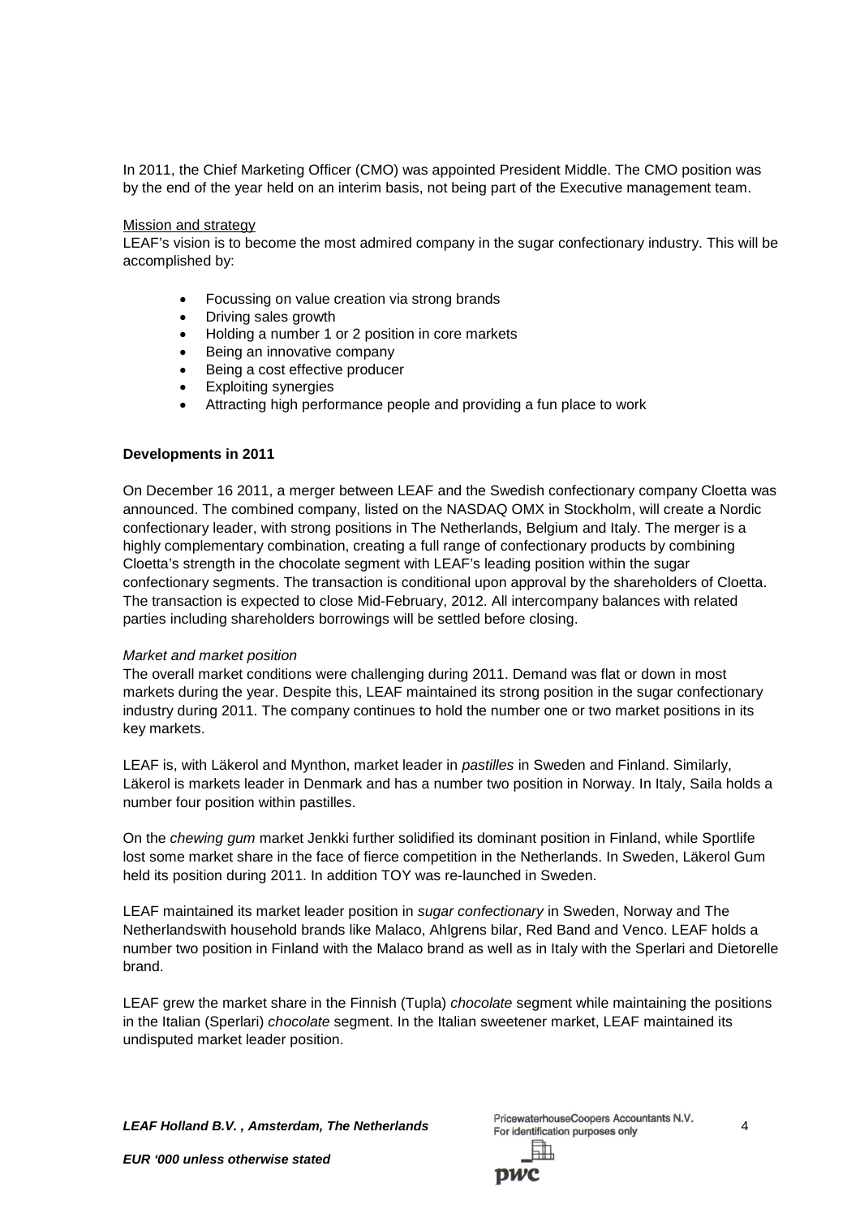In 2011, the Chief Marketing Officer (CMO) was appointed President Middle. The CMO position was by the end of the year held on an interim basis, not being part of the Executive management team.

Mission and strategy

LEAF's vision is to become the most admired company in the sugar confectionary industry. This will be accomplished by:

- Focussing on value creation via strong brands
- Driving sales growth
- Holding a number 1 or 2 position in core markets
- Being an innovative company
- Being a cost effective producer
- Exploiting synergies
- Attracting high performance people and providing a fun place to work

**Developments in 2011**

On December 16 2011, a merger between LEAF and the Swedish confectionary company Cloetta was announced. The combined company, listed on the NASDAQ OMX in Stockholm, will create a Nordic confectionary leader, with strong positions in The Netherlands, Belgium and Italy. The merger is a highly complementary combination, creating a full range of confectionary products by combining Cloetta's strength in the chocolate segment with LEAF's leading position within the sugar confectionary segments. The transaction is conditional upon approval by the shareholders of Cloetta. The transaction is expected to close Mid-February, 2012. All intercompany balances with related parties including shareholders borrowings will be settled before closing.

*Market and market position*

The overall market conditions were challenging during 2011. Demand was flat or down in most markets during the year. Despite this, LEAF maintained its strong position in the sugar confectionary industry during 2011. The company continues to hold the number one or two market positions in its key markets.

LEAF is, with Läkerol and Mynthon, market leader in *pastilles* in Sweden and Finland. Similarly, Läkerol is markets leader in Denmark and has a number two position in Norway. In Italy, Saila holds a number four position within pastilles.

On the *chewing gum* market Jenkki further solidified its dominant position in Finland, while Sportlife lost some market share in the face of fierce competition in the Netherlands. In Sweden, Läkerol Gum held its position during 2011. In addition TOY was re-launched in Sweden.

LEAF maintained its market leader position in *sugar confectionary* in Sweden, Norway and The Netherlandswith household brands like Malaco, Ahlgrens bilar, Red Band and Venco. LEAF holds a number two position in Finland with the Malaco brand as well as in Italy with the Sperlari and Dietorelle brand.

LEAF grew the market share in the Finnish (Tupla) *chocolate* segment while maintaining the positions in the Italian (Sperlari) *chocolate* segment. In the Italian sweetener market, LEAF maintained its undisputed market leader position.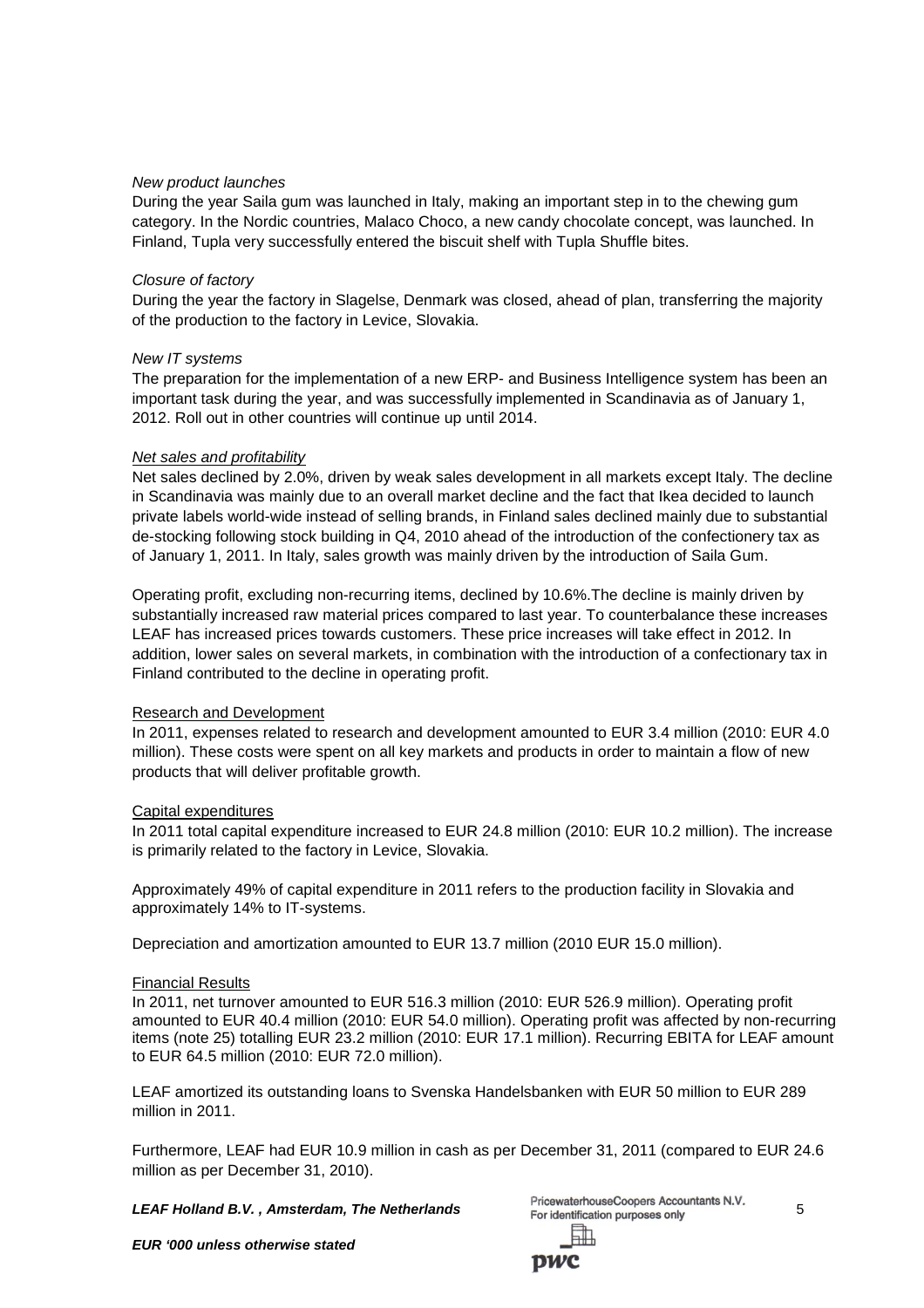*New product launches*

During the year Saila gum was launched in Italy, making an important step in to the chewing gum category. In the Nordic countries, Malaco Choco, a new candy chocolate concept, was launched. In Finland, Tupla very successfully entered the biscuit shelf with Tupla Shuffle bites.

*Closure of factory*

During the year the factory in Slagelse, Denmark was closed, ahead of plan, transferring the majority of the production to the factory in Levice, Slovakia.

*New IT systems*

The preparation for the implementation of a new ERP- and Business Intelligence system has been an important task during the year, and was successfully implemented in Scandinavia as of January 1, 2012. Roll out in other countries will continue up until 2014.

*Net sales and profitability*

Net sales declined by 2.0%, driven by weak sales development in all markets except Italy. The decline in Scandinavia was mainly due to an overall market decline and the fact that Ikea decided to launch private labels world-wide instead of selling brands, in Finland sales declined mainly due to substantial de-stocking following stock building in Q4, 2010 ahead of the introduction of the confectionery tax as of January 1, 2011. In Italy, sales growth was mainly driven by the introduction of Saila Gum.

Operating profit, excluding non-recurring items, declined by 10.6%.The decline is mainly driven by substantially increased raw material prices compared to last year. To counterbalance these increases LEAF has increased prices towards customers. These price increases will take effect in 2012. In addition, lower sales on several markets, in combination with the introduction of a confectionary tax in Finland contributed to the decline in operating profit.

Research and Development

In 2011, expenses related to research and development amounted to EUR 3.4 million (2010: EUR 4.0 million). These costs were spent on all key markets and products in order to maintain a flow of new products that will deliver profitable growth.

Capital expenditures

In 2011 total capital expenditure increased to EUR 24.8 million (2010: EUR 10.2 million). The increase is primarily related to the factory in Levice, Slovakia.

Approximately 49% of capital expenditure in 2011 refers to the production facility in Slovakia and approximately 14% to IT-systems.

Depreciation and amortization amounted to EUR 13.7 million (2010 EUR 15.0 million).

Financial Results

In 2011, net turnover amounted to EUR 516.3 million (2010: EUR 526.9 million). Operating profit amounted to EUR 40.4 million (2010: EUR 54.0 million). Operating profit was affected by non-recurring items (note 25) totalling EUR 23.2 million (2010: EUR 17.1 million). Recurring EBITA for LEAF amount to EUR 64.5 million (2010: EUR 72.0 million).

LEAF amortized its outstanding loans to Svenska Handelsbanken with EUR 50 million to EUR 289 million in 2011.

Furthermore, LEAF had EUR 10.9 million in cash as per December 31, 2011 (compared to EUR 24.6 million as per December 31, 2010).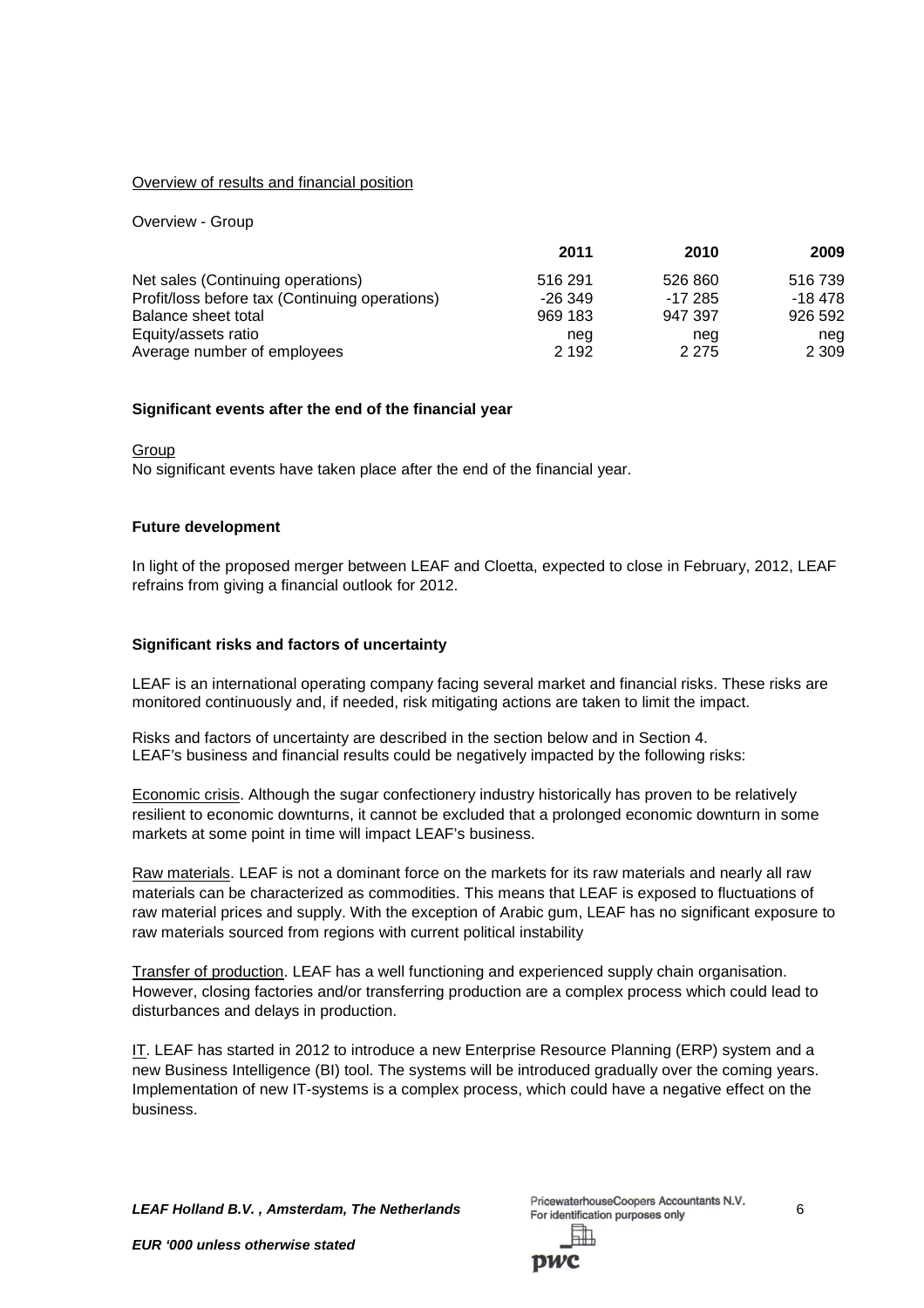Overview of results and financial position

Overview - Group

| | 2011 | 2010 | 2009 |
|---|---|---|---|
| Net sales (Continuing operations) | 516 291 | 526 860 | 516 739 |
| Profit/loss before tax (Continuing operations) | -26 349 | -17 285 | -18 478 |
| Balance sheet total | 969 183 | 947 397 | 926 592 |
| Equity/assets ratio | neg | neg | neg |
| Average number of employees | 2 192 | 2 275 | 2 309 |

**Significant events after the end of the financial year**

Group

No significant events have taken place after the end of the financial year.

**Future development**

In light of the proposed merger between LEAF and Cloetta, expected to close in February, 2012, LEAF refrains from giving a financial outlook for 2012.

**Significant risks and factors of uncertainty**

LEAF is an international operating company facing several market and financial risks. These risks are monitored continuously and, if needed, risk mitigating actions are taken to limit the impact.

Risks and factors of uncertainty are described in the section below and in Section 4.
LEAF's business and financial results could be negatively impacted by the following risks:

Economic crisis. Although the sugar confectionery industry historically has proven to be relatively resilient to economic downturns, it cannot be excluded that a prolonged economic downturn in some markets at some point in time will impact LEAF's business.

Raw materials. LEAF is not a dominant force on the markets for its raw materials and nearly all raw materials can be characterized as commodities. This means that LEAF is exposed to fluctuations of raw material prices and supply. With the exception of Arabic gum, LEAF has no significant exposure to raw materials sourced from regions with current political instability

Transfer of production. LEAF has a well functioning and experienced supply chain organisation. However, closing factories and/or transferring production are a complex process which could lead to disturbances and delays in production.

IT. LEAF has started in 2012 to introduce a new Enterprise Resource Planning (ERP) system and a new Business Intelligence (BI) tool. The systems will be introduced gradually over the coming years. Implementation of new IT-systems is a complex process, which could have a negative effect on the business.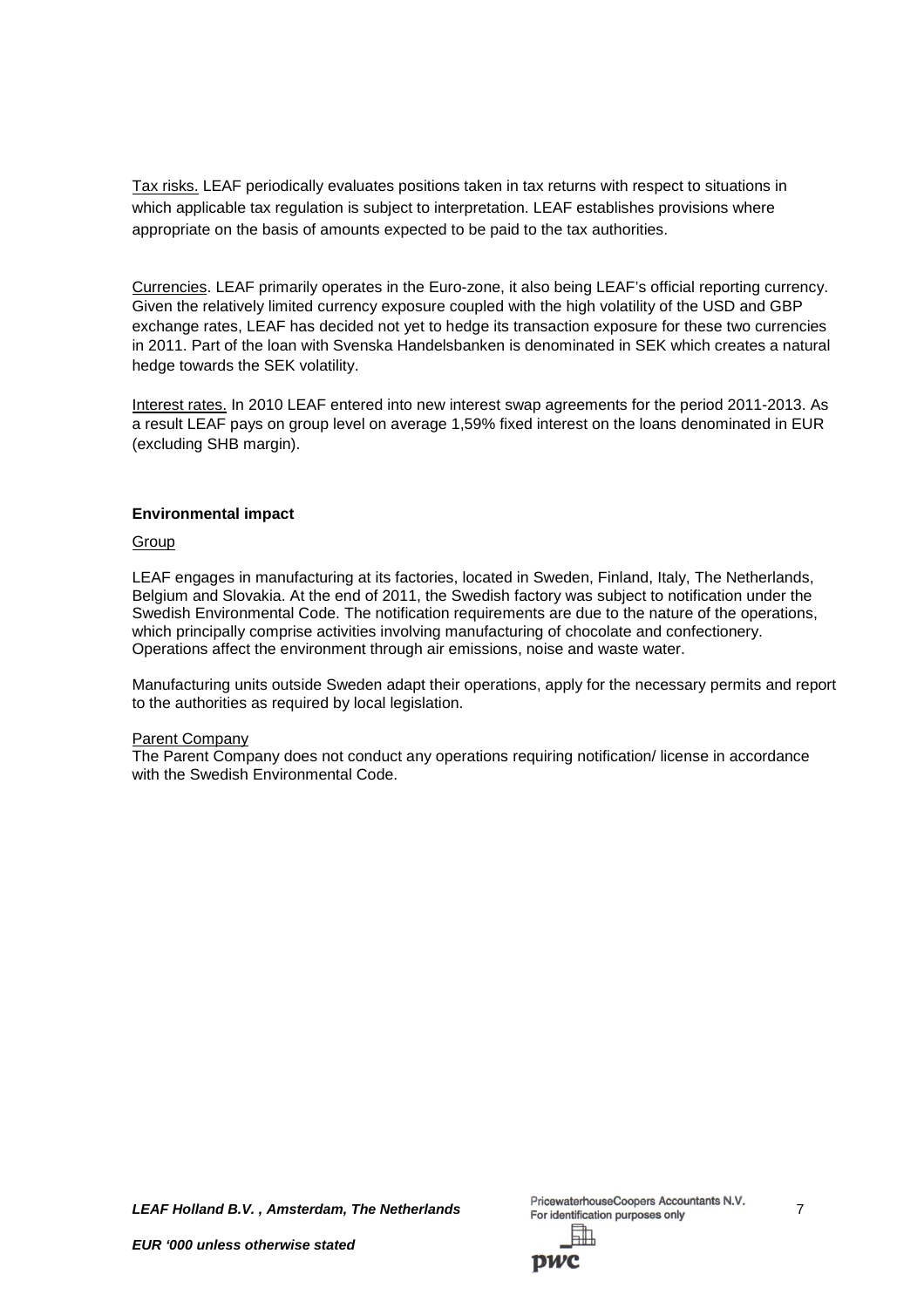Tax risks. LEAF periodically evaluates positions taken in tax returns with respect to situations in which applicable tax regulation is subject to interpretation. LEAF establishes provisions where appropriate on the basis of amounts expected to be paid to the tax authorities.

Currencies. LEAF primarily operates in the Euro-zone, it also being LEAF's official reporting currency. Given the relatively limited currency exposure coupled with the high volatility of the USD and GBP exchange rates, LEAF has decided not yet to hedge its transaction exposure for these two currencies in 2011. Part of the loan with Svenska Handelsbanken is denominated in SEK which creates a natural hedge towards the SEK volatility.

Interest rates. In 2010 LEAF entered into new interest swap agreements for the period 2011-2013. As a result LEAF pays on group level on average 1,59% fixed interest on the loans denominated in EUR (excluding SHB margin).

**Environmental impact**

Group

LEAF engages in manufacturing at its factories, located in Sweden, Finland, Italy, The Netherlands, Belgium and Slovakia. At the end of 2011, the Swedish factory was subject to notification under the Swedish Environmental Code. The notification requirements are due to the nature of the operations, which principally comprise activities involving manufacturing of chocolate and confectionery. Operations affect the environment through air emissions, noise and waste water.

Manufacturing units outside Sweden adapt their operations, apply for the necessary permits and report to the authorities as required by local legislation.

Parent Company

The Parent Company does not conduct any operations requiring notification/ license in accordance with the Swedish Environmental Code.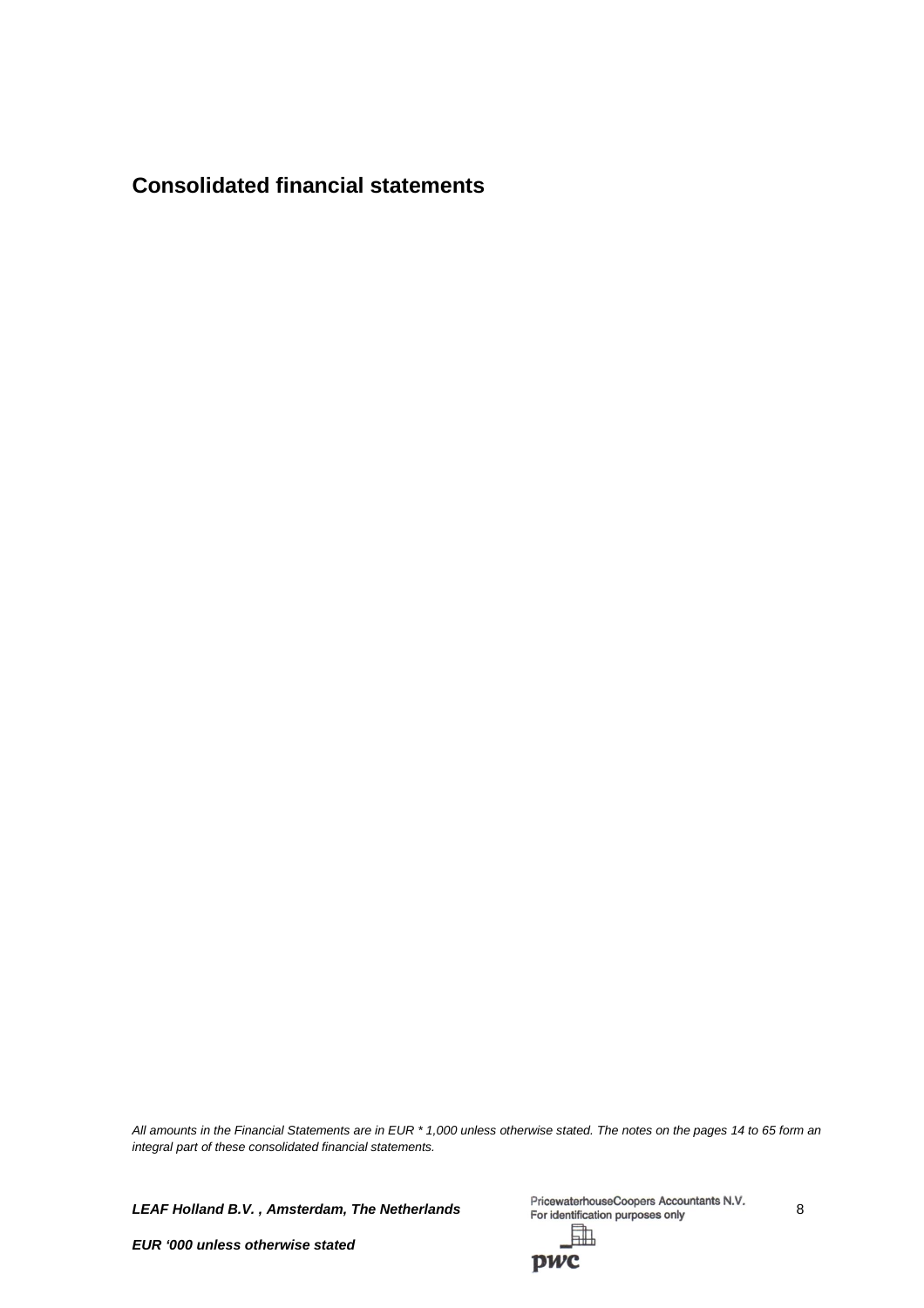# Consolidated financial statements

*All amounts in the Financial Statements are in EUR * 1,000 unless otherwise stated. The notes on the pages 14 to 65 form an integral part of these consolidated financial statements.*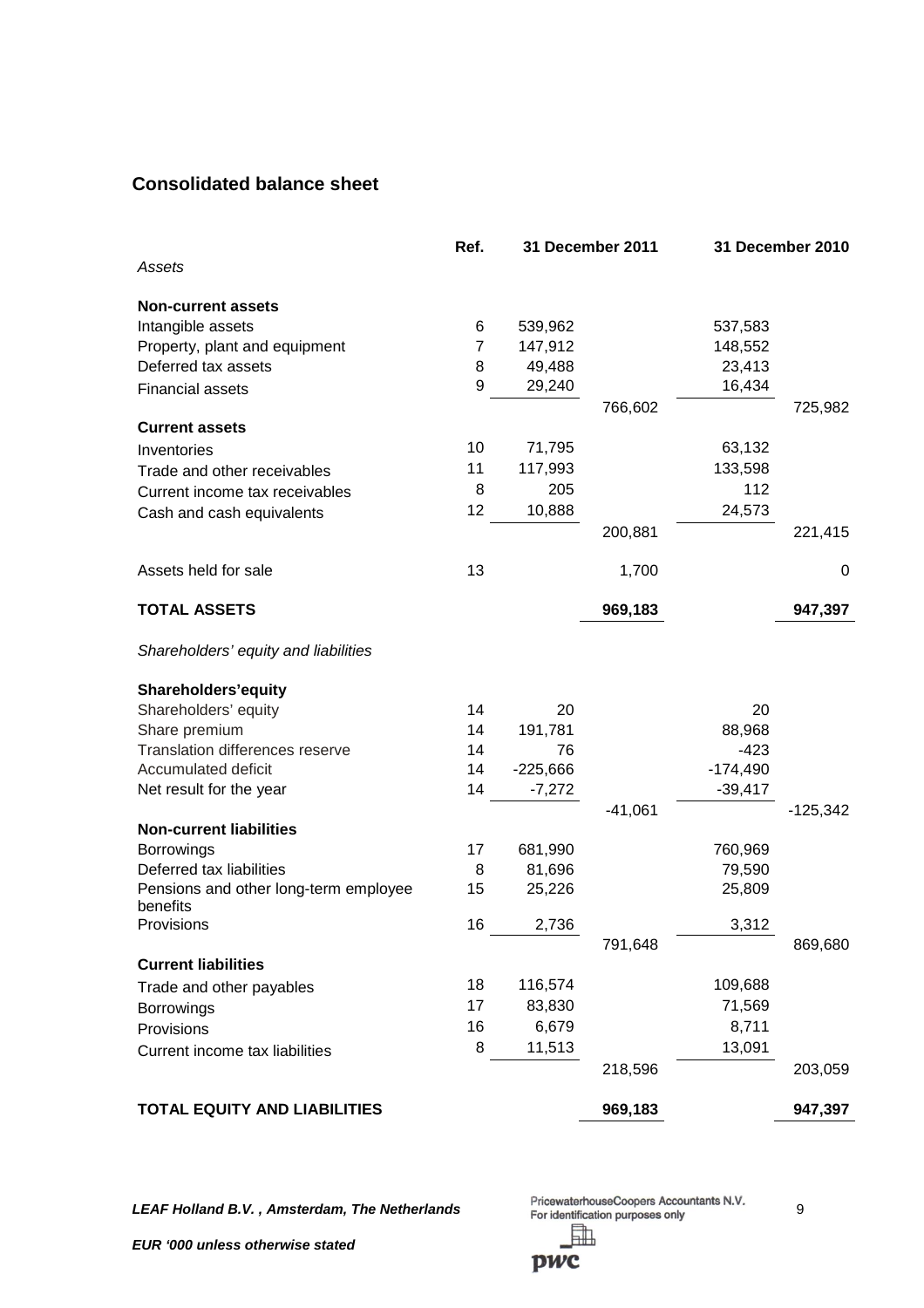## Consolidated balance sheet

| | Ref. | 31 December 2011 | | 31 December 2010 | |
|---|---|---|---|---|---|
| *Assets* | | | | | |
| **Non-current assets** | | | | | |
| Intangible assets | 6 | 539,962 | | 537,583 | |
| Property, plant and equipment | 7 | 147,912 | | 148,552 | |
| Deferred tax assets | 8 | 49,488 | | 23,413 | |
| Financial assets | 9 | 29,240 | | 16,434 | |
| | | | 766,602 | | 725,982 |
| **Current assets** | | | | | |
| Inventories | 10 | 71,795 | | 63,132 | |
| Trade and other receivables | 11 | 117,993 | | 133,598 | |
| Current income tax receivables | 8 | 205 | | 112 | |
| Cash and cash equivalents | 12 | 10,888 | | 24,573 | |
| | | | 200,881 | | 221,415 |
| Assets held for sale | 13 | | 1,700 | | 0 |
| **TOTAL ASSETS** | | | **969,183** | | **947,397** |
| *Shareholders' equity and liabilities* | | | | | |
| **Shareholders'equity** | | | | | |
| Shareholders' equity | 14 | 20 | | 20 | |
| Share premium | 14 | 191,781 | | 88,968 | |
| Translation differences reserve | 14 | 76 | | -423 | |
| Accumulated deficit | 14 | -225,666 | | -174,490 | |
| Net result for the year | 14 | -7,272 | | -39,417 | |
| | | | -41,061 | | -125,342 |
| **Non-current liabilities** | | | | | |
| Borrowings | 17 | 681,990 | | 760,969 | |
| Deferred tax liabilities | 8 | 81,696 | | 79,590 | |
| Pensions and other long-term employee benefits | 15 | 25,226 | | 25,809 | |
| Provisions | 16 | 2,736 | | 3,312 | |
| | | | 791,648 | | 869,680 |
| **Current liabilities** | | | | | |
| Trade and other payables | 18 | 116,574 | | 109,688 | |
| Borrowings | 17 | 83,830 | | 71,569 | |
| Provisions | 16 | 6,679 | | 8,711 | |
| Current income tax liabilities | 8 | 11,513 | | 13,091 | |
| | | | 218,596 | | 203,059 |
| **TOTAL EQUITY AND LIABILITIES** | | | **969,183** | | **947,397** |

***LEAF Holland B.V. , Amsterdam, The Netherlands***

***EUR '000 unless otherwise stated***

PricewaterhouseCoopers Accountants N.V.
For identification purposes only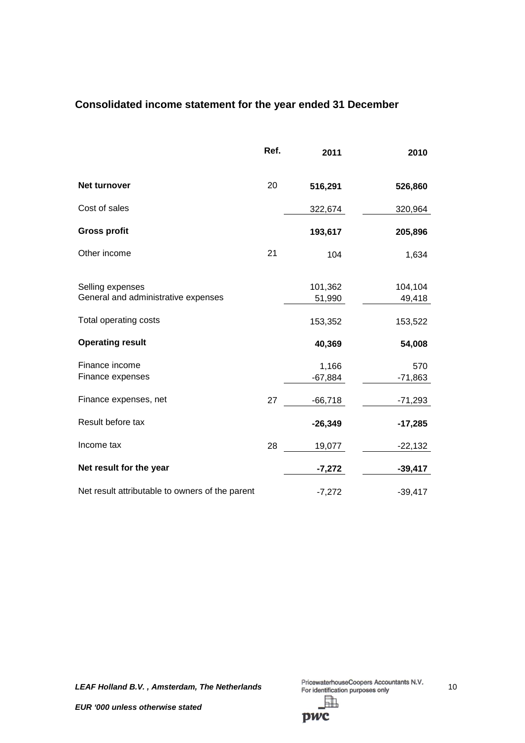## Consolidated income statement for the year ended 31 December

| | Ref. | 2011 | 2010 |
|---|---|---|---|
| **Net turnover** | 20 | **516,291** | **526,860** |
| Cost of sales | | 322,674 | 320,964 |
| **Gross profit** | | **193,617** | **205,896** |
| Other income | 21 | 104 | 1,634 |
| Selling expenses | | 101,362 | 104,104 |
| General and administrative expenses | | 51,990 | 49,418 |
| Total operating costs | | 153,352 | 153,522 |
| **Operating result** | | **40,369** | **54,008** |
| Finance income | | 1,166 | 570 |
| Finance expenses | | -67,884 | -71,863 |
| Finance expenses, net | 27 | -66,718 | -71,293 |
| Result before tax | | **-26,349** | **-17,285** |
| Income tax | 28 | 19,077 | -22,132 |
| **Net result for the year** | | **-7,272** | **-39,417** |
| Net result attributable to owners of the parent | | -7,272 | -39,417 |

*LEAF Holland B.V. , Amsterdam, The Netherlands*

*EUR '000 unless otherwise stated*

PricewaterhouseCoopers Accountants N.V.
For identification purposes only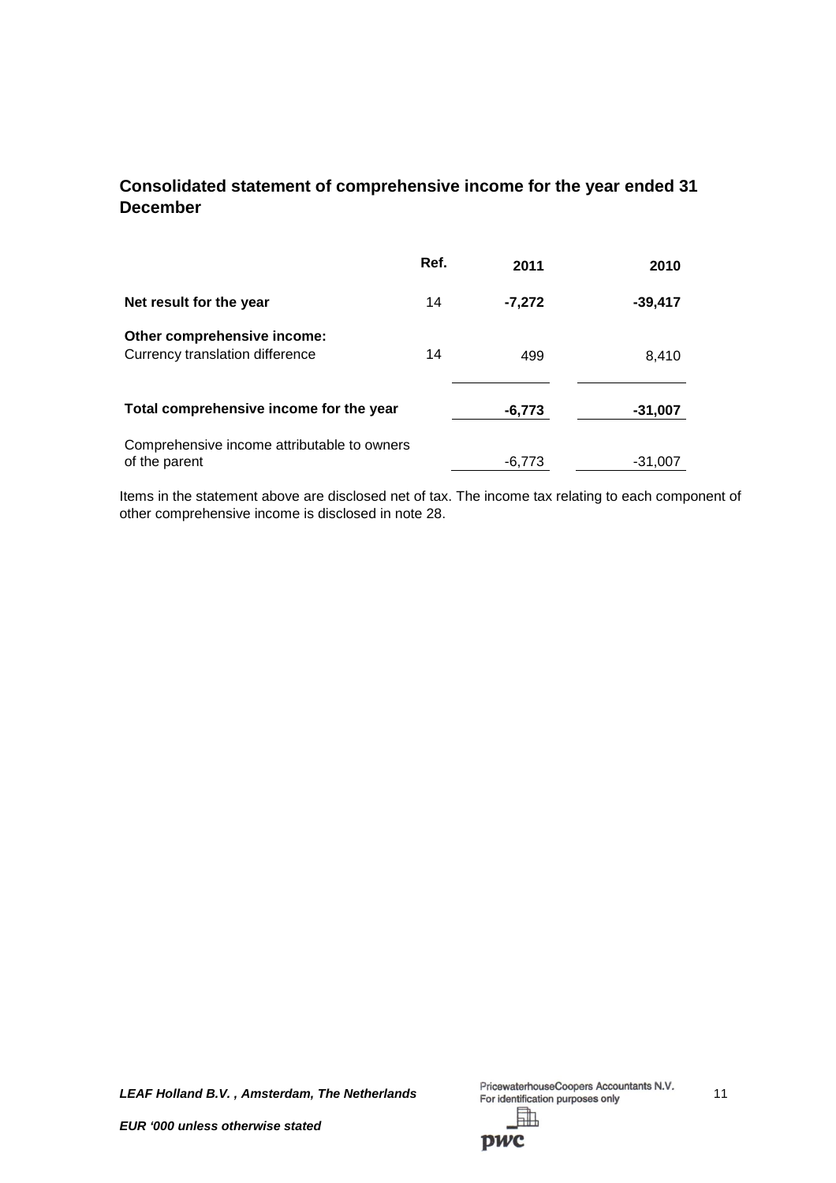## Consolidated statement of comprehensive income for the year ended 31 December

| | Ref. | 2011 | 2010 |
|---|---|---|---|
| **Net result for the year** | 14 | **-7,272** | **-39,417** |
| **Other comprehensive income:** | | | |
| Currency translation difference | 14 | 499 | 8,410 |
| **Total comprehensive income for the year** | | **-6,773** | **-31,007** |
| Comprehensive income attributable to owners of the parent | | -6,773 | -31,007 |

Items in the statement above are disclosed net of tax. The income tax relating to each component of other comprehensive income is disclosed in note 28.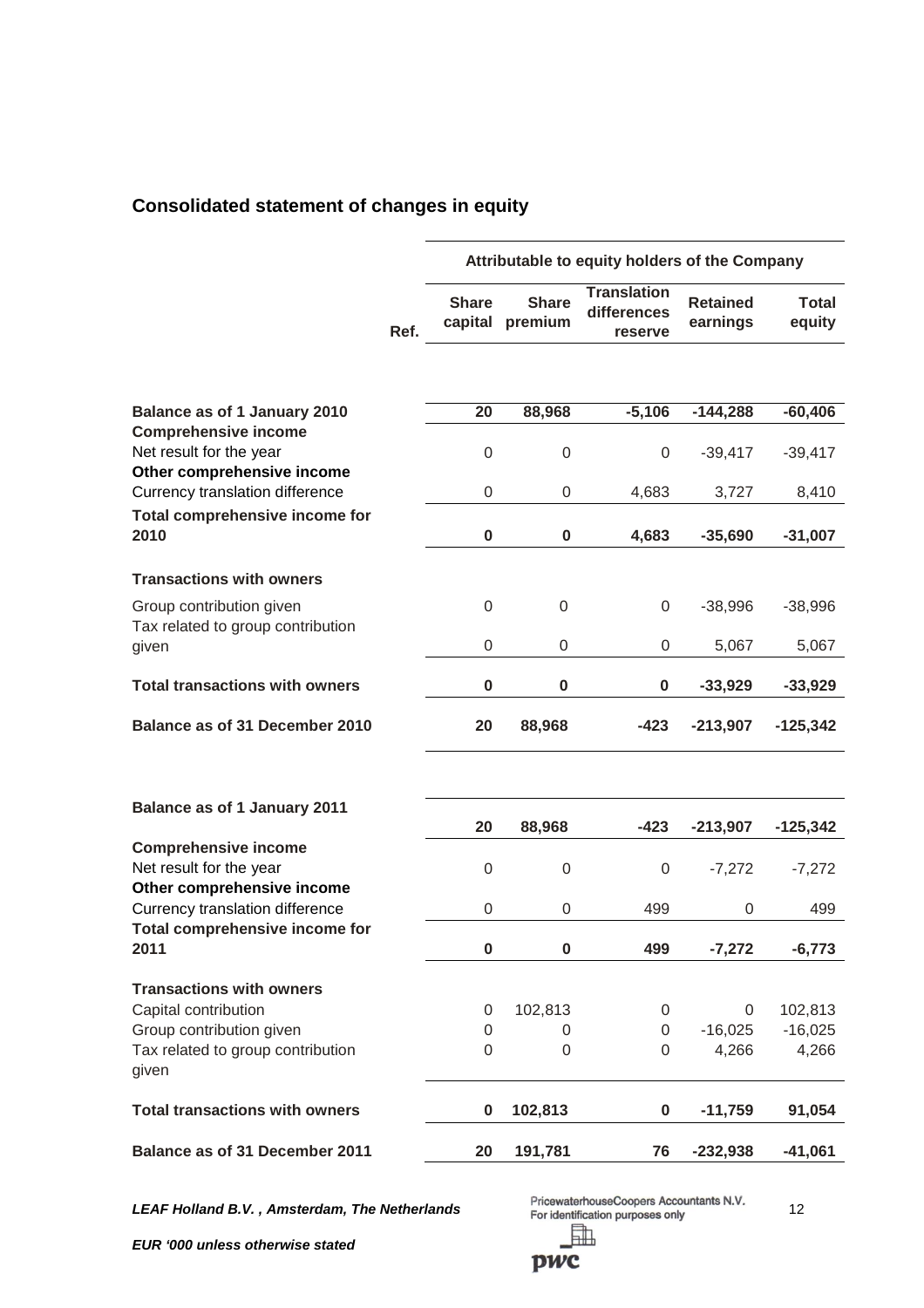## Consolidated statement of changes in equity

| | Ref. | Attributable to equity holders of the Company | | | | |
|---|---|---|---|---|---|---|
| | | Share capital | Share premium | Translation differences reserve | Retained earnings | Total equity |
| **Balance as of 1 January 2010** | | **20** | **88,968** | **-5,106** | **-144,288** | **-60,406** |
| **Comprehensive income** | | | | | | |
| Net result for the year | | 0 | 0 | 0 | -39,417 | -39,417 |
| **Other comprehensive income** | | | | | | |
| Currency translation difference | | 0 | 0 | 4,683 | 3,727 | 8,410 |
| **Total comprehensive income for 2010** | | **0** | **0** | **4,683** | **-35,690** | **-31,007** |
| **Transactions with owners** | | | | | | |
| Group contribution given | | 0 | 0 | 0 | -38,996 | -38,996 |
| Tax related to group contribution given | | 0 | 0 | 0 | 5,067 | 5,067 |
| **Total transactions with owners** | | **0** | **0** | **0** | **-33,929** | **-33,929** |
| **Balance as of 31 December 2010** | | **20** | **88,968** | **-423** | **-213,907** | **-125,342** |
| | | | | | | |
| **Balance as of 1 January 2011** | | **20** | **88,968** | **-423** | **-213,907** | **-125,342** |
| **Comprehensive income** | | | | | | |
| Net result for the year | | 0 | 0 | 0 | -7,272 | -7,272 |
| **Other comprehensive income** | | | | | | |
| Currency translation difference | | 0 | 0 | 499 | 0 | 499 |
| **Total comprehensive income for 2011** | | **0** | **0** | **499** | **-7,272** | **-6,773** |
| **Transactions with owners** | | | | | | |
| Capital contribution | | 0 | 102,813 | 0 | 0 | 102,813 |
| Group contribution given | | 0 | 0 | 0 | -16,025 | -16,025 |
| Tax related to group contribution given | | 0 | 0 | 0 | 4,266 | 4,266 |
| **Total transactions with owners** | | **0** | **102,813** | **0** | **-11,759** | **91,054** |
| **Balance as of 31 December 2011** | | **20** | **191,781** | **76** | **-232,938** | **-41,061** |

***LEAF Holland B.V. , Amsterdam, The Netherlands***

PricewaterhouseCoopers Accountants N.V.
For identification purposes only

***EUR '000 unless otherwise stated***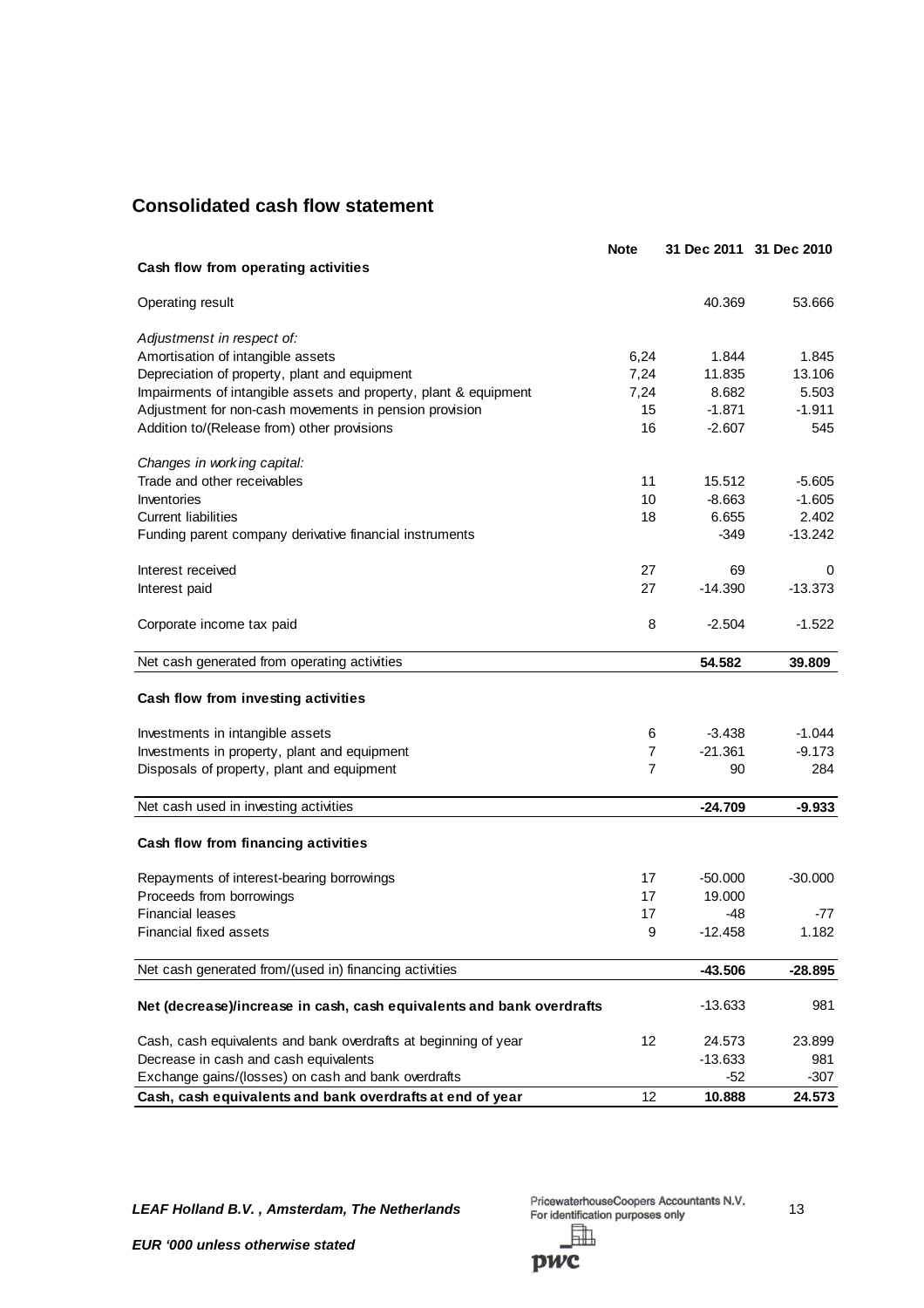## Consolidated cash flow statement

| | Note | 31 Dec 2011 | 31 Dec 2010 |
|---|---|---|---|
| **Cash flow from operating activities** | | | |
| Operating result | | 40.369 | 53.666 |
| *Adjustmenst in respect of:* | | | |
| Amortisation of intangible assets | 6,24 | 1.844 | 1.845 |
| Depreciation of property, plant and equipment | 7,24 | 11.835 | 13.106 |
| Impairments of intangible assets and property, plant & equipment | 7,24 | 8.682 | 5.503 |
| Adjustment for non-cash movements in pension provision | 15 | -1.871 | -1.911 |
| Addition to/(Release from) other provisions | 16 | -2.607 | 545 |
| *Changes in working capital:* | | | |
| Trade and other receivables | 11 | 15.512 | -5.605 |
| Inventories | 10 | -8.663 | -1.605 |
| Current liabilities | 18 | 6.655 | 2.402 |
| Funding parent company derivative financial instruments | | -349 | -13.242 |
| Interest received | 27 | 69 | 0 |
| Interest paid | 27 | -14.390 | -13.373 |
| Corporate income tax paid | 8 | -2.504 | -1.522 |
| Net cash generated from operating activities | | **54.582** | **39.809** |
| **Cash flow from investing activities** | | | |
| Investments in intangible assets | 6 | -3.438 | -1.044 |
| Investments in property, plant and equipment | 7 | -21.361 | -9.173 |
| Disposals of property, plant and equipment | 7 | 90 | 284 |
| Net cash used in investing activities | | **-24.709** | **-9.933** |
| **Cash flow from financing activities** | | | |
| Repayments of interest-bearing borrowings | 17 | -50.000 | -30.000 |
| Proceeds from borrowings | 17 | 19.000 | |
| Financial leases | 17 | -48 | -77 |
| Financial fixed assets | 9 | -12.458 | 1.182 |
| Net cash generated from/(used in) financing activities | | **-43.506** | **-28.895** |
| **Net (decrease)/increase in cash, cash equivalents and bank overdrafts** | | -13.633 | 981 |
| Cash, cash equivalents and bank overdrafts at beginning of year | 12 | 24.573 | 23.899 |
| Decrease in cash and cash equivalents | | -13.633 | 981 |
| Exchange gains/(losses) on cash and bank overdrafts | | -52 | -307 |
| **Cash, cash equivalents and bank overdrafts at end of year** | 12 | **10.888** | **24.573** |

***LEAF Holland B.V. , Amsterdam, The Netherlands***

PricewaterhouseCoopers Accountants N.V.
For identification purposes only

***EUR '000 unless otherwise stated***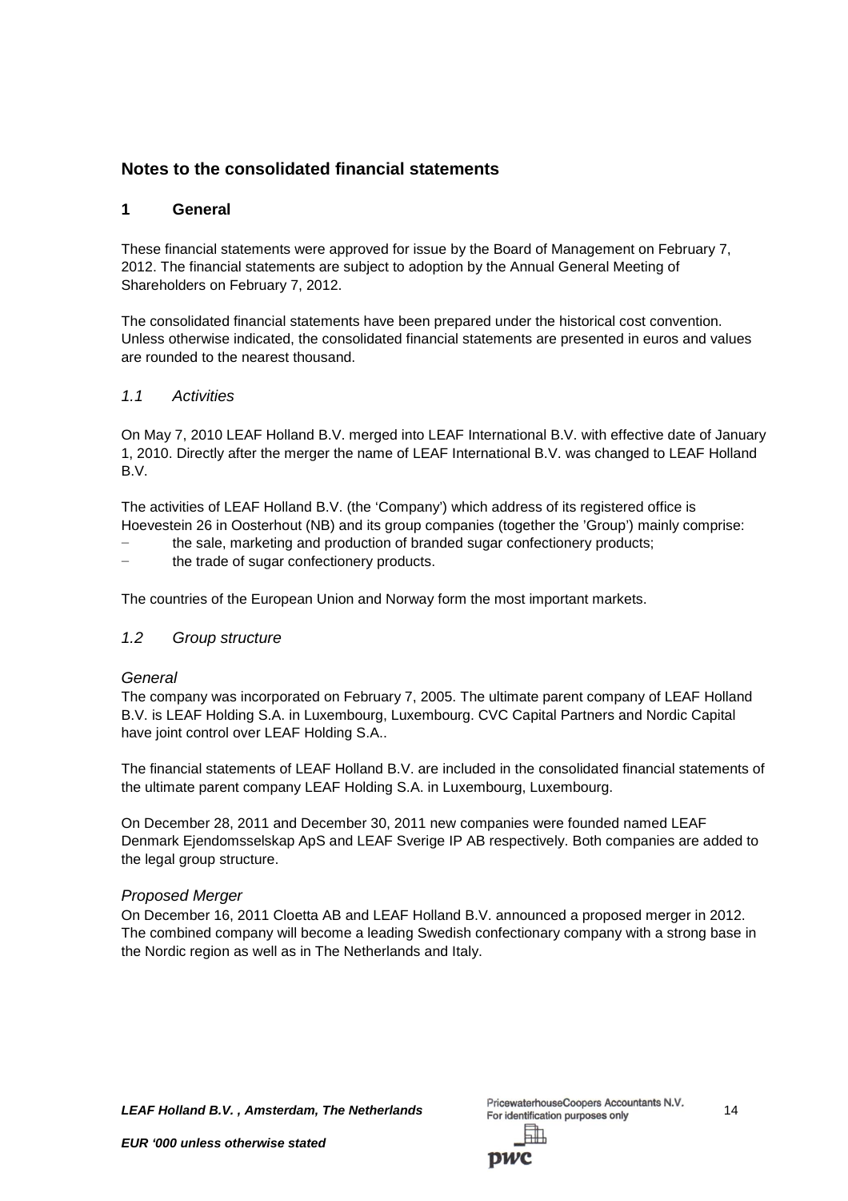## Notes to the consolidated financial statements

### 1 General

These financial statements were approved for issue by the Board of Management on February 7, 2012. The financial statements are subject to adoption by the Annual General Meeting of Shareholders on February 7, 2012.

The consolidated financial statements have been prepared under the historical cost convention. Unless otherwise indicated, the consolidated financial statements are presented in euros and values are rounded to the nearest thousand.

#### *1.1 Activities*

On May 7, 2010 LEAF Holland B.V. merged into LEAF International B.V. with effective date of January 1, 2010. Directly after the merger the name of LEAF International B.V. was changed to LEAF Holland B.V.

The activities of LEAF Holland B.V. (the 'Company') which address of its registered office is Hoevestein 26 in Oosterhout (NB) and its group companies (together the 'Group') mainly comprise:

- the sale, marketing and production of branded sugar confectionery products;
- the trade of sugar confectionery products.

The countries of the European Union and Norway form the most important markets.

#### *1.2 Group structure*

*General*

The company was incorporated on February 7, 2005. The ultimate parent company of LEAF Holland B.V. is LEAF Holding S.A. in Luxembourg, Luxembourg. CVC Capital Partners and Nordic Capital have joint control over LEAF Holding S.A..

The financial statements of LEAF Holland B.V. are included in the consolidated financial statements of the ultimate parent company LEAF Holding S.A. in Luxembourg, Luxembourg.

On December 28, 2011 and December 30, 2011 new companies were founded named LEAF Denmark Ejendomsselskap ApS and LEAF Sverige IP AB respectively. Both companies are added to the legal group structure.

*Proposed Merger*

On December 16, 2011 Cloetta AB and LEAF Holland B.V. announced a proposed merger in 2012. The combined company will become a leading Swedish confectionary company with a strong base in the Nordic region as well as in The Netherlands and Italy.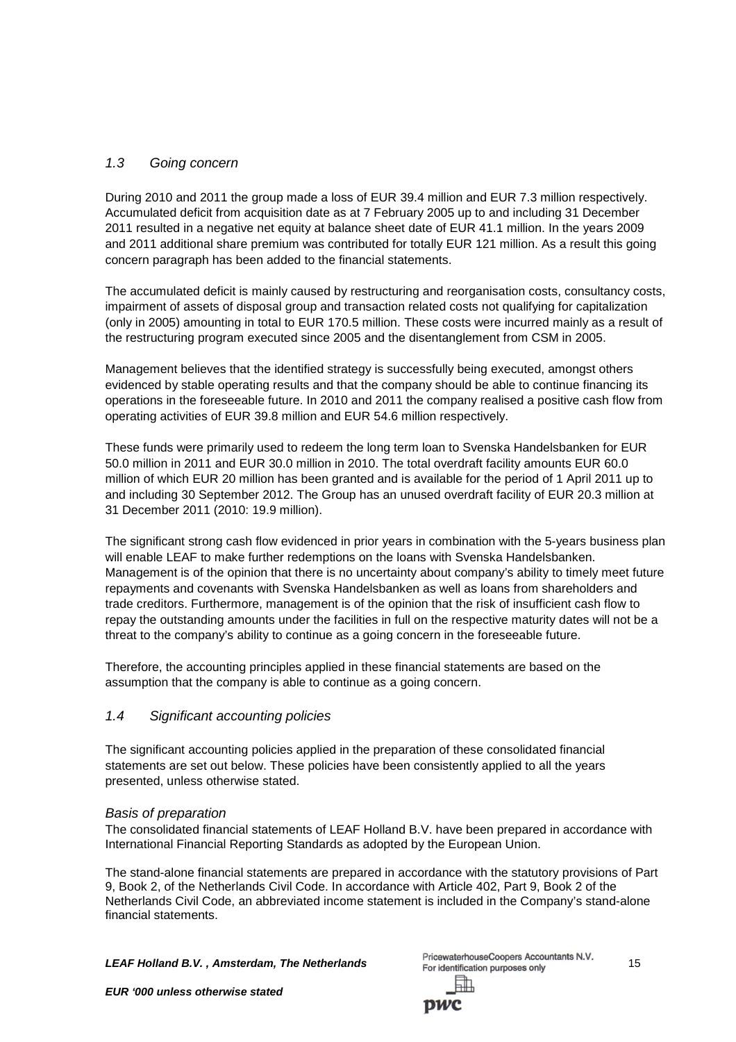### *1.3 Going concern*

During 2010 and 2011 the group made a loss of EUR 39.4 million and EUR 7.3 million respectively. Accumulated deficit from acquisition date as at 7 February 2005 up to and including 31 December 2011 resulted in a negative net equity at balance sheet date of EUR 41.1 million. In the years 2009 and 2011 additional share premium was contributed for totally EUR 121 million. As a result this going concern paragraph has been added to the financial statements.

The accumulated deficit is mainly caused by restructuring and reorganisation costs, consultancy costs, impairment of assets of disposal group and transaction related costs not qualifying for capitalization (only in 2005) amounting in total to EUR 170.5 million. These costs were incurred mainly as a result of the restructuring program executed since 2005 and the disentanglement from CSM in 2005.

Management believes that the identified strategy is successfully being executed, amongst others evidenced by stable operating results and that the company should be able to continue financing its operations in the foreseeable future. In 2010 and 2011 the company realised a positive cash flow from operating activities of EUR 39.8 million and EUR 54.6 million respectively.

These funds were primarily used to redeem the long term loan to Svenska Handelsbanken for EUR 50.0 million in 2011 and EUR 30.0 million in 2010. The total overdraft facility amounts EUR 60.0 million of which EUR 20 million has been granted and is available for the period of 1 April 2011 up to and including 30 September 2012. The Group has an unused overdraft facility of EUR 20.3 million at 31 December 2011 (2010: 19.9 million).

The significant strong cash flow evidenced in prior years in combination with the 5-years business plan will enable LEAF to make further redemptions on the loans with Svenska Handelsbanken. Management is of the opinion that there is no uncertainty about company's ability to timely meet future repayments and covenants with Svenska Handelsbanken as well as loans from shareholders and trade creditors. Furthermore, management is of the opinion that the risk of insufficient cash flow to repay the outstanding amounts under the facilities in full on the respective maturity dates will not be a threat to the company's ability to continue as a going concern in the foreseeable future.

Therefore, the accounting principles applied in these financial statements are based on the assumption that the company is able to continue as a going concern.

### *1.4 Significant accounting policies*

The significant accounting policies applied in the preparation of these consolidated financial statements are set out below. These policies have been consistently applied to all the years presented, unless otherwise stated.

*Basis of preparation*

The consolidated financial statements of LEAF Holland B.V. have been prepared in accordance with International Financial Reporting Standards as adopted by the European Union.

The stand-alone financial statements are prepared in accordance with the statutory provisions of Part 9, Book 2, of the Netherlands Civil Code. In accordance with Article 402, Part 9, Book 2 of the Netherlands Civil Code, an abbreviated income statement is included in the Company's stand-alone financial statements.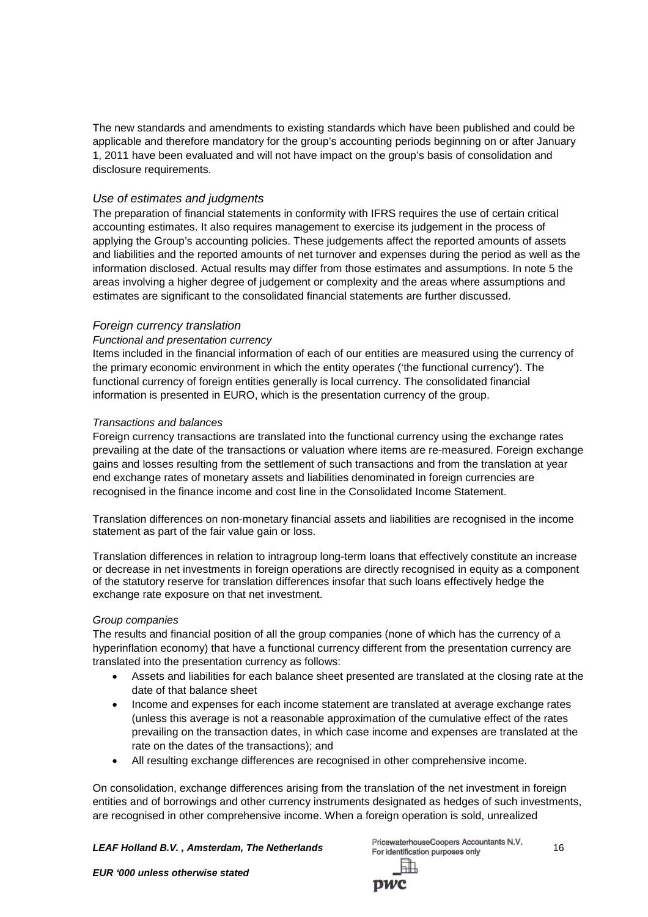The new standards and amendments to existing standards which have been published and could be applicable and therefore mandatory for the group's accounting periods beginning on or after January 1, 2011 have been evaluated and will not have impact on the group's basis of consolidation and disclosure requirements.

### *Use of estimates and judgments*

The preparation of financial statements in conformity with IFRS requires the use of certain critical accounting estimates. It also requires management to exercise its judgement in the process of applying the Group's accounting policies. These judgements affect the reported amounts of assets and liabilities and the reported amounts of net turnover and expenses during the period as well as the information disclosed. Actual results may differ from those estimates and assumptions. In note 5 the areas involving a higher degree of judgement or complexity and the areas where assumptions and estimates are significant to the consolidated financial statements are further discussed.

### *Foreign currency translation*

*Functional and presentation currency*

Items included in the financial information of each of our entities are measured using the currency of the primary economic environment in which the entity operates ('the functional currency'). The functional currency of foreign entities generally is local currency. The consolidated financial information is presented in EURO, which is the presentation currency of the group.

*Transactions and balances*

Foreign currency transactions are translated into the functional currency using the exchange rates prevailing at the date of the transactions or valuation where items are re-measured. Foreign exchange gains and losses resulting from the settlement of such transactions and from the translation at year end exchange rates of monetary assets and liabilities denominated in foreign currencies are recognised in the finance income and cost line in the Consolidated Income Statement.

Translation differences on non-monetary financial assets and liabilities are recognised in the income statement as part of the fair value gain or loss.

Translation differences in relation to intragroup long-term loans that effectively constitute an increase or decrease in net investments in foreign operations are directly recognised in equity as a component of the statutory reserve for translation differences insofar that such loans effectively hedge the exchange rate exposure on that net investment.

*Group companies*

The results and financial position of all the group companies (none of which has the currency of a hyperinflation economy) that have a functional currency different from the presentation currency are translated into the presentation currency as follows:

- Assets and liabilities for each balance sheet presented are translated at the closing rate at the date of that balance sheet
- Income and expenses for each income statement are translated at average exchange rates (unless this average is not a reasonable approximation of the cumulative effect of the rates prevailing on the transaction dates, in which case income and expenses are translated at the rate on the dates of the transactions); and
- All resulting exchange differences are recognised in other comprehensive income.

On consolidation, exchange differences arising from the translation of the net investment in foreign entities and of borrowings and other currency instruments designated as hedges of such investments, are recognised in other comprehensive income. When a foreign operation is sold, unrealized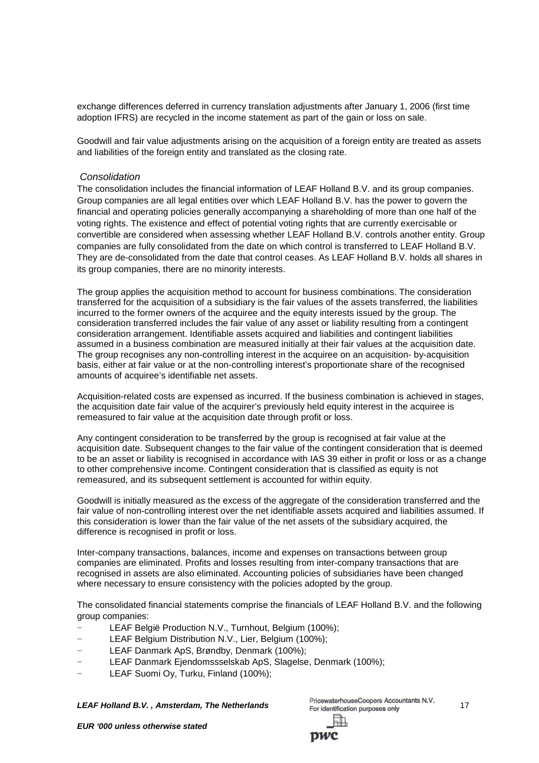exchange differences deferred in currency translation adjustments after January 1, 2006 (first time adoption IFRS) are recycled in the income statement as part of the gain or loss on sale.

Goodwill and fair value adjustments arising on the acquisition of a foreign entity are treated as assets and liabilities of the foreign entity and translated as the closing rate.

*Consolidation*

The consolidation includes the financial information of LEAF Holland B.V. and its group companies. Group companies are all legal entities over which LEAF Holland B.V. has the power to govern the financial and operating policies generally accompanying a shareholding of more than one half of the voting rights. The existence and effect of potential voting rights that are currently exercisable or convertible are considered when assessing whether LEAF Holland B.V. controls another entity. Group companies are fully consolidated from the date on which control is transferred to LEAF Holland B.V. They are de-consolidated from the date that control ceases. As LEAF Holland B.V. holds all shares in its group companies, there are no minority interests.

The group applies the acquisition method to account for business combinations. The consideration transferred for the acquisition of a subsidiary is the fair values of the assets transferred, the liabilities incurred to the former owners of the acquiree and the equity interests issued by the group. The consideration transferred includes the fair value of any asset or liability resulting from a contingent consideration arrangement. Identifiable assets acquired and liabilities and contingent liabilities assumed in a business combination are measured initially at their fair values at the acquisition date. The group recognises any non-controlling interest in the acquiree on an acquisition- by-acquisition basis, either at fair value or at the non-controlling interest's proportionate share of the recognised amounts of acquiree's identifiable net assets.

Acquisition-related costs are expensed as incurred. If the business combination is achieved in stages, the acquisition date fair value of the acquirer's previously held equity interest in the acquiree is remeasured to fair value at the acquisition date through profit or loss.

Any contingent consideration to be transferred by the group is recognised at fair value at the acquisition date. Subsequent changes to the fair value of the contingent consideration that is deemed to be an asset or liability is recognised in accordance with IAS 39 either in profit or loss or as a change to other comprehensive income. Contingent consideration that is classified as equity is not remeasured, and its subsequent settlement is accounted for within equity.

Goodwill is initially measured as the excess of the aggregate of the consideration transferred and the fair value of non-controlling interest over the net identifiable assets acquired and liabilities assumed. If this consideration is lower than the fair value of the net assets of the subsidiary acquired, the difference is recognised in profit or loss.

Inter-company transactions, balances, income and expenses on transactions between group companies are eliminated. Profits and losses resulting from inter-company transactions that are recognised in assets are also eliminated. Accounting policies of subsidiaries have been changed where necessary to ensure consistency with the policies adopted by the group.

The consolidated financial statements comprise the financials of LEAF Holland B.V. and the following group companies:

- LEAF België Production N.V., Turnhout, Belgium (100%);
- LEAF Belgium Distribution N.V., Lier, Belgium (100%);
- LEAF Danmark ApS, Brøndby, Denmark (100%);
- LEAF Danmark Ejendomssselskab ApS, Slagelse, Denmark (100%);
- LEAF Suomi Oy, Turku, Finland (100%);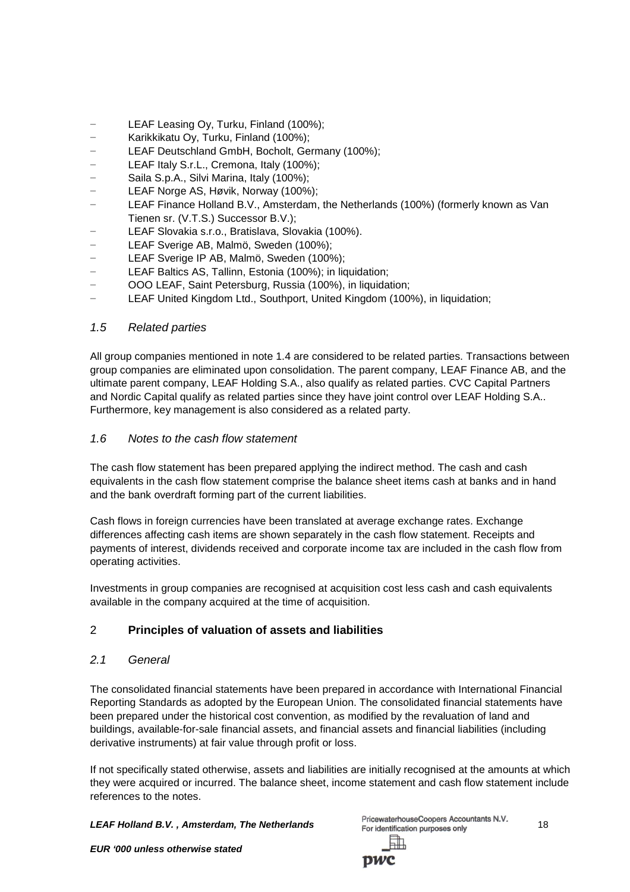- LEAF Leasing Oy, Turku, Finland (100%);
- Karikkikatu Oy, Turku, Finland (100%);
- LEAF Deutschland GmbH, Bocholt, Germany (100%);
- LEAF Italy S.r.L., Cremona, Italy (100%);
- Saila S.p.A., Silvi Marina, Italy (100%);
- LEAF Norge AS, Høvik, Norway (100%);
- LEAF Finance Holland B.V., Amsterdam, the Netherlands (100%) (formerly known as Van Tienen sr. (V.T.S.) Successor B.V.);
- LEAF Slovakia s.r.o., Bratislava, Slovakia (100%).
- LEAF Sverige AB, Malmö, Sweden (100%);
- LEAF Sverige IP AB, Malmö, Sweden (100%);
- LEAF Baltics AS, Tallinn, Estonia (100%); in liquidation;
- OOO LEAF, Saint Petersburg, Russia (100%), in liquidation;
- LEAF United Kingdom Ltd., Southport, United Kingdom (100%), in liquidation;

### *1.5 Related parties*

All group companies mentioned in note 1.4 are considered to be related parties. Transactions between group companies are eliminated upon consolidation. The parent company, LEAF Finance AB, and the ultimate parent company, LEAF Holding S.A., also qualify as related parties. CVC Capital Partners and Nordic Capital qualify as related parties since they have joint control over LEAF Holding S.A.. Furthermore, key management is also considered as a related party.

### *1.6 Notes to the cash flow statement*

The cash flow statement has been prepared applying the indirect method. The cash and cash equivalents in the cash flow statement comprise the balance sheet items cash at banks and in hand and the bank overdraft forming part of the current liabilities.

Cash flows in foreign currencies have been translated at average exchange rates. Exchange differences affecting cash items are shown separately in the cash flow statement. Receipts and payments of interest, dividends received and corporate income tax are included in the cash flow from operating activities.

Investments in group companies are recognised at acquisition cost less cash and cash equivalents available in the company acquired at the time of acquisition.

## 2 **Principles of valuation of assets and liabilities**

### *2.1 General*

The consolidated financial statements have been prepared in accordance with International Financial Reporting Standards as adopted by the European Union. The consolidated financial statements have been prepared under the historical cost convention, as modified by the revaluation of land and buildings, available-for-sale financial assets, and financial assets and financial liabilities (including derivative instruments) at fair value through profit or loss.

If not specifically stated otherwise, assets and liabilities are initially recognised at the amounts at which they were acquired or incurred. The balance sheet, income statement and cash flow statement include references to the notes.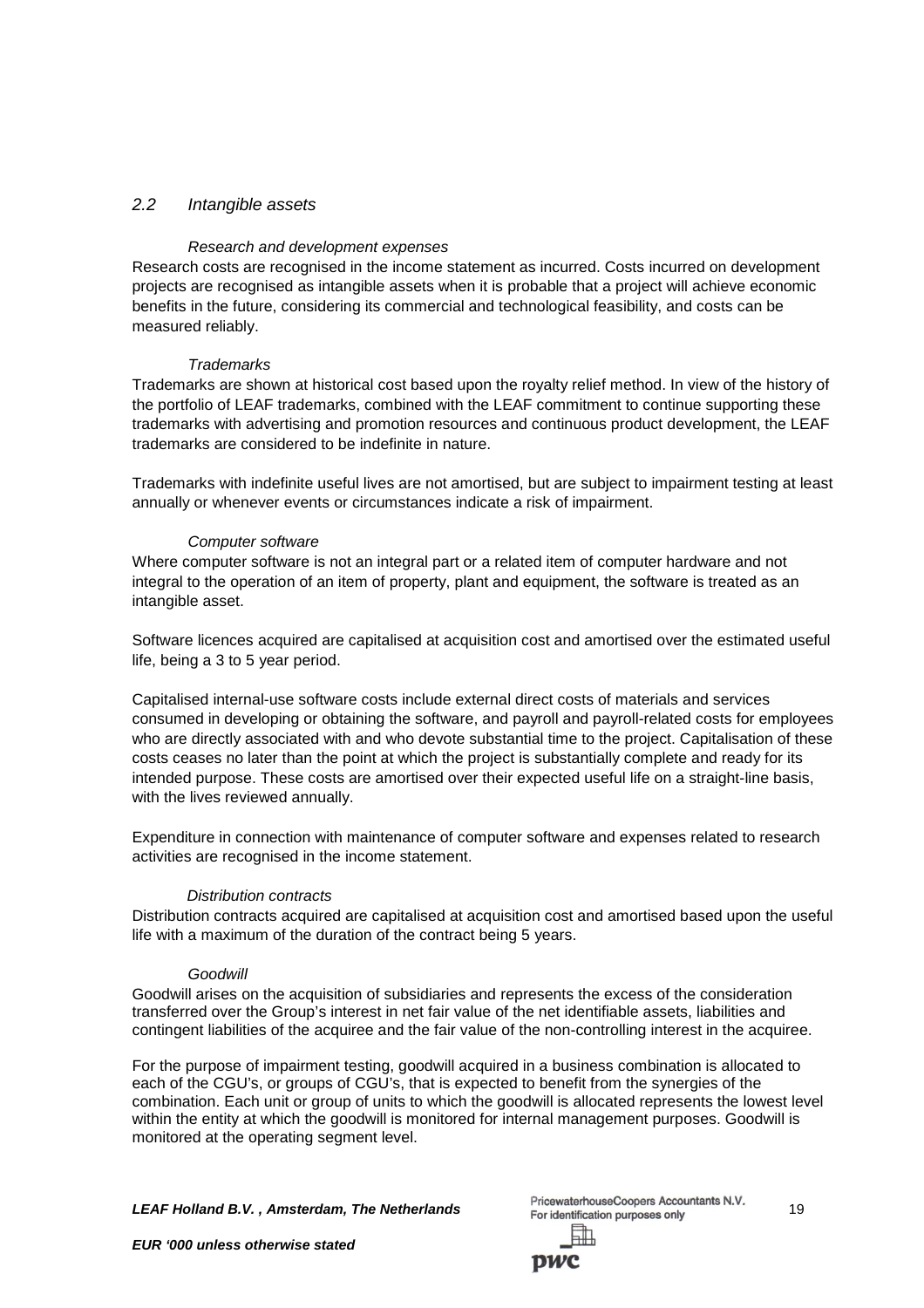## *2.2 Intangible assets*

*Research and development expenses*

Research costs are recognised in the income statement as incurred. Costs incurred on development projects are recognised as intangible assets when it is probable that a project will achieve economic benefits in the future, considering its commercial and technological feasibility, and costs can be measured reliably.

*Trademarks*

Trademarks are shown at historical cost based upon the royalty relief method. In view of the history of the portfolio of LEAF trademarks, combined with the LEAF commitment to continue supporting these trademarks with advertising and promotion resources and continuous product development, the LEAF trademarks are considered to be indefinite in nature.

Trademarks with indefinite useful lives are not amortised, but are subject to impairment testing at least annually or whenever events or circumstances indicate a risk of impairment.

*Computer software*

Where computer software is not an integral part or a related item of computer hardware and not integral to the operation of an item of property, plant and equipment, the software is treated as an intangible asset.

Software licences acquired are capitalised at acquisition cost and amortised over the estimated useful life, being a 3 to 5 year period.

Capitalised internal-use software costs include external direct costs of materials and services consumed in developing or obtaining the software, and payroll and payroll-related costs for employees who are directly associated with and who devote substantial time to the project. Capitalisation of these costs ceases no later than the point at which the project is substantially complete and ready for its intended purpose. These costs are amortised over their expected useful life on a straight-line basis, with the lives reviewed annually.

Expenditure in connection with maintenance of computer software and expenses related to research activities are recognised in the income statement.

*Distribution contracts*

Distribution contracts acquired are capitalised at acquisition cost and amortised based upon the useful life with a maximum of the duration of the contract being 5 years.

*Goodwill*

Goodwill arises on the acquisition of subsidiaries and represents the excess of the consideration transferred over the Group's interest in net fair value of the net identifiable assets, liabilities and contingent liabilities of the acquiree and the fair value of the non-controlling interest in the acquiree.

For the purpose of impairment testing, goodwill acquired in a business combination is allocated to each of the CGU's, or groups of CGU's, that is expected to benefit from the synergies of the combination. Each unit or group of units to which the goodwill is allocated represents the lowest level within the entity at which the goodwill is monitored for internal management purposes. Goodwill is monitored at the operating segment level.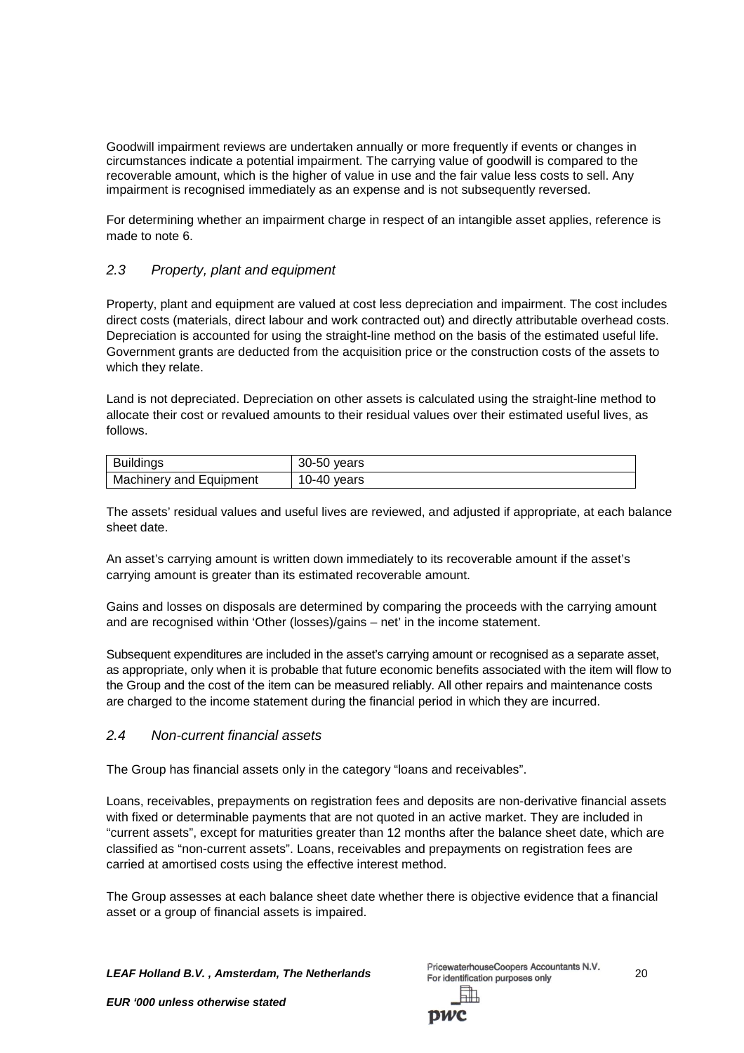Goodwill impairment reviews are undertaken annually or more frequently if events or changes in circumstances indicate a potential impairment. The carrying value of goodwill is compared to the recoverable amount, which is the higher of value in use and the fair value less costs to sell. Any impairment is recognised immediately as an expense and is not subsequently reversed.

For determining whether an impairment charge in respect of an intangible asset applies, reference is made to note 6.

### *2.3 Property, plant and equipment*

Property, plant and equipment are valued at cost less depreciation and impairment. The cost includes direct costs (materials, direct labour and work contracted out) and directly attributable overhead costs. Depreciation is accounted for using the straight-line method on the basis of the estimated useful life. Government grants are deducted from the acquisition price or the construction costs of the assets to which they relate.

Land is not depreciated. Depreciation on other assets is calculated using the straight-line method to allocate their cost or revalued amounts to their residual values over their estimated useful lives, as follows.

| Buildings | 30-50 years |
|---|---|
| Machinery and Equipment | 10-40 years |

The assets' residual values and useful lives are reviewed, and adjusted if appropriate, at each balance sheet date.

An asset's carrying amount is written down immediately to its recoverable amount if the asset's carrying amount is greater than its estimated recoverable amount.

Gains and losses on disposals are determined by comparing the proceeds with the carrying amount and are recognised within 'Other (losses)/gains – net' in the income statement.

Subsequent expenditures are included in the asset's carrying amount or recognised as a separate asset, as appropriate, only when it is probable that future economic benefits associated with the item will flow to the Group and the cost of the item can be measured reliably. All other repairs and maintenance costs are charged to the income statement during the financial period in which they are incurred.

### *2.4 Non-current financial assets*

The Group has financial assets only in the category "loans and receivables".

Loans, receivables, prepayments on registration fees and deposits are non-derivative financial assets with fixed or determinable payments that are not quoted in an active market. They are included in "current assets", except for maturities greater than 12 months after the balance sheet date, which are classified as "non-current assets". Loans, receivables and prepayments on registration fees are carried at amortised costs using the effective interest method.

The Group assesses at each balance sheet date whether there is objective evidence that a financial asset or a group of financial assets is impaired.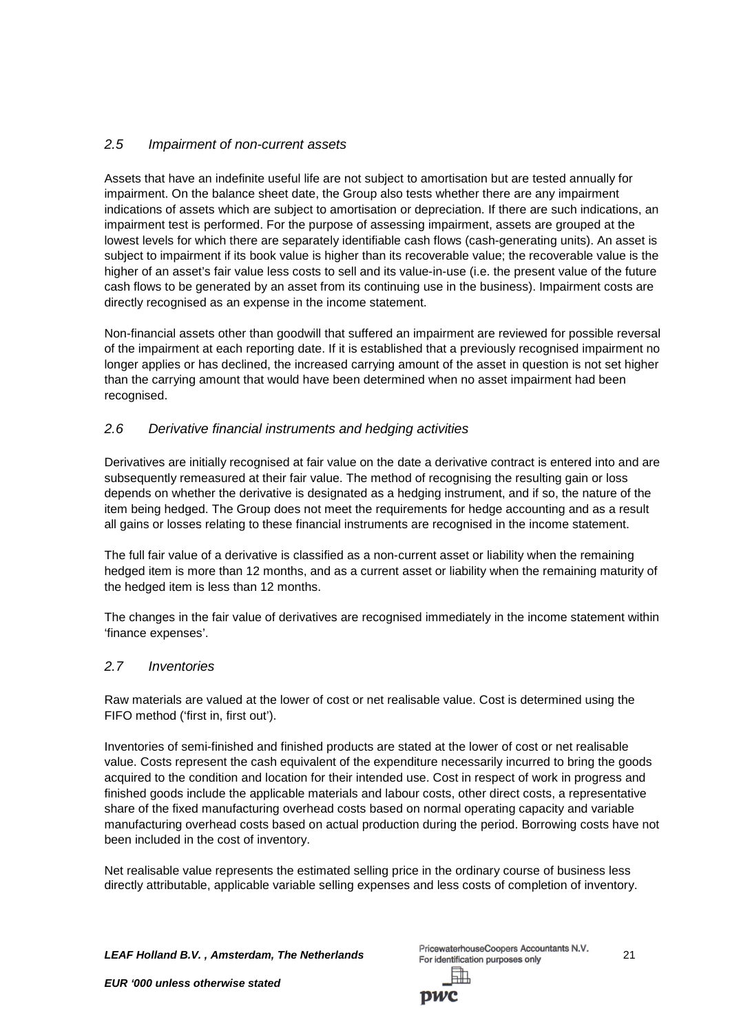### *2.5 Impairment of non-current assets*

Assets that have an indefinite useful life are not subject to amortisation but are tested annually for impairment. On the balance sheet date, the Group also tests whether there are any impairment indications of assets which are subject to amortisation or depreciation. If there are such indications, an impairment test is performed. For the purpose of assessing impairment, assets are grouped at the lowest levels for which there are separately identifiable cash flows (cash-generating units). An asset is subject to impairment if its book value is higher than its recoverable value; the recoverable value is the higher of an asset's fair value less costs to sell and its value-in-use (i.e. the present value of the future cash flows to be generated by an asset from its continuing use in the business). Impairment costs are directly recognised as an expense in the income statement.

Non-financial assets other than goodwill that suffered an impairment are reviewed for possible reversal of the impairment at each reporting date. If it is established that a previously recognised impairment no longer applies or has declined, the increased carrying amount of the asset in question is not set higher than the carrying amount that would have been determined when no asset impairment had been recognised.

### *2.6 Derivative financial instruments and hedging activities*

Derivatives are initially recognised at fair value on the date a derivative contract is entered into and are subsequently remeasured at their fair value. The method of recognising the resulting gain or loss depends on whether the derivative is designated as a hedging instrument, and if so, the nature of the item being hedged. The Group does not meet the requirements for hedge accounting and as a result all gains or losses relating to these financial instruments are recognised in the income statement.

The full fair value of a derivative is classified as a non-current asset or liability when the remaining hedged item is more than 12 months, and as a current asset or liability when the remaining maturity of the hedged item is less than 12 months.

The changes in the fair value of derivatives are recognised immediately in the income statement within 'finance expenses'.

### *2.7 Inventories*

Raw materials are valued at the lower of cost or net realisable value. Cost is determined using the FIFO method ('first in, first out').

Inventories of semi-finished and finished products are stated at the lower of cost or net realisable value. Costs represent the cash equivalent of the expenditure necessarily incurred to bring the goods acquired to the condition and location for their intended use. Cost in respect of work in progress and finished goods include the applicable materials and labour costs, other direct costs, a representative share of the fixed manufacturing overhead costs based on normal operating capacity and variable manufacturing overhead costs based on actual production during the period. Borrowing costs have not been included in the cost of inventory.

Net realisable value represents the estimated selling price in the ordinary course of business less directly attributable, applicable variable selling expenses and less costs of completion of inventory.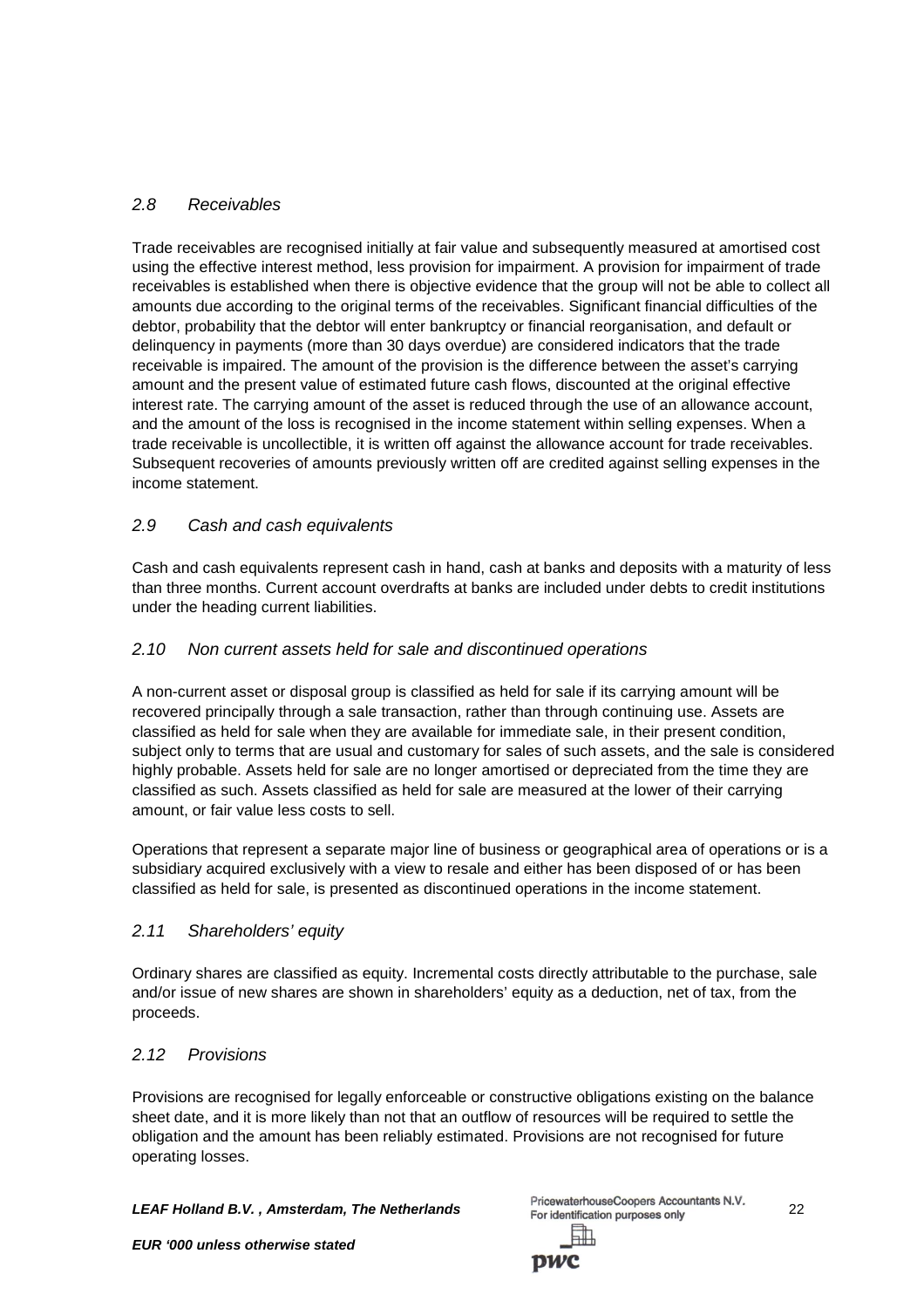### *2.8 Receivables*

Trade receivables are recognised initially at fair value and subsequently measured at amortised cost using the effective interest method, less provision for impairment. A provision for impairment of trade receivables is established when there is objective evidence that the group will not be able to collect all amounts due according to the original terms of the receivables. Significant financial difficulties of the debtor, probability that the debtor will enter bankruptcy or financial reorganisation, and default or delinquency in payments (more than 30 days overdue) are considered indicators that the trade receivable is impaired. The amount of the provision is the difference between the asset's carrying amount and the present value of estimated future cash flows, discounted at the original effective interest rate. The carrying amount of the asset is reduced through the use of an allowance account, and the amount of the loss is recognised in the income statement within selling expenses. When a trade receivable is uncollectible, it is written off against the allowance account for trade receivables. Subsequent recoveries of amounts previously written off are credited against selling expenses in the income statement.

### *2.9 Cash and cash equivalents*

Cash and cash equivalents represent cash in hand, cash at banks and deposits with a maturity of less than three months. Current account overdrafts at banks are included under debts to credit institutions under the heading current liabilities.

### *2.10 Non current assets held for sale and discontinued operations*

A non-current asset or disposal group is classified as held for sale if its carrying amount will be recovered principally through a sale transaction, rather than through continuing use. Assets are classified as held for sale when they are available for immediate sale, in their present condition, subject only to terms that are usual and customary for sales of such assets, and the sale is considered highly probable. Assets held for sale are no longer amortised or depreciated from the time they are classified as such. Assets classified as held for sale are measured at the lower of their carrying amount, or fair value less costs to sell.

Operations that represent a separate major line of business or geographical area of operations or is a subsidiary acquired exclusively with a view to resale and either has been disposed of or has been classified as held for sale, is presented as discontinued operations in the income statement.

### *2.11 Shareholders' equity*

Ordinary shares are classified as equity. Incremental costs directly attributable to the purchase, sale and/or issue of new shares are shown in shareholders' equity as a deduction, net of tax, from the proceeds.

### *2.12 Provisions*

Provisions are recognised for legally enforceable or constructive obligations existing on the balance sheet date, and it is more likely than not that an outflow of resources will be required to settle the obligation and the amount has been reliably estimated. Provisions are not recognised for future operating losses.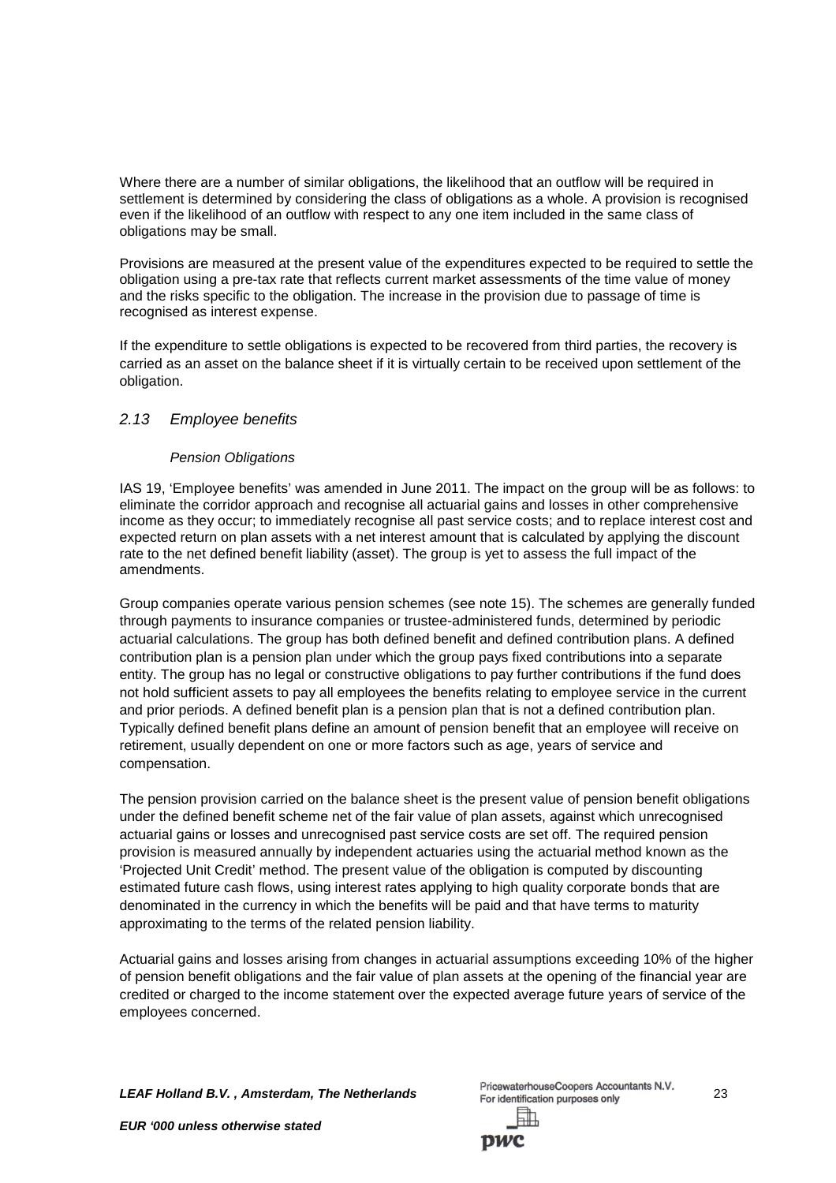Where there are a number of similar obligations, the likelihood that an outflow will be required in settlement is determined by considering the class of obligations as a whole. A provision is recognised even if the likelihood of an outflow with respect to any one item included in the same class of obligations may be small.

Provisions are measured at the present value of the expenditures expected to be required to settle the obligation using a pre-tax rate that reflects current market assessments of the time value of money and the risks specific to the obligation. The increase in the provision due to passage of time is recognised as interest expense.

If the expenditure to settle obligations is expected to be recovered from third parties, the recovery is carried as an asset on the balance sheet if it is virtually certain to be received upon settlement of the obligation.

## *2.13 Employee benefits*

*Pension Obligations*

IAS 19, 'Employee benefits' was amended in June 2011. The impact on the group will be as follows: to eliminate the corridor approach and recognise all actuarial gains and losses in other comprehensive income as they occur; to immediately recognise all past service costs; and to replace interest cost and expected return on plan assets with a net interest amount that is calculated by applying the discount rate to the net defined benefit liability (asset). The group is yet to assess the full impact of the amendments.

Group companies operate various pension schemes (see note 15). The schemes are generally funded through payments to insurance companies or trustee-administered funds, determined by periodic actuarial calculations. The group has both defined benefit and defined contribution plans. A defined contribution plan is a pension plan under which the group pays fixed contributions into a separate entity. The group has no legal or constructive obligations to pay further contributions if the fund does not hold sufficient assets to pay all employees the benefits relating to employee service in the current and prior periods. A defined benefit plan is a pension plan that is not a defined contribution plan. Typically defined benefit plans define an amount of pension benefit that an employee will receive on retirement, usually dependent on one or more factors such as age, years of service and compensation.

The pension provision carried on the balance sheet is the present value of pension benefit obligations under the defined benefit scheme net of the fair value of plan assets, against which unrecognised actuarial gains or losses and unrecognised past service costs are set off. The required pension provision is measured annually by independent actuaries using the actuarial method known as the 'Projected Unit Credit' method. The present value of the obligation is computed by discounting estimated future cash flows, using interest rates applying to high quality corporate bonds that are denominated in the currency in which the benefits will be paid and that have terms to maturity approximating to the terms of the related pension liability.

Actuarial gains and losses arising from changes in actuarial assumptions exceeding 10% of the higher of pension benefit obligations and the fair value of plan assets at the opening of the financial year are credited or charged to the income statement over the expected average future years of service of the employees concerned.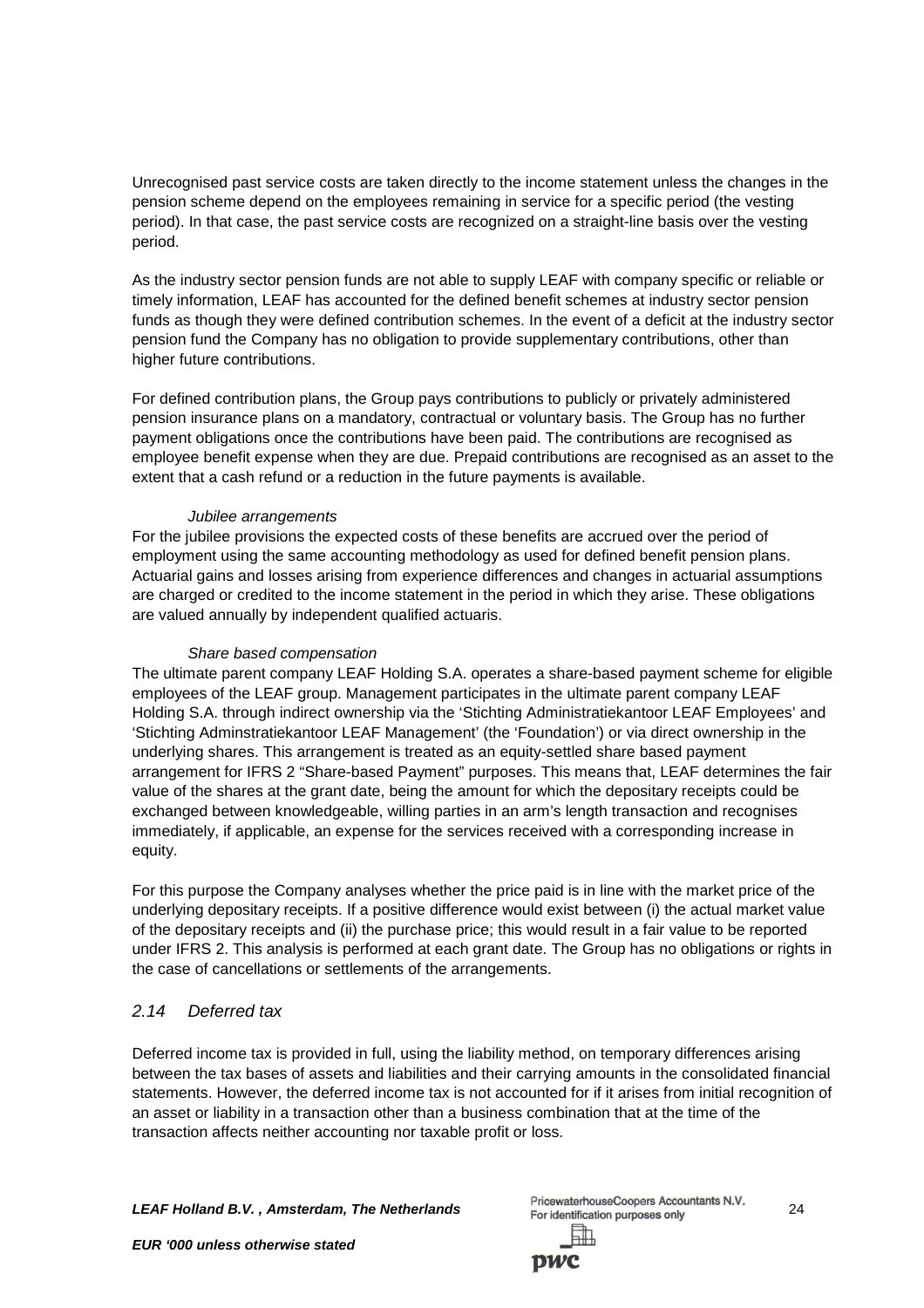Unrecognised past service costs are taken directly to the income statement unless the changes in the pension scheme depend on the employees remaining in service for a specific period (the vesting period). In that case, the past service costs are recognized on a straight-line basis over the vesting period.

As the industry sector pension funds are not able to supply LEAF with company specific or reliable or timely information, LEAF has accounted for the defined benefit schemes at industry sector pension funds as though they were defined contribution schemes. In the event of a deficit at the industry sector pension fund the Company has no obligation to provide supplementary contributions, other than higher future contributions.

For defined contribution plans, the Group pays contributions to publicly or privately administered pension insurance plans on a mandatory, contractual or voluntary basis. The Group has no further payment obligations once the contributions have been paid. The contributions are recognised as employee benefit expense when they are due. Prepaid contributions are recognised as an asset to the extent that a cash refund or a reduction in the future payments is available.

*Jubilee arrangements*

For the jubilee provisions the expected costs of these benefits are accrued over the period of employment using the same accounting methodology as used for defined benefit pension plans. Actuarial gains and losses arising from experience differences and changes in actuarial assumptions are charged or credited to the income statement in the period in which they arise. These obligations are valued annually by independent qualified actuaris.

*Share based compensation*

The ultimate parent company LEAF Holding S.A. operates a share-based payment scheme for eligible employees of the LEAF group. Management participates in the ultimate parent company LEAF Holding S.A. through indirect ownership via the 'Stichting Administratiekantoor LEAF Employees' and 'Stichting Adminstratiekantoor LEAF Management' (the 'Foundation') or via direct ownership in the underlying shares. This arrangement is treated as an equity-settled share based payment arrangement for IFRS 2 "Share-based Payment" purposes. This means that, LEAF determines the fair value of the shares at the grant date, being the amount for which the depositary receipts could be exchanged between knowledgeable, willing parties in an arm's length transaction and recognises immediately, if applicable, an expense for the services received with a corresponding increase in equity.

For this purpose the Company analyses whether the price paid is in line with the market price of the underlying depositary receipts. If a positive difference would exist between (i) the actual market value of the depositary receipts and (ii) the purchase price; this would result in a fair value to be reported under IFRS 2. This analysis is performed at each grant date. The Group has no obligations or rights in the case of cancellations or settlements of the arrangements.

## *2.14 Deferred tax*

Deferred income tax is provided in full, using the liability method, on temporary differences arising between the tax bases of assets and liabilities and their carrying amounts in the consolidated financial statements. However, the deferred income tax is not accounted for if it arises from initial recognition of an asset or liability in a transaction other than a business combination that at the time of the transaction affects neither accounting nor taxable profit or loss.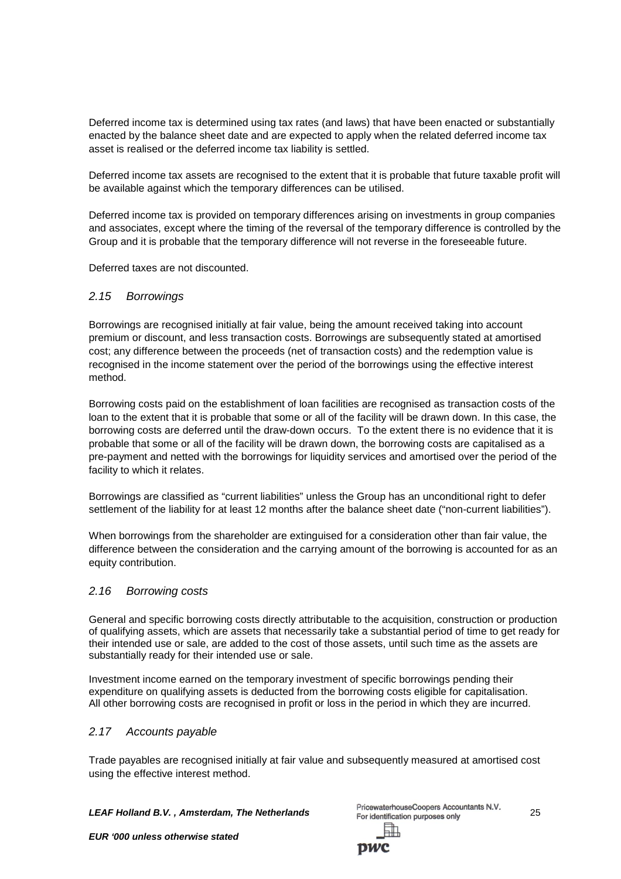Deferred income tax is determined using tax rates (and laws) that have been enacted or substantially enacted by the balance sheet date and are expected to apply when the related deferred income tax asset is realised or the deferred income tax liability is settled.

Deferred income tax assets are recognised to the extent that it is probable that future taxable profit will be available against which the temporary differences can be utilised.

Deferred income tax is provided on temporary differences arising on investments in group companies and associates, except where the timing of the reversal of the temporary difference is controlled by the Group and it is probable that the temporary difference will not reverse in the foreseeable future.

Deferred taxes are not discounted.

### *2.15 Borrowings*

Borrowings are recognised initially at fair value, being the amount received taking into account premium or discount, and less transaction costs. Borrowings are subsequently stated at amortised cost; any difference between the proceeds (net of transaction costs) and the redemption value is recognised in the income statement over the period of the borrowings using the effective interest method.

Borrowing costs paid on the establishment of loan facilities are recognised as transaction costs of the loan to the extent that it is probable that some or all of the facility will be drawn down. In this case, the borrowing costs are deferred until the draw-down occurs. To the extent there is no evidence that it is probable that some or all of the facility will be drawn down, the borrowing costs are capitalised as a pre-payment and netted with the borrowings for liquidity services and amortised over the period of the facility to which it relates.

Borrowings are classified as "current liabilities" unless the Group has an unconditional right to defer settlement of the liability for at least 12 months after the balance sheet date ("non-current liabilities").

When borrowings from the shareholder are extinguised for a consideration other than fair value, the difference between the consideration and the carrying amount of the borrowing is accounted for as an equity contribution.

### *2.16 Borrowing costs*

General and specific borrowing costs directly attributable to the acquisition, construction or production of qualifying assets, which are assets that necessarily take a substantial period of time to get ready for their intended use or sale, are added to the cost of those assets, until such time as the assets are substantially ready for their intended use or sale.

Investment income earned on the temporary investment of specific borrowings pending their expenditure on qualifying assets is deducted from the borrowing costs eligible for capitalisation. All other borrowing costs are recognised in profit or loss in the period in which they are incurred.

### *2.17 Accounts payable*

Trade payables are recognised initially at fair value and subsequently measured at amortised cost using the effective interest method.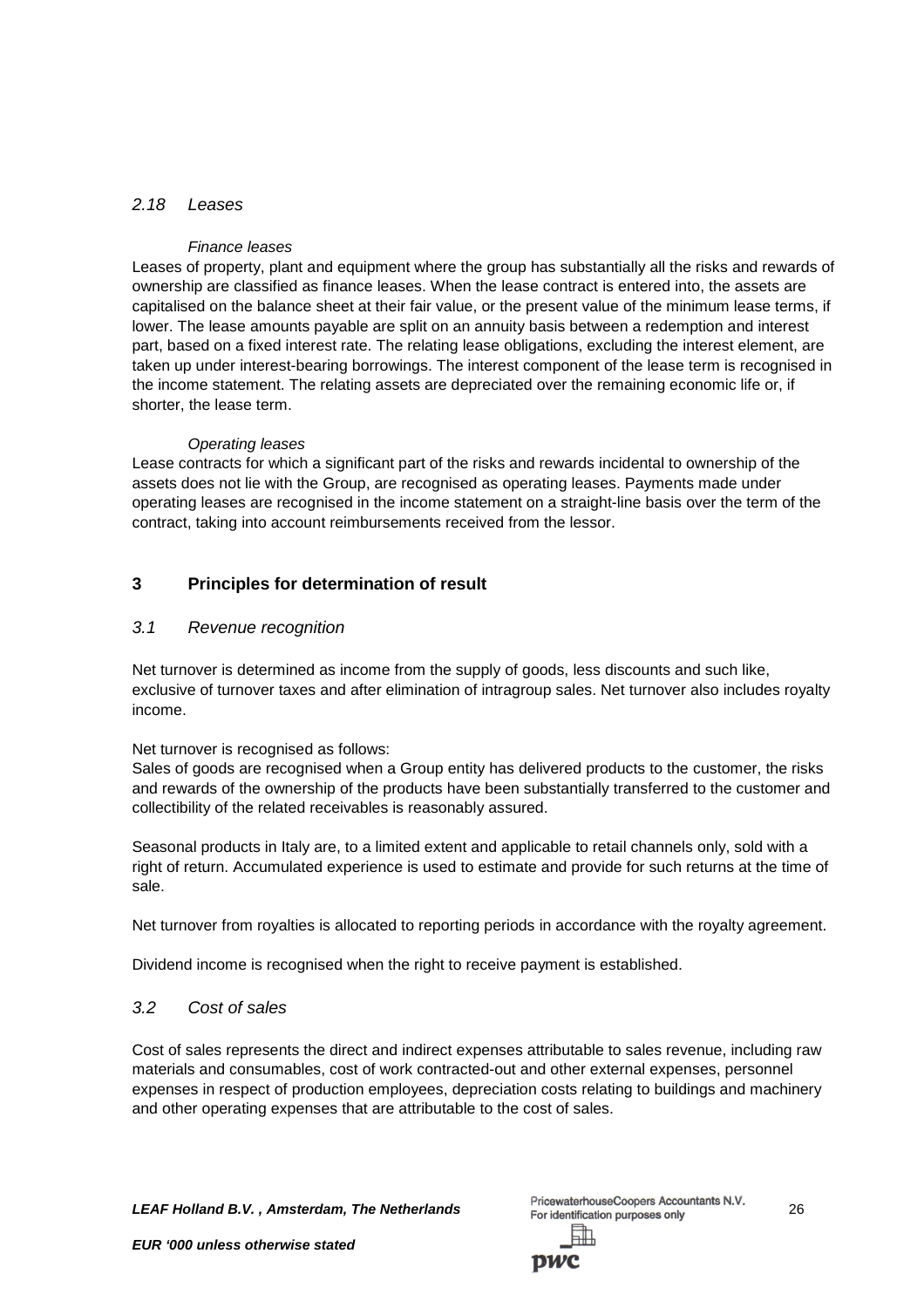### *2.18 Leases*

*Finance leases*

Leases of property, plant and equipment where the group has substantially all the risks and rewards of ownership are classified as finance leases. When the lease contract is entered into, the assets are capitalised on the balance sheet at their fair value, or the present value of the minimum lease terms, if lower. The lease amounts payable are split on an annuity basis between a redemption and interest part, based on a fixed interest rate. The relating lease obligations, excluding the interest element, are taken up under interest-bearing borrowings. The interest component of the lease term is recognised in the income statement. The relating assets are depreciated over the remaining economic life or, if shorter, the lease term.

*Operating leases*

Lease contracts for which a significant part of the risks and rewards incidental to ownership of the assets does not lie with the Group, are recognised as operating leases. Payments made under operating leases are recognised in the income statement on a straight-line basis over the term of the contract, taking into account reimbursements received from the lessor.

## 3 Principles for determination of result

### *3.1 Revenue recognition*

Net turnover is determined as income from the supply of goods, less discounts and such like, exclusive of turnover taxes and after elimination of intragroup sales. Net turnover also includes royalty income.

Net turnover is recognised as follows:
Sales of goods are recognised when a Group entity has delivered products to the customer, the risks and rewards of the ownership of the products have been substantially transferred to the customer and collectibility of the related receivables is reasonably assured.

Seasonal products in Italy are, to a limited extent and applicable to retail channels only, sold with a right of return. Accumulated experience is used to estimate and provide for such returns at the time of sale.

Net turnover from royalties is allocated to reporting periods in accordance with the royalty agreement.

Dividend income is recognised when the right to receive payment is established.

### *3.2 Cost of sales*

Cost of sales represents the direct and indirect expenses attributable to sales revenue, including raw materials and consumables, cost of work contracted-out and other external expenses, personnel expenses in respect of production employees, depreciation costs relating to buildings and machinery and other operating expenses that are attributable to the cost of sales.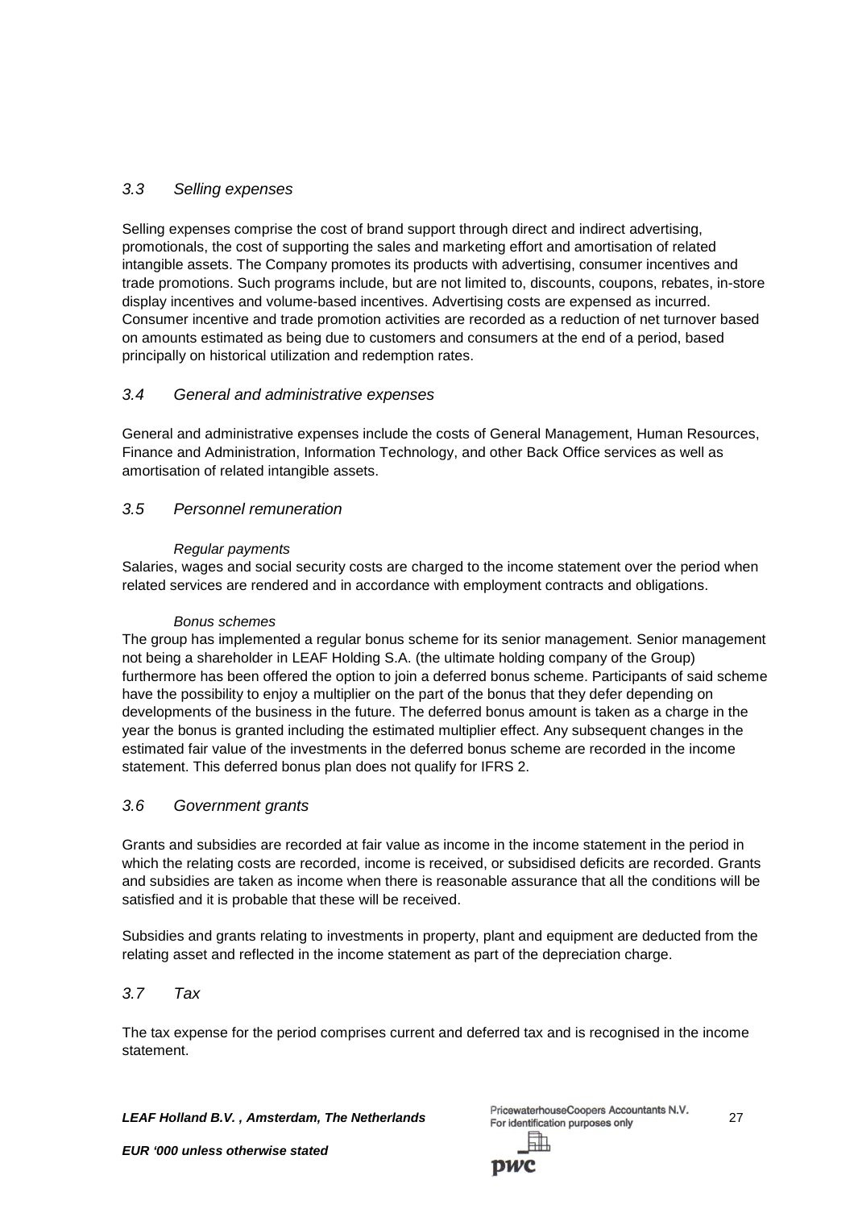### *3.3 Selling expenses*

Selling expenses comprise the cost of brand support through direct and indirect advertising, promotionals, the cost of supporting the sales and marketing effort and amortisation of related intangible assets. The Company promotes its products with advertising, consumer incentives and trade promotions. Such programs include, but are not limited to, discounts, coupons, rebates, in-store display incentives and volume-based incentives. Advertising costs are expensed as incurred. Consumer incentive and trade promotion activities are recorded as a reduction of net turnover based on amounts estimated as being due to customers and consumers at the end of a period, based principally on historical utilization and redemption rates.

### *3.4 General and administrative expenses*

General and administrative expenses include the costs of General Management, Human Resources, Finance and Administration, Information Technology, and other Back Office services as well as amortisation of related intangible assets.

### *3.5 Personnel remuneration*

*Regular payments*

Salaries, wages and social security costs are charged to the income statement over the period when related services are rendered and in accordance with employment contracts and obligations.

*Bonus schemes*

The group has implemented a regular bonus scheme for its senior management. Senior management not being a shareholder in LEAF Holding S.A. (the ultimate holding company of the Group) furthermore has been offered the option to join a deferred bonus scheme. Participants of said scheme have the possibility to enjoy a multiplier on the part of the bonus that they defer depending on developments of the business in the future. The deferred bonus amount is taken as a charge in the year the bonus is granted including the estimated multiplier effect. Any subsequent changes in the estimated fair value of the investments in the deferred bonus scheme are recorded in the income statement. This deferred bonus plan does not qualify for IFRS 2.

### *3.6 Government grants*

Grants and subsidies are recorded at fair value as income in the income statement in the period in which the relating costs are recorded, income is received, or subsidised deficits are recorded. Grants and subsidies are taken as income when there is reasonable assurance that all the conditions will be satisfied and it is probable that these will be received.

Subsidies and grants relating to investments in property, plant and equipment are deducted from the relating asset and reflected in the income statement as part of the depreciation charge.

### *3.7 Tax*

The tax expense for the period comprises current and deferred tax and is recognised in the income statement.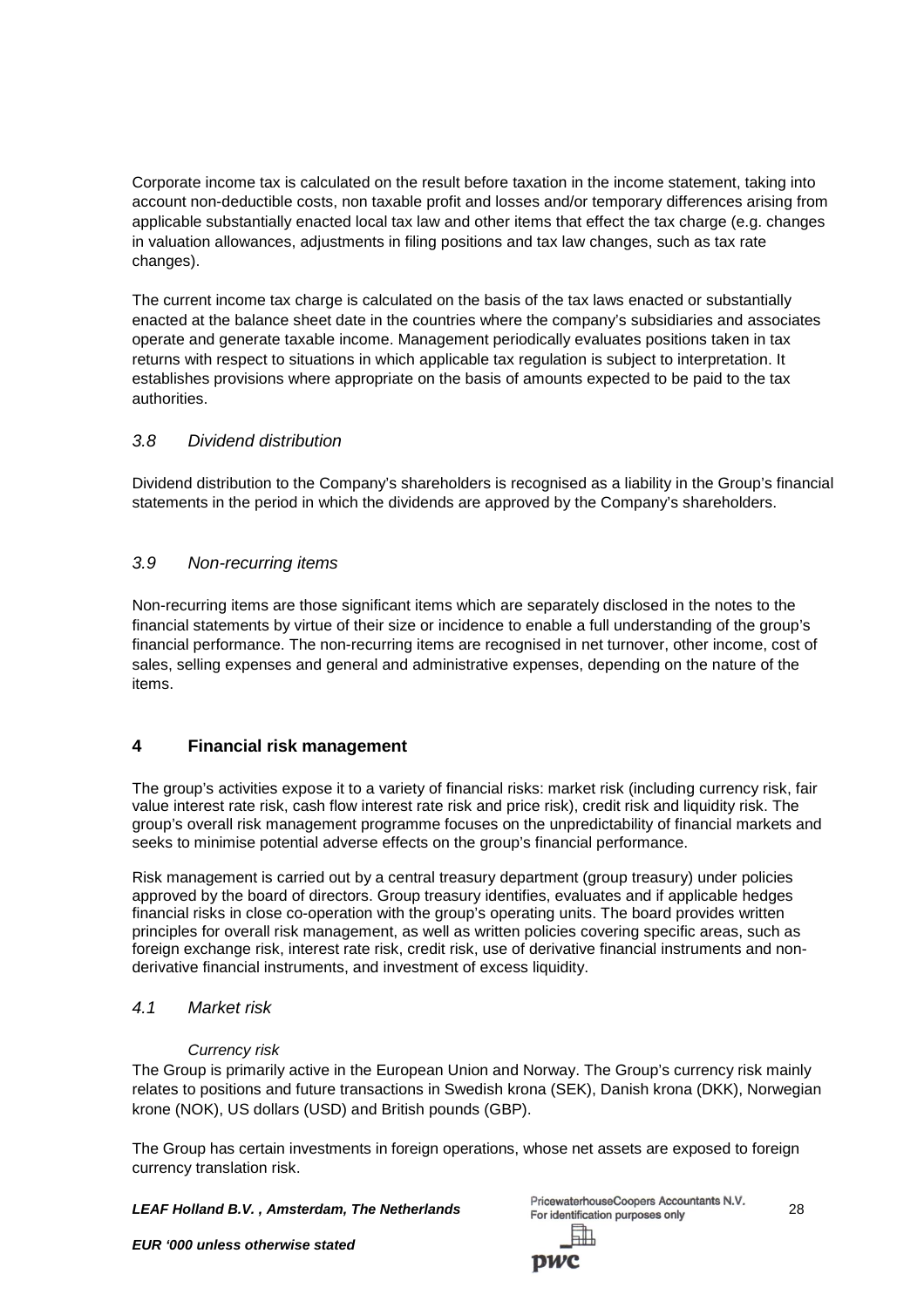Corporate income tax is calculated on the result before taxation in the income statement, taking into account non-deductible costs, non taxable profit and losses and/or temporary differences arising from applicable substantially enacted local tax law and other items that effect the tax charge (e.g. changes in valuation allowances, adjustments in filing positions and tax law changes, such as tax rate changes).

The current income tax charge is calculated on the basis of the tax laws enacted or substantially enacted at the balance sheet date in the countries where the company's subsidiaries and associates operate and generate taxable income. Management periodically evaluates positions taken in tax returns with respect to situations in which applicable tax regulation is subject to interpretation. It establishes provisions where appropriate on the basis of amounts expected to be paid to the tax authorities.

### *3.8 Dividend distribution*

Dividend distribution to the Company's shareholders is recognised as a liability in the Group's financial statements in the period in which the dividends are approved by the Company's shareholders.

### *3.9 Non-recurring items*

Non-recurring items are those significant items which are separately disclosed in the notes to the financial statements by virtue of their size or incidence to enable a full understanding of the group's financial performance. The non-recurring items are recognised in net turnover, other income, cost of sales, selling expenses and general and administrative expenses, depending on the nature of the items.

## 4 Financial risk management

The group's activities expose it to a variety of financial risks: market risk (including currency risk, fair value interest rate risk, cash flow interest rate risk and price risk), credit risk and liquidity risk. The group's overall risk management programme focuses on the unpredictability of financial markets and seeks to minimise potential adverse effects on the group's financial performance.

Risk management is carried out by a central treasury department (group treasury) under policies approved by the board of directors. Group treasury identifies, evaluates and if applicable hedges financial risks in close co-operation with the group's operating units. The board provides written principles for overall risk management, as well as written policies covering specific areas, such as foreign exchange risk, interest rate risk, credit risk, use of derivative financial instruments and non-derivative financial instruments, and investment of excess liquidity.

### *4.1 Market risk*

*Currency risk*

The Group is primarily active in the European Union and Norway. The Group's currency risk mainly relates to positions and future transactions in Swedish krona (SEK), Danish krona (DKK), Norwegian krone (NOK), US dollars (USD) and British pounds (GBP).

The Group has certain investments in foreign operations, whose net assets are exposed to foreign currency translation risk.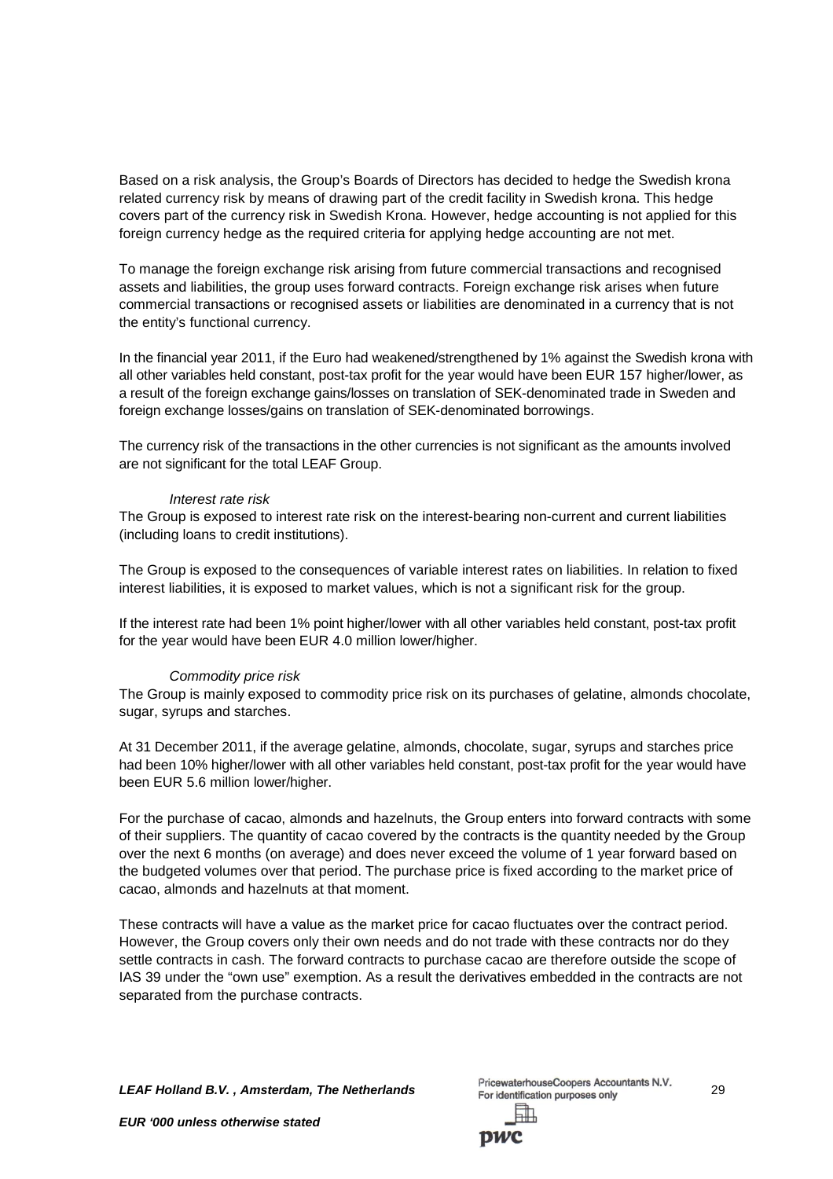Based on a risk analysis, the Group's Boards of Directors has decided to hedge the Swedish krona related currency risk by means of drawing part of the credit facility in Swedish krona. This hedge covers part of the currency risk in Swedish Krona. However, hedge accounting is not applied for this foreign currency hedge as the required criteria for applying hedge accounting are not met.

To manage the foreign exchange risk arising from future commercial transactions and recognised assets and liabilities, the group uses forward contracts. Foreign exchange risk arises when future commercial transactions or recognised assets or liabilities are denominated in a currency that is not the entity's functional currency.

In the financial year 2011, if the Euro had weakened/strengthened by 1% against the Swedish krona with all other variables held constant, post-tax profit for the year would have been EUR 157 higher/lower, as a result of the foreign exchange gains/losses on translation of SEK-denominated trade in Sweden and foreign exchange losses/gains on translation of SEK-denominated borrowings.

The currency risk of the transactions in the other currencies is not significant as the amounts involved are not significant for the total LEAF Group.

*Interest rate risk*

The Group is exposed to interest rate risk on the interest-bearing non-current and current liabilities (including loans to credit institutions).

The Group is exposed to the consequences of variable interest rates on liabilities. In relation to fixed interest liabilities, it is exposed to market values, which is not a significant risk for the group.

If the interest rate had been 1% point higher/lower with all other variables held constant, post-tax profit for the year would have been EUR 4.0 million lower/higher.

*Commodity price risk*

The Group is mainly exposed to commodity price risk on its purchases of gelatine, almonds chocolate, sugar, syrups and starches.

At 31 December 2011, if the average gelatine, almonds, chocolate, sugar, syrups and starches price had been 10% higher/lower with all other variables held constant, post-tax profit for the year would have been EUR 5.6 million lower/higher.

For the purchase of cacao, almonds and hazelnuts, the Group enters into forward contracts with some of their suppliers. The quantity of cacao covered by the contracts is the quantity needed by the Group over the next 6 months (on average) and does never exceed the volume of 1 year forward based on the budgeted volumes over that period. The purchase price is fixed according to the market price of cacao, almonds and hazelnuts at that moment.

These contracts will have a value as the market price for cacao fluctuates over the contract period. However, the Group covers only their own needs and do not trade with these contracts nor do they settle contracts in cash. The forward contracts to purchase cacao are therefore outside the scope of IAS 39 under the "own use" exemption. As a result the derivatives embedded in the contracts are not separated from the purchase contracts.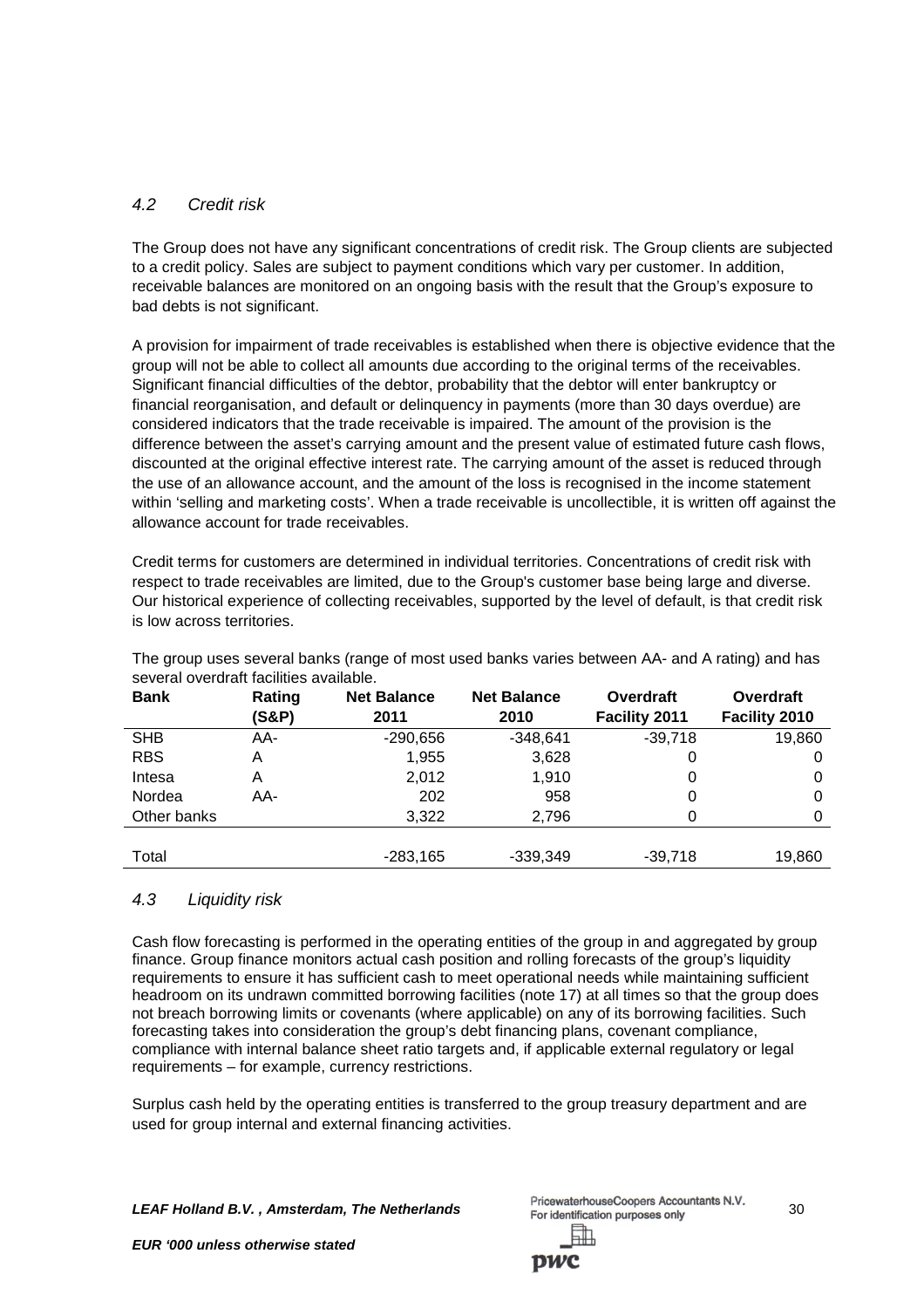### *4.2 Credit risk*

The Group does not have any significant concentrations of credit risk. The Group clients are subjected to a credit policy. Sales are subject to payment conditions which vary per customer. In addition, receivable balances are monitored on an ongoing basis with the result that the Group's exposure to bad debts is not significant.

A provision for impairment of trade receivables is established when there is objective evidence that the group will not be able to collect all amounts due according to the original terms of the receivables. Significant financial difficulties of the debtor, probability that the debtor will enter bankruptcy or financial reorganisation, and default or delinquency in payments (more than 30 days overdue) are considered indicators that the trade receivable is impaired. The amount of the provision is the difference between the asset's carrying amount and the present value of estimated future cash flows, discounted at the original effective interest rate. The carrying amount of the asset is reduced through the use of an allowance account, and the amount of the loss is recognised in the income statement within 'selling and marketing costs'. When a trade receivable is uncollectible, it is written off against the allowance account for trade receivables.

Credit terms for customers are determined in individual territories. Concentrations of credit risk with respect to trade receivables are limited, due to the Group's customer base being large and diverse. Our historical experience of collecting receivables, supported by the level of default, is that credit risk is low across territories.

The group uses several banks (range of most used banks varies between AA- and A rating) and has several overdraft facilities available.

| Bank | Rating (S&P) | Net Balance 2011 | Net Balance 2010 | Overdraft Facility 2011 | Overdraft Facility 2010 |
|---|---|---|---|---|---|
| SHB | AA- | -290,656 | -348,641 | -39,718 | 19,860 |
| RBS | A | 1,955 | 3,628 | 0 | 0 |
| Intesa | A | 2,012 | 1,910 | 0 | 0 |
| Nordea | AA- | 202 | 958 | 0 | 0 |
| Other banks | | 3,322 | 2,796 | 0 | 0 |
| Total | | -283,165 | -339,349 | -39,718 | 19,860 |

### *4.3 Liquidity risk*

Cash flow forecasting is performed in the operating entities of the group in and aggregated by group finance. Group finance monitors actual cash position and rolling forecasts of the group's liquidity requirements to ensure it has sufficient cash to meet operational needs while maintaining sufficient headroom on its undrawn committed borrowing facilities (note 17) at all times so that the group does not breach borrowing limits or covenants (where applicable) on any of its borrowing facilities. Such forecasting takes into consideration the group's debt financing plans, covenant compliance, compliance with internal balance sheet ratio targets and, if applicable external regulatory or legal requirements – for example, currency restrictions.

Surplus cash held by the operating entities is transferred to the group treasury department and are used for group internal and external financing activities.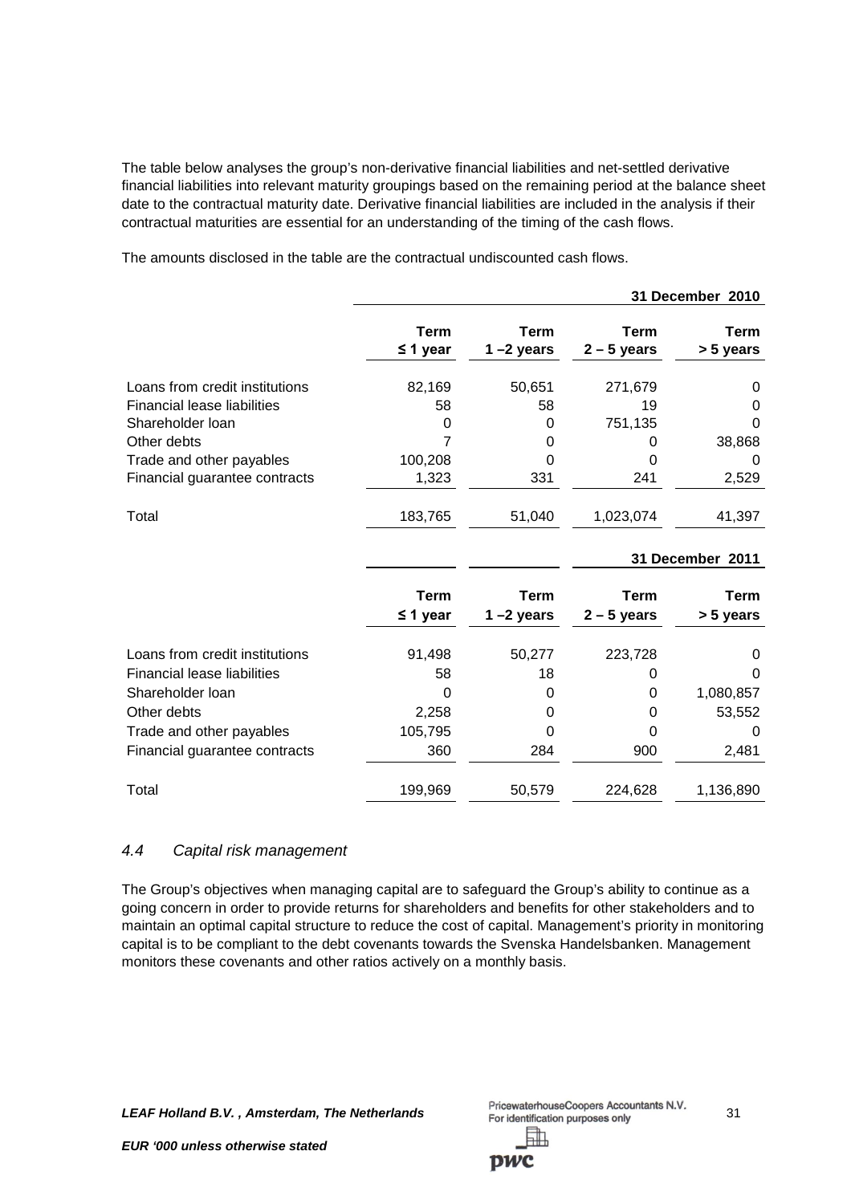The table below analyses the group's non-derivative financial liabilities and net-settled derivative financial liabilities into relevant maturity groupings based on the remaining period at the balance sheet date to the contractual maturity date. Derivative financial liabilities are included in the analysis if their contractual maturities are essential for an understanding of the timing of the cash flows.

The amounts disclosed in the table are the contractual undiscounted cash flows.

| | | | | 31 December 2010 |
|---|---|---|---|---|
| | Term ≤ 1 year | Term 1 –2 years | Term 2 – 5 years | Term > 5 years |
| Loans from credit institutions | 82,169 | 50,651 | 271,679 | 0 |
| Financial lease liabilities | 58 | 58 | 19 | 0 |
| Shareholder loan | 0 | 0 | 751,135 | 0 |
| Other debts | 7 | 0 | 0 | 38,868 |
| Trade and other payables | 100,208 | 0 | 0 | 0 |
| Financial guarantee contracts | 1,323 | 331 | 241 | 2,529 |
| Total | 183,765 | 51,040 | 1,023,074 | 41,397 |

| | | | | 31 December 2011 |
|---|---|---|---|---|
| | Term ≤ 1 year | Term 1 –2 years | Term 2 – 5 years | Term > 5 years |
| Loans from credit institutions | 91,498 | 50,277 | 223,728 | 0 |
| Financial lease liabilities | 58 | 18 | 0 | 0 |
| Shareholder loan | 0 | 0 | 0 | 1,080,857 |
| Other debts | 2,258 | 0 | 0 | 53,552 |
| Trade and other payables | 105,795 | 0 | 0 | 0 |
| Financial guarantee contracts | 360 | 284 | 900 | 2,481 |
| Total | 199,969 | 50,579 | 224,628 | 1,136,890 |

### *4.4 Capital risk management*

The Group's objectives when managing capital are to safeguard the Group's ability to continue as a going concern in order to provide returns for shareholders and benefits for other stakeholders and to maintain an optimal capital structure to reduce the cost of capital. Management's priority in monitoring capital is to be compliant to the debt covenants towards the Svenska Handelsbanken. Management monitors these covenants and other ratios actively on a monthly basis.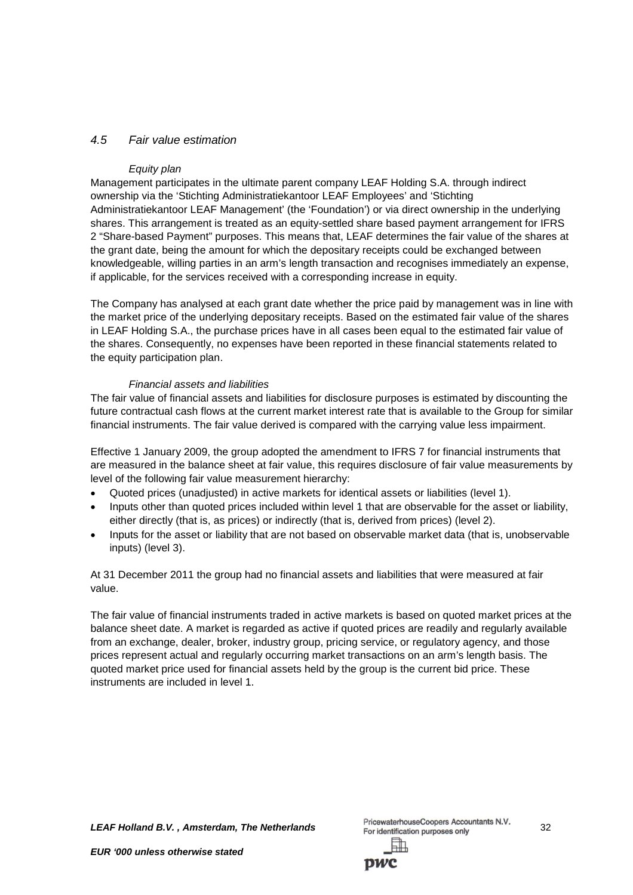## *4.5 Fair value estimation*

*Equity plan*

Management participates in the ultimate parent company LEAF Holding S.A. through indirect ownership via the 'Stichting Administratiekantoor LEAF Employees' and 'Stichting Administratiekantoor LEAF Management' (the 'Foundation') or via direct ownership in the underlying shares. This arrangement is treated as an equity-settled share based payment arrangement for IFRS 2 "Share-based Payment" purposes. This means that, LEAF determines the fair value of the shares at the grant date, being the amount for which the depositary receipts could be exchanged between knowledgeable, willing parties in an arm's length transaction and recognises immediately an expense, if applicable, for the services received with a corresponding increase in equity.

The Company has analysed at each grant date whether the price paid by management was in line with the market price of the underlying depositary receipts. Based on the estimated fair value of the shares in LEAF Holding S.A., the purchase prices have in all cases been equal to the estimated fair value of the shares. Consequently, no expenses have been reported in these financial statements related to the equity participation plan.

*Financial assets and liabilities*

The fair value of financial assets and liabilities for disclosure purposes is estimated by discounting the future contractual cash flows at the current market interest rate that is available to the Group for similar financial instruments. The fair value derived is compared with the carrying value less impairment.

Effective 1 January 2009, the group adopted the amendment to IFRS 7 for financial instruments that are measured in the balance sheet at fair value, this requires disclosure of fair value measurements by level of the following fair value measurement hierarchy:

- Quoted prices (unadjusted) in active markets for identical assets or liabilities (level 1).
- Inputs other than quoted prices included within level 1 that are observable for the asset or liability, either directly (that is, as prices) or indirectly (that is, derived from prices) (level 2).
- Inputs for the asset or liability that are not based on observable market data (that is, unobservable inputs) (level 3).

At 31 December 2011 the group had no financial assets and liabilities that were measured at fair value.

The fair value of financial instruments traded in active markets is based on quoted market prices at the balance sheet date. A market is regarded as active if quoted prices are readily and regularly available from an exchange, dealer, broker, industry group, pricing service, or regulatory agency, and those prices represent actual and regularly occurring market transactions on an arm's length basis. The quoted market price used for financial assets held by the group is the current bid price. These instruments are included in level 1.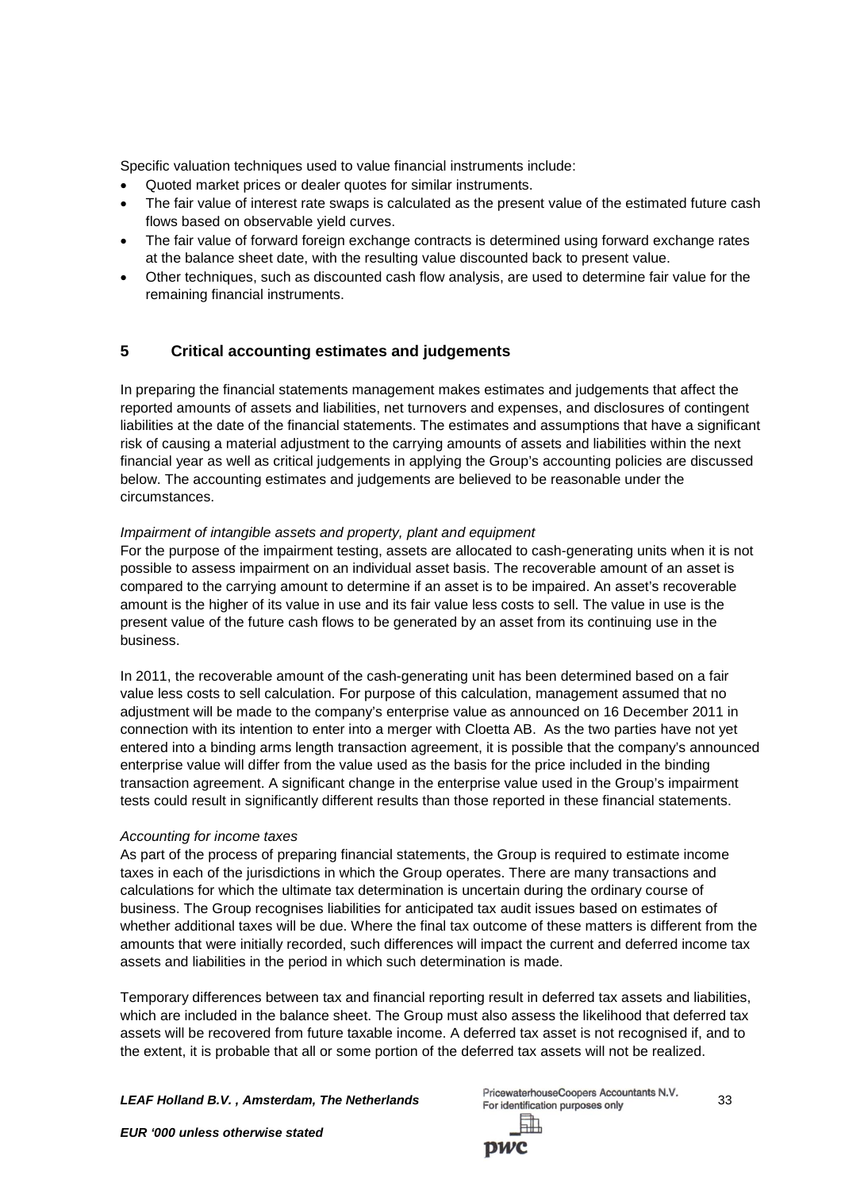Specific valuation techniques used to value financial instruments include:

- Quoted market prices or dealer quotes for similar instruments.
- The fair value of interest rate swaps is calculated as the present value of the estimated future cash flows based on observable yield curves.
- The fair value of forward foreign exchange contracts is determined using forward exchange rates at the balance sheet date, with the resulting value discounted back to present value.
- Other techniques, such as discounted cash flow analysis, are used to determine fair value for the remaining financial instruments.

## 5 Critical accounting estimates and judgements

In preparing the financial statements management makes estimates and judgements that affect the reported amounts of assets and liabilities, net turnovers and expenses, and disclosures of contingent liabilities at the date of the financial statements. The estimates and assumptions that have a significant risk of causing a material adjustment to the carrying amounts of assets and liabilities within the next financial year as well as critical judgements in applying the Group's accounting policies are discussed below. The accounting estimates and judgements are believed to be reasonable under the circumstances.

*Impairment of intangible assets and property, plant and equipment*

For the purpose of the impairment testing, assets are allocated to cash-generating units when it is not possible to assess impairment on an individual asset basis. The recoverable amount of an asset is compared to the carrying amount to determine if an asset is to be impaired. An asset's recoverable amount is the higher of its value in use and its fair value less costs to sell. The value in use is the present value of the future cash flows to be generated by an asset from its continuing use in the business.

In 2011, the recoverable amount of the cash-generating unit has been determined based on a fair value less costs to sell calculation. For purpose of this calculation, management assumed that no adjustment will be made to the company's enterprise value as announced on 16 December 2011 in connection with its intention to enter into a merger with Cloetta AB. As the two parties have not yet entered into a binding arms length transaction agreement, it is possible that the company's announced enterprise value will differ from the value used as the basis for the price included in the binding transaction agreement. A significant change in the enterprise value used in the Group's impairment tests could result in significantly different results than those reported in these financial statements.

*Accounting for income taxes*

As part of the process of preparing financial statements, the Group is required to estimate income taxes in each of the jurisdictions in which the Group operates. There are many transactions and calculations for which the ultimate tax determination is uncertain during the ordinary course of business. The Group recognises liabilities for anticipated tax audit issues based on estimates of whether additional taxes will be due. Where the final tax outcome of these matters is different from the amounts that were initially recorded, such differences will impact the current and deferred income tax assets and liabilities in the period in which such determination is made.

Temporary differences between tax and financial reporting result in deferred tax assets and liabilities, which are included in the balance sheet. The Group must also assess the likelihood that deferred tax assets will be recovered from future taxable income. A deferred tax asset is not recognised if, and to the extent, it is probable that all or some portion of the deferred tax assets will not be realized.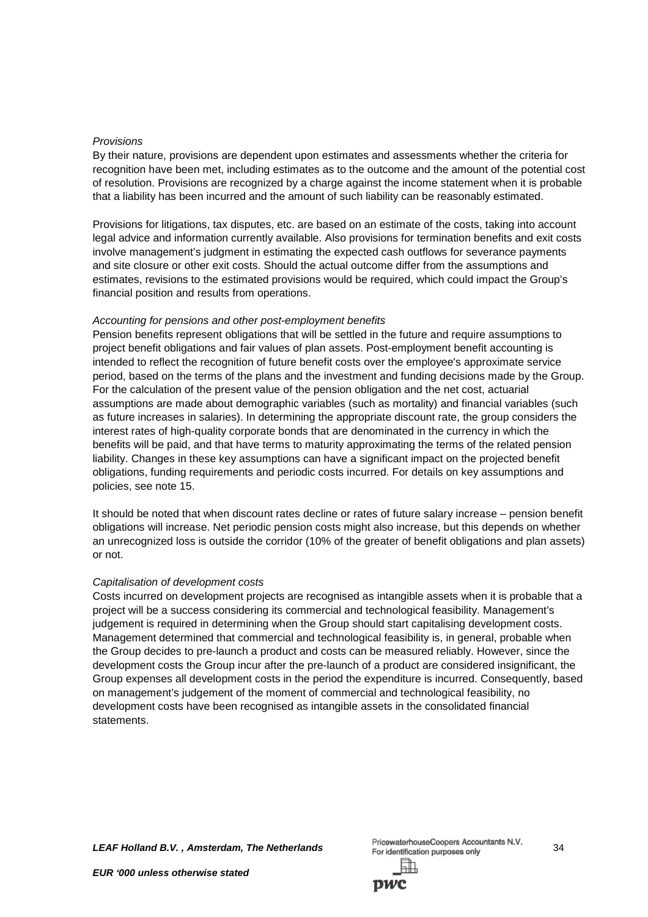*Provisions*

By their nature, provisions are dependent upon estimates and assessments whether the criteria for recognition have been met, including estimates as to the outcome and the amount of the potential cost of resolution. Provisions are recognized by a charge against the income statement when it is probable that a liability has been incurred and the amount of such liability can be reasonably estimated.

Provisions for litigations, tax disputes, etc. are based on an estimate of the costs, taking into account legal advice and information currently available. Also provisions for termination benefits and exit costs involve management's judgment in estimating the expected cash outflows for severance payments and site closure or other exit costs. Should the actual outcome differ from the assumptions and estimates, revisions to the estimated provisions would be required, which could impact the Group's financial position and results from operations.

*Accounting for pensions and other post-employment benefits*

Pension benefits represent obligations that will be settled in the future and require assumptions to project benefit obligations and fair values of plan assets. Post-employment benefit accounting is intended to reflect the recognition of future benefit costs over the employee's approximate service period, based on the terms of the plans and the investment and funding decisions made by the Group. For the calculation of the present value of the pension obligation and the net cost, actuarial assumptions are made about demographic variables (such as mortality) and financial variables (such as future increases in salaries). In determining the appropriate discount rate, the group considers the interest rates of high-quality corporate bonds that are denominated in the currency in which the benefits will be paid, and that have terms to maturity approximating the terms of the related pension liability. Changes in these key assumptions can have a significant impact on the projected benefit obligations, funding requirements and periodic costs incurred. For details on key assumptions and policies, see note 15.

It should be noted that when discount rates decline or rates of future salary increase – pension benefit obligations will increase. Net periodic pension costs might also increase, but this depends on whether an unrecognized loss is outside the corridor (10% of the greater of benefit obligations and plan assets) or not.

*Capitalisation of development costs*

Costs incurred on development projects are recognised as intangible assets when it is probable that a project will be a success considering its commercial and technological feasibility. Management's judgement is required in determining when the Group should start capitalising development costs. Management determined that commercial and technological feasibility is, in general, probable when the Group decides to pre-launch a product and costs can be measured reliably. However, since the development costs the Group incur after the pre-launch of a product are considered insignificant, the Group expenses all development costs in the period the expenditure is incurred. Consequently, based on management's judgement of the moment of commercial and technological feasibility, no development costs have been recognised as intangible assets in the consolidated financial statements.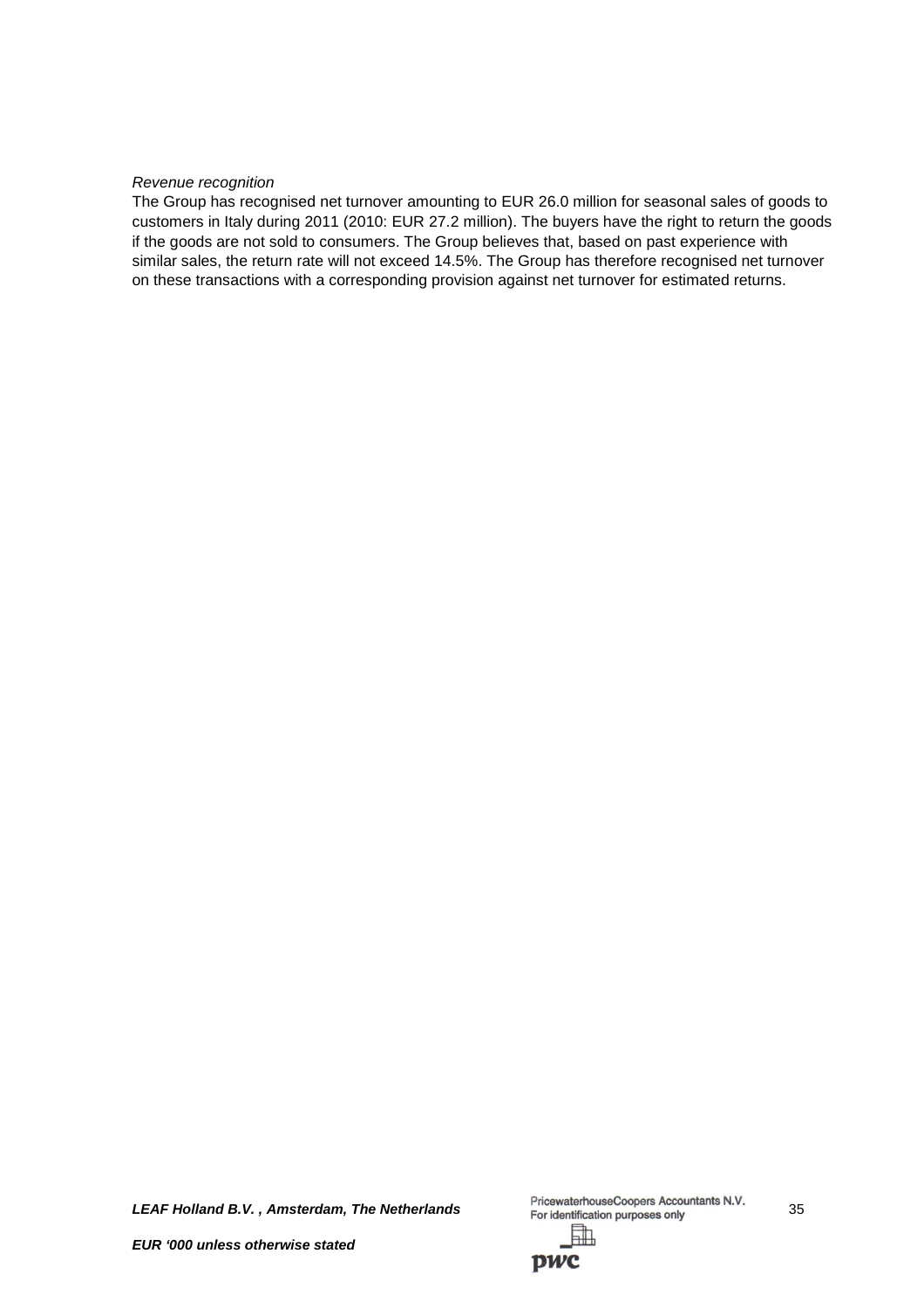*Revenue recognition*

The Group has recognised net turnover amounting to EUR 26.0 million for seasonal sales of goods to customers in Italy during 2011 (2010: EUR 27.2 million). The buyers have the right to return the goods if the goods are not sold to consumers. The Group believes that, based on past experience with similar sales, the return rate will not exceed 14.5%. The Group has therefore recognised net turnover on these transactions with a corresponding provision against net turnover for estimated returns.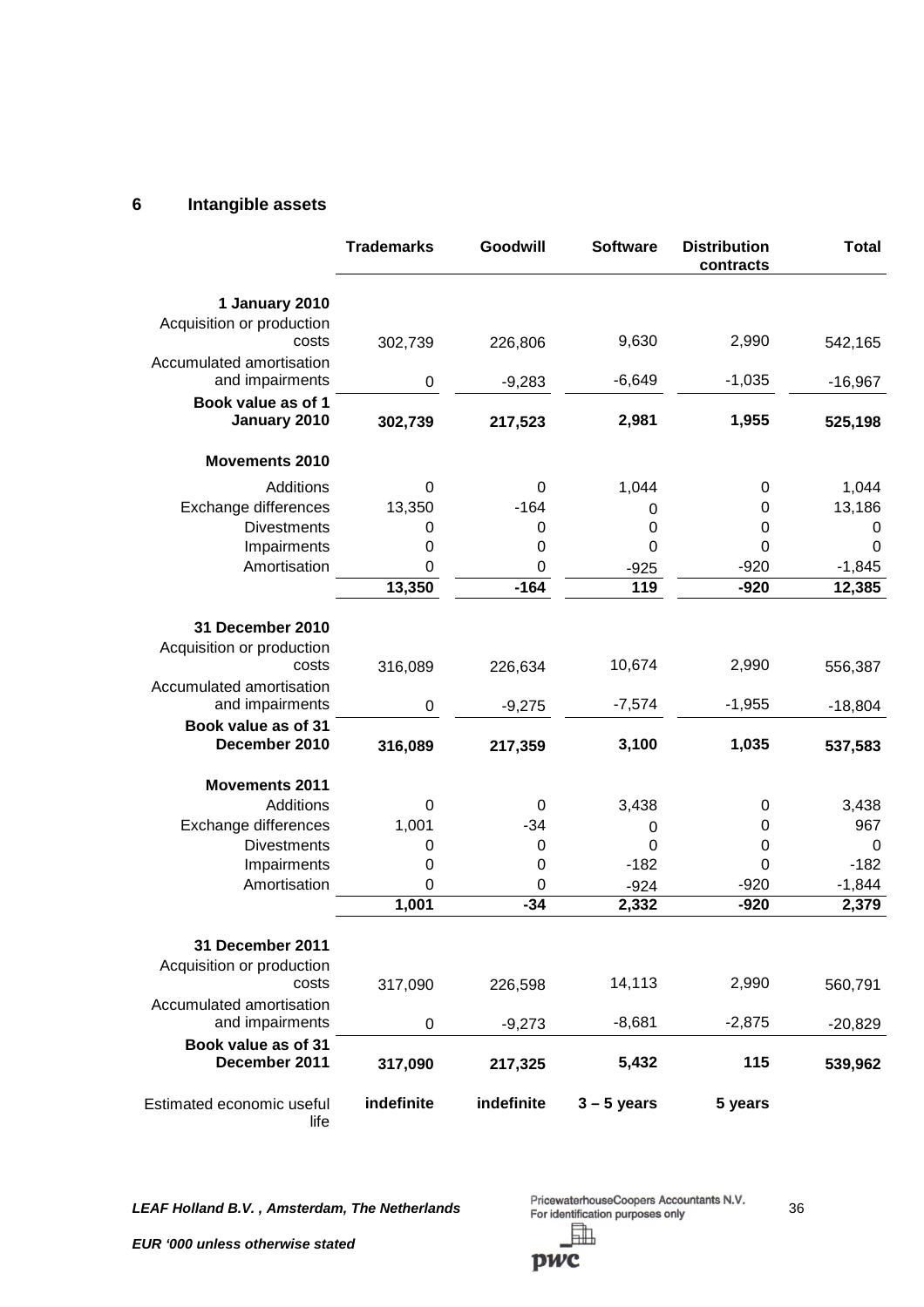## 6 Intangible assets

| | Trademarks | Goodwill | Software | Distribution contracts | Total |
|---|---|---|---|---|---|
| **1 January 2010** | | | | | |
| Acquisition or production costs | 302,739 | 226,806 | 9,630 | 2,990 | 542,165 |
| Accumulated amortisation and impairments | 0 | -9,283 | -6,649 | -1,035 | -16,967 |
| **Book value as of 1 January 2010** | **302,739** | **217,523** | **2,981** | **1,955** | **525,198** |
| **Movements 2010** | | | | | |
| Additions | 0 | 0 | 1,044 | 0 | 1,044 |
| Exchange differences | 13,350 | -164 | 0 | 0 | 13,186 |
| Divestments | 0 | 0 | 0 | 0 | 0 |
| Impairments | 0 | 0 | 0 | 0 | 0 |
| Amortisation | 0 | 0 | -925 | -920 | -1,845 |
| | **13,350** | **-164** | **119** | **-920** | **12,385** |
| **31 December 2010** | | | | | |
| Acquisition or production costs | 316,089 | 226,634 | 10,674 | 2,990 | 556,387 |
| Accumulated amortisation and impairments | 0 | -9,275 | -7,574 | -1,955 | -18,804 |
| **Book value as of 31 December 2010** | **316,089** | **217,359** | **3,100** | **1,035** | **537,583** |
| **Movements 2011** | | | | | |
| Additions | 0 | 0 | 3,438 | 0 | 3,438 |
| Exchange differences | 1,001 | -34 | 0 | 0 | 967 |
| Divestments | 0 | 0 | 0 | 0 | 0 |
| Impairments | 0 | 0 | -182 | 0 | -182 |
| Amortisation | 0 | 0 | -924 | -920 | -1,844 |
| | **1,001** | **-34** | **2,332** | **-920** | **2,379** |
| **31 December 2011** | | | | | |
| Acquisition or production costs | 317,090 | 226,598 | 14,113 | 2,990 | 560,791 |
| Accumulated amortisation and impairments | 0 | -9,273 | -8,681 | -2,875 | -20,829 |
| **Book value as of 31 December 2011** | **317,090** | **217,325** | **5,432** | **115** | **539,962** |
| Estimated economic useful life | **indefinite** | **indefinite** | **3 – 5 years** | **5 years** | |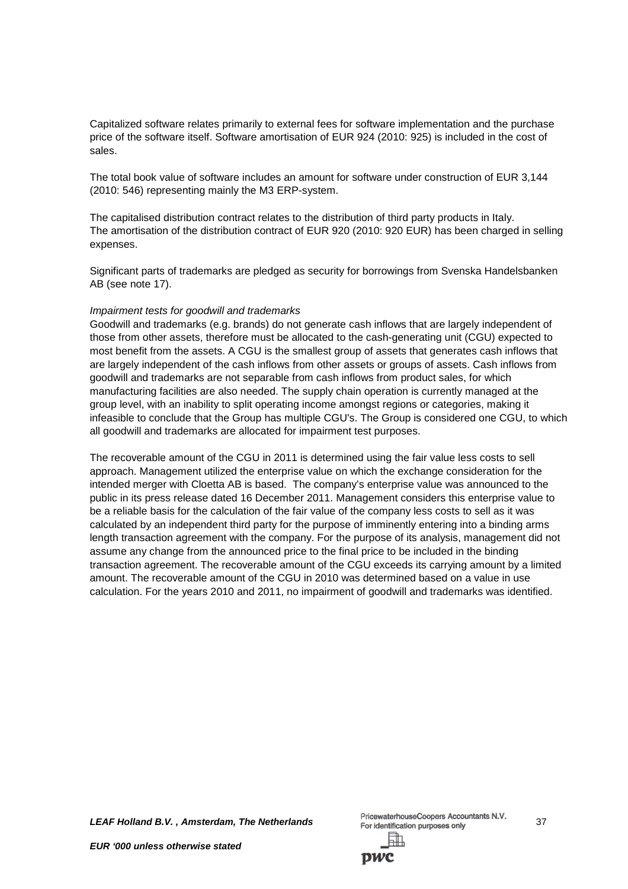Capitalized software relates primarily to external fees for software implementation and the purchase price of the software itself. Software amortisation of EUR 924 (2010: 925) is included in the cost of sales.

The total book value of software includes an amount for software under construction of EUR 3,144 (2010: 546) representing mainly the M3 ERP-system.

The capitalised distribution contract relates to the distribution of third party products in Italy. The amortisation of the distribution contract of EUR 920 (2010: 920 EUR) has been charged in selling expenses.

Significant parts of trademarks are pledged as security for borrowings from Svenska Handelsbanken AB (see note 17).

*Impairment tests for goodwill and trademarks*

Goodwill and trademarks (e.g. brands) do not generate cash inflows that are largely independent of those from other assets, therefore must be allocated to the cash-generating unit (CGU) expected to most benefit from the assets. A CGU is the smallest group of assets that generates cash inflows that are largely independent of the cash inflows from other assets or groups of assets. Cash inflows from goodwill and trademarks are not separable from cash inflows from product sales, for which manufacturing facilities are also needed. The supply chain operation is currently managed at the group level, with an inability to split operating income amongst regions or categories, making it infeasible to conclude that the Group has multiple CGU's. The Group is considered one CGU, to which all goodwill and trademarks are allocated for impairment test purposes.

The recoverable amount of the CGU in 2011 is determined using the fair value less costs to sell approach. Management utilized the enterprise value on which the exchange consideration for the intended merger with Cloetta AB is based. The company's enterprise value was announced to the public in its press release dated 16 December 2011. Management considers this enterprise value to be a reliable basis for the calculation of the fair value of the company less costs to sell as it was calculated by an independent third party for the purpose of imminently entering into a binding arms length transaction agreement with the company. For the purpose of its analysis, management did not assume any change from the announced price to the final price to be included in the binding transaction agreement. The recoverable amount of the CGU exceeds its carrying amount by a limited amount. The recoverable amount of the CGU in 2010 was determined based on a value in use calculation. For the years 2010 and 2011, no impairment of goodwill and trademarks was identified.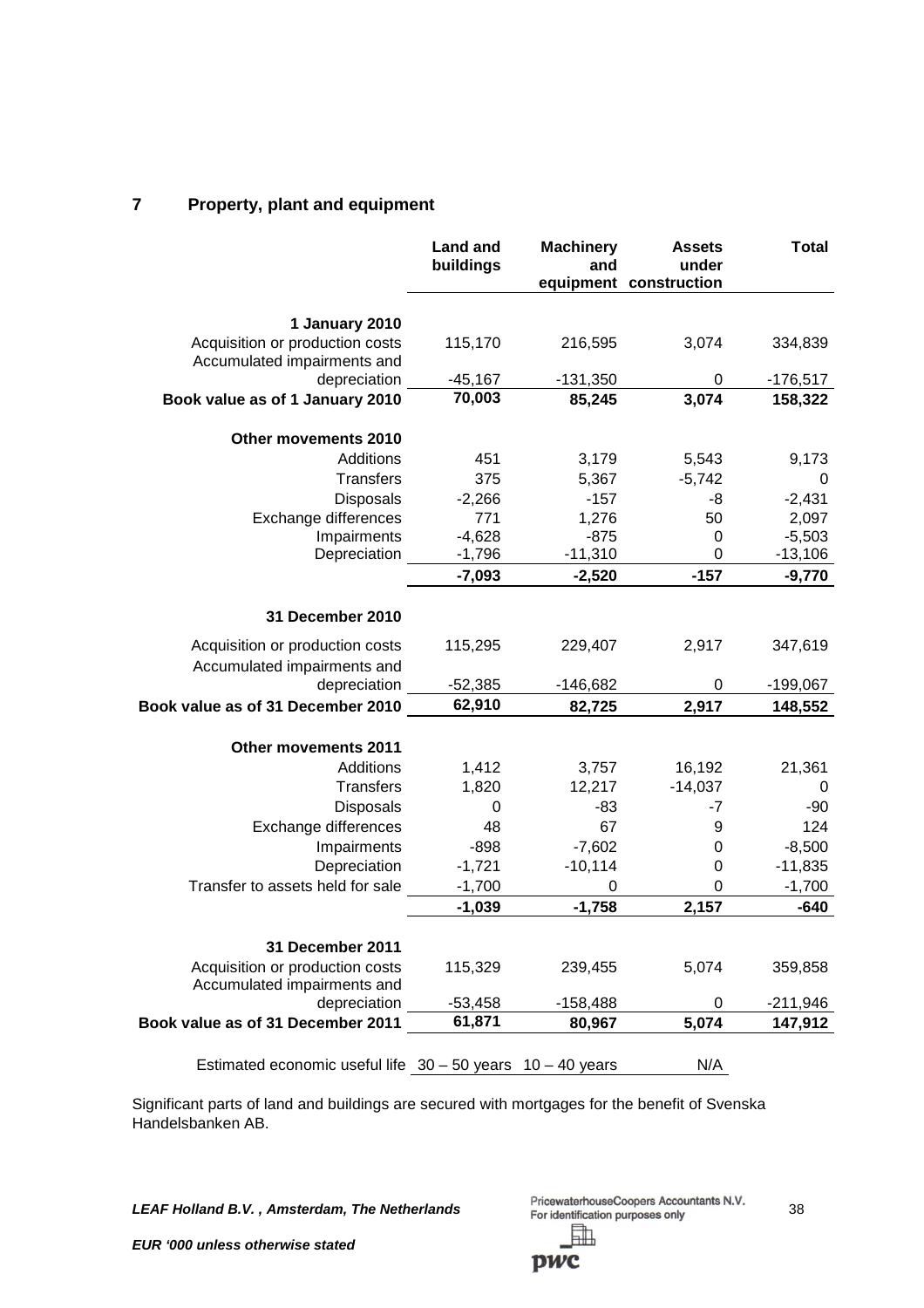## 7 Property, plant and equipment

| | Land and buildings | Machinery and equipment | Assets under construction | Total |
|---|---|---|---|---|
| **1 January 2010** | | | | |
| Acquisition or production costs | 115,170 | 216,595 | 3,074 | 334,839 |
| Accumulated impairments and depreciation | -45,167 | -131,350 | 0 | -176,517 |
| **Book value as of 1 January 2010** | **70,003** | **85,245** | **3,074** | **158,322** |
| **Other movements 2010** | | | | |
| Additions | 451 | 3,179 | 5,543 | 9,173 |
| Transfers | 375 | 5,367 | -5,742 | 0 |
| Disposals | -2,266 | -157 | -8 | -2,431 |
| Exchange differences | 771 | 1,276 | 50 | 2,097 |
| Impairments | -4,628 | -875 | 0 | -5,503 |
| Depreciation | -1,796 | -11,310 | 0 | -13,106 |
| | **-7,093** | **-2,520** | **-157** | **-9,770** |
| **31 December 2010** | | | | |
| Acquisition or production costs | 115,295 | 229,407 | 2,917 | 347,619 |
| Accumulated impairments and depreciation | -52,385 | -146,682 | 0 | -199,067 |
| **Book value as of 31 December 2010** | **62,910** | **82,725** | **2,917** | **148,552** |
| **Other movements 2011** | | | | |
| Additions | 1,412 | 3,757 | 16,192 | 21,361 |
| Transfers | 1,820 | 12,217 | -14,037 | 0 |
| Disposals | 0 | -83 | -7 | -90 |
| Exchange differences | 48 | 67 | 9 | 124 |
| Impairments | -898 | -7,602 | 0 | -8,500 |
| Depreciation | -1,721 | -10,114 | 0 | -11,835 |
| Transfer to assets held for sale | -1,700 | 0 | 0 | -1,700 |
| | **-1,039** | **-1,758** | **2,157** | **-640** |
| **31 December 2011** | | | | |
| Acquisition or production costs | 115,329 | 239,455 | 5,074 | 359,858 |
| Accumulated impairments and depreciation | -53,458 | -158,488 | 0 | -211,946 |
| **Book value as of 31 December 2011** | **61,871** | **80,967** | **5,074** | **147,912** |
| Estimated economic useful life | 30 – 50 years | 10 – 40 years | N/A | |

Significant parts of land and buildings are secured with mortgages for the benefit of Svenska Handelsbanken AB.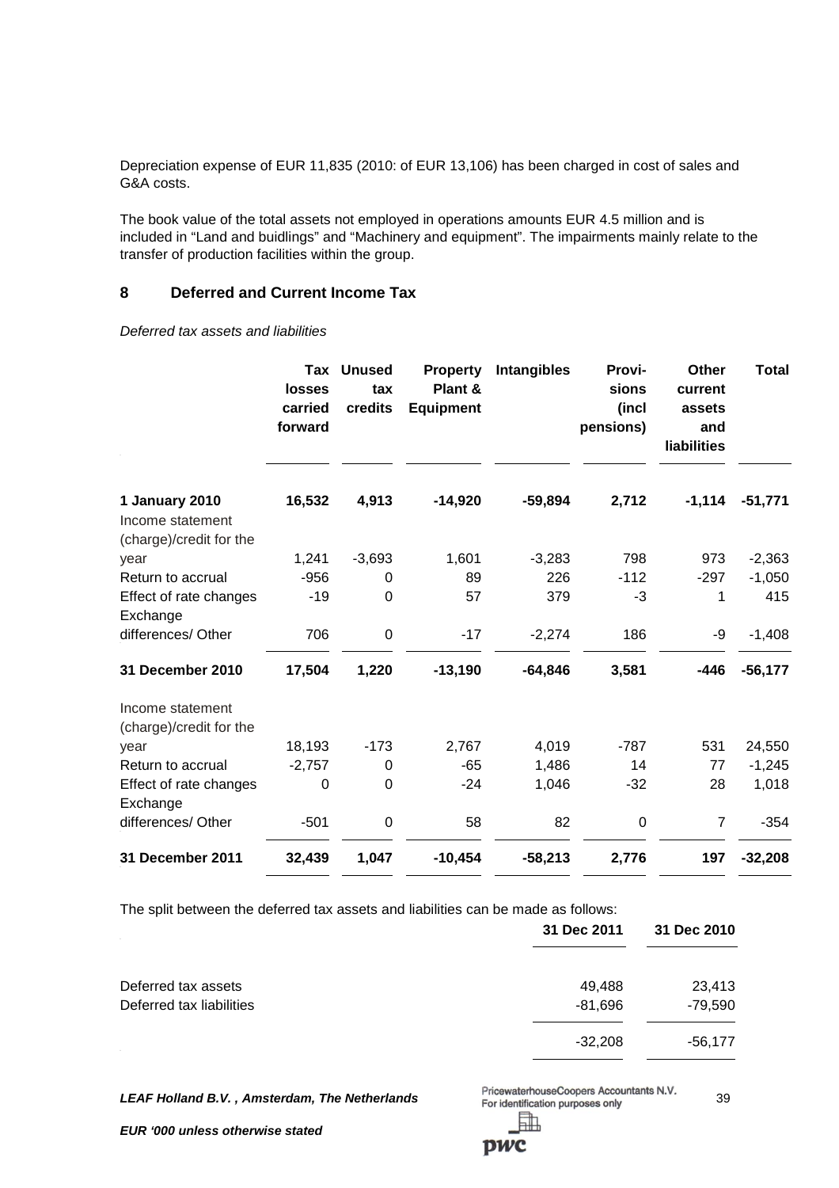Depreciation expense of EUR 11,835 (2010: of EUR 13,106) has been charged in cost of sales and G&A costs.

The book value of the total assets not employed in operations amounts EUR 4.5 million and is included in "Land and buidlings" and "Machinery and equipment". The impairments mainly relate to the transfer of production facilities within the group.

## 8 Deferred and Current Income Tax

*Deferred tax assets and liabilities*

| | Tax losses carried forward | Unused tax credits | Property Plant & Equipment | Intangibles | Provi-sions (incl pensions) | Other current assets and liabilities | Total |
|---|---|---|---|---|---|---|---|
| **1 January 2010** | **16,532** | **4,913** | **-14,920** | **-59,894** | **2,712** | **-1,114** | **-51,771** |
| Income statement (charge)/credit for the year | 1,241 | -3,693 | 1,601 | -3,283 | 798 | 973 | -2,363 |
| Return to accrual | -956 | 0 | 89 | 226 | -112 | -297 | -1,050 |
| Effect of rate changes | -19 | 0 | 57 | 379 | -3 | 1 | 415 |
| Exchange differences/ Other | 706 | 0 | -17 | -2,274 | 186 | -9 | -1,408 |
| **31 December 2010** | **17,504** | **1,220** | **-13,190** | **-64,846** | **3,581** | **-446** | **-56,177** |
| Income statement (charge)/credit for the year | 18,193 | -173 | 2,767 | 4,019 | -787 | 531 | 24,550 |
| Return to accrual | -2,757 | 0 | -65 | 1,486 | 14 | 77 | -1,245 |
| Effect of rate changes | 0 | 0 | -24 | 1,046 | -32 | 28 | 1,018 |
| Exchange differences/ Other | -501 | 0 | 58 | 82 | 0 | 7 | -354 |
| **31 December 2011** | **32,439** | **1,047** | **-10,454** | **-58,213** | **2,776** | **197** | **-32,208** |

The split between the deferred tax assets and liabilities can be made as follows:

| | 31 Dec 2011 | 31 Dec 2010 |
|---|---|---|
| Deferred tax assets | 49,488 | 23,413 |
| Deferred tax liabilities | -81,696 | -79,590 |
| | -32,208 | -56,177 |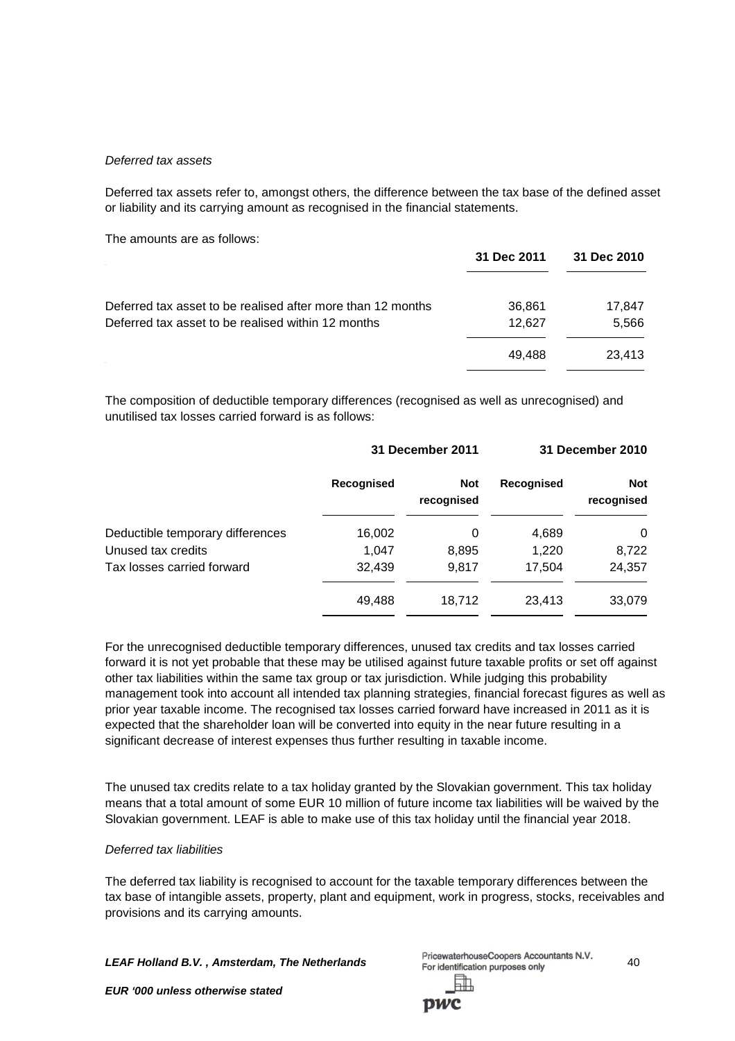*Deferred tax assets*

Deferred tax assets refer to, amongst others, the difference between the tax base of the defined asset or liability and its carrying amount as recognised in the financial statements.

The amounts are as follows:

| | 31 Dec 2011 | 31 Dec 2010 |
|---|---|---|
| Deferred tax asset to be realised after more than 12 months | 36,861 | 17,847 |
| Deferred tax asset to be realised within 12 months | 12,627 | 5,566 |
| | 49,488 | 23,413 |

The composition of deductible temporary differences (recognised as well as unrecognised) and unutilised tax losses carried forward is as follows:

| | 31 December 2011 | | 31 December 2010 | |
|---|---|---|---|---|
| | Recognised | Not recognised | Recognised | Not recognised |
| Deductible temporary differences | 16,002 | 0 | 4,689 | 0 |
| Unused tax credits | 1,047 | 8,895 | 1,220 | 8,722 |
| Tax losses carried forward | 32,439 | 9,817 | 17,504 | 24,357 |
| | 49,488 | 18,712 | 23,413 | 33,079 |

For the unrecognised deductible temporary differences, unused tax credits and tax losses carried forward it is not yet probable that these may be utilised against future taxable profits or set off against other tax liabilities within the same tax group or tax jurisdiction. While judging this probability management took into account all intended tax planning strategies, financial forecast figures as well as prior year taxable income. The recognised tax losses carried forward have increased in 2011 as it is expected that the shareholder loan will be converted into equity in the near future resulting in a significant decrease of interest expenses thus further resulting in taxable income.

The unused tax credits relate to a tax holiday granted by the Slovakian government. This tax holiday means that a total amount of some EUR 10 million of future income tax liabilities will be waived by the Slovakian government. LEAF is able to make use of this tax holiday until the financial year 2018.

*Deferred tax liabilities*

The deferred tax liability is recognised to account for the taxable temporary differences between the tax base of intangible assets, property, plant and equipment, work in progress, stocks, receivables and provisions and its carrying amounts.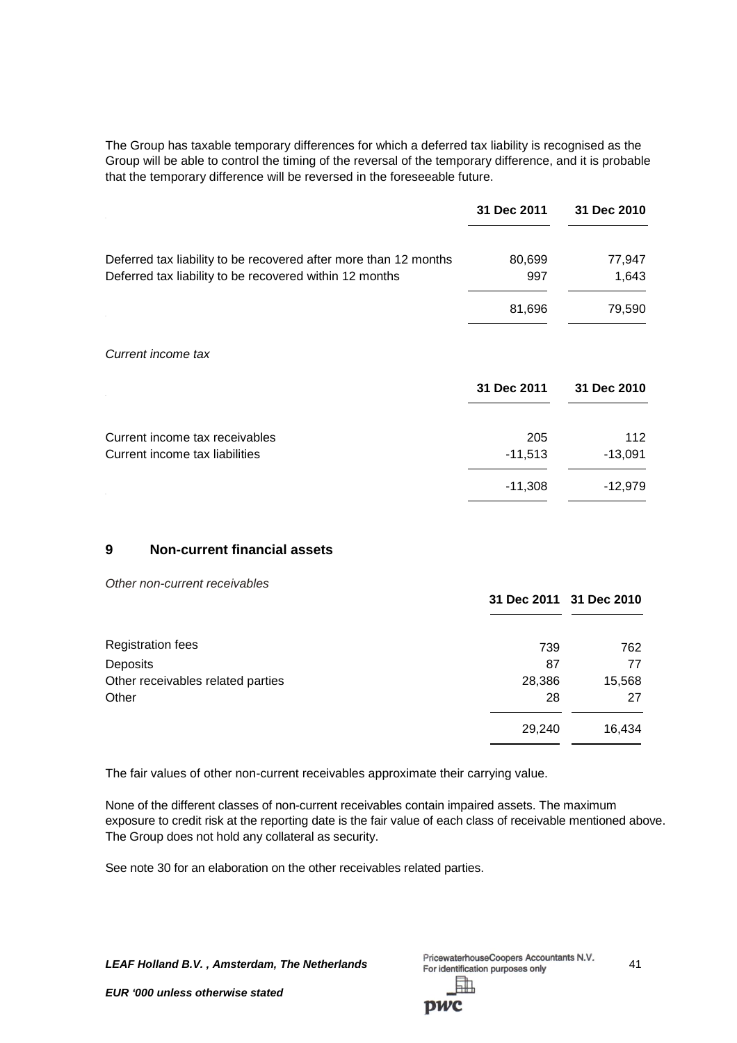The Group has taxable temporary differences for which a deferred tax liability is recognised as the Group will be able to control the timing of the reversal of the temporary difference, and it is probable that the temporary difference will be reversed in the foreseeable future.

| | 31 Dec 2011 | 31 Dec 2010 |
|---|---|---|
| Deferred tax liability to be recovered after more than 12 months | 80,699 | 77,947 |
| Deferred tax liability to be recovered within 12 months | 997 | 1,643 |
| | 81,696 | 79,590 |

*Current income tax*

| | 31 Dec 2011 | 31 Dec 2010 |
|---|---|---|
| Current income tax receivables | 205 | 112 |
| Current income tax liabilities | -11,513 | -13,091 |
| | -11,308 | -12,979 |

## 9 Non-current financial assets

*Other non-current receivables*

| | 31 Dec 2011 | 31 Dec 2010 |
|---|---|---|
| Registration fees | 739 | 762 |
| Deposits | 87 | 77 |
| Other receivables related parties | 28,386 | 15,568 |
| Other | 28 | 27 |
| | 29,240 | 16,434 |

The fair values of other non-current receivables approximate their carrying value.

None of the different classes of non-current receivables contain impaired assets. The maximum exposure to credit risk at the reporting date is the fair value of each class of receivable mentioned above. The Group does not hold any collateral as security.

See note 30 for an elaboration on the other receivables related parties.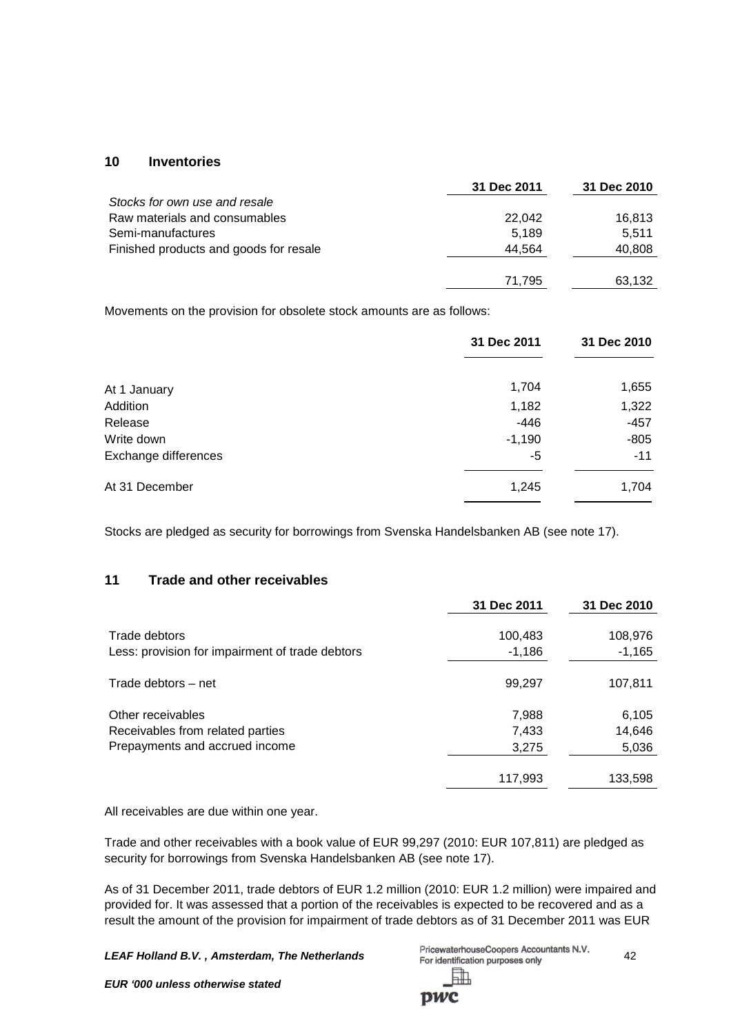## 10 Inventories

| | 31 Dec 2011 | 31 Dec 2010 |
|---|---|---|
| *Stocks for own use and resale* | | |
| Raw materials and consumables | 22,042 | 16,813 |
| Semi-manufactures | 5,189 | 5,511 |
| Finished products and goods for resale | 44,564 | 40,808 |
| | 71,795 | 63,132 |

Movements on the provision for obsolete stock amounts are as follows:

| | 31 Dec 2011 | 31 Dec 2010 |
|---|---|---|
| At 1 January | 1,704 | 1,655 |
| Addition | 1,182 | 1,322 |
| Release | -446 | -457 |
| Write down | -1,190 | -805 |
| Exchange differences | -5 | -11 |
| At 31 December | 1,245 | 1,704 |

Stocks are pledged as security for borrowings from Svenska Handelsbanken AB (see note 17).

## 11 Trade and other receivables

| | 31 Dec 2011 | 31 Dec 2010 |
|---|---|---|
| Trade debtors | 100,483 | 108,976 |
| Less: provision for impairment of trade debtors | -1,186 | -1,165 |
| Trade debtors – net | 99,297 | 107,811 |
| Other receivables | 7,988 | 6,105 |
| Receivables from related parties | 7,433 | 14,646 |
| Prepayments and accrued income | 3,275 | 5,036 |
| | 117,993 | 133,598 |

All receivables are due within one year.

Trade and other receivables with a book value of EUR 99,297 (2010: EUR 107,811) are pledged as security for borrowings from Svenska Handelsbanken AB (see note 17).

As of 31 December 2011, trade debtors of EUR 1.2 million (2010: EUR 1.2 million) were impaired and provided for. It was assessed that a portion of the receivables is expected to be recovered and as a result the amount of the provision for impairment of trade debtors as of 31 December 2011 was EUR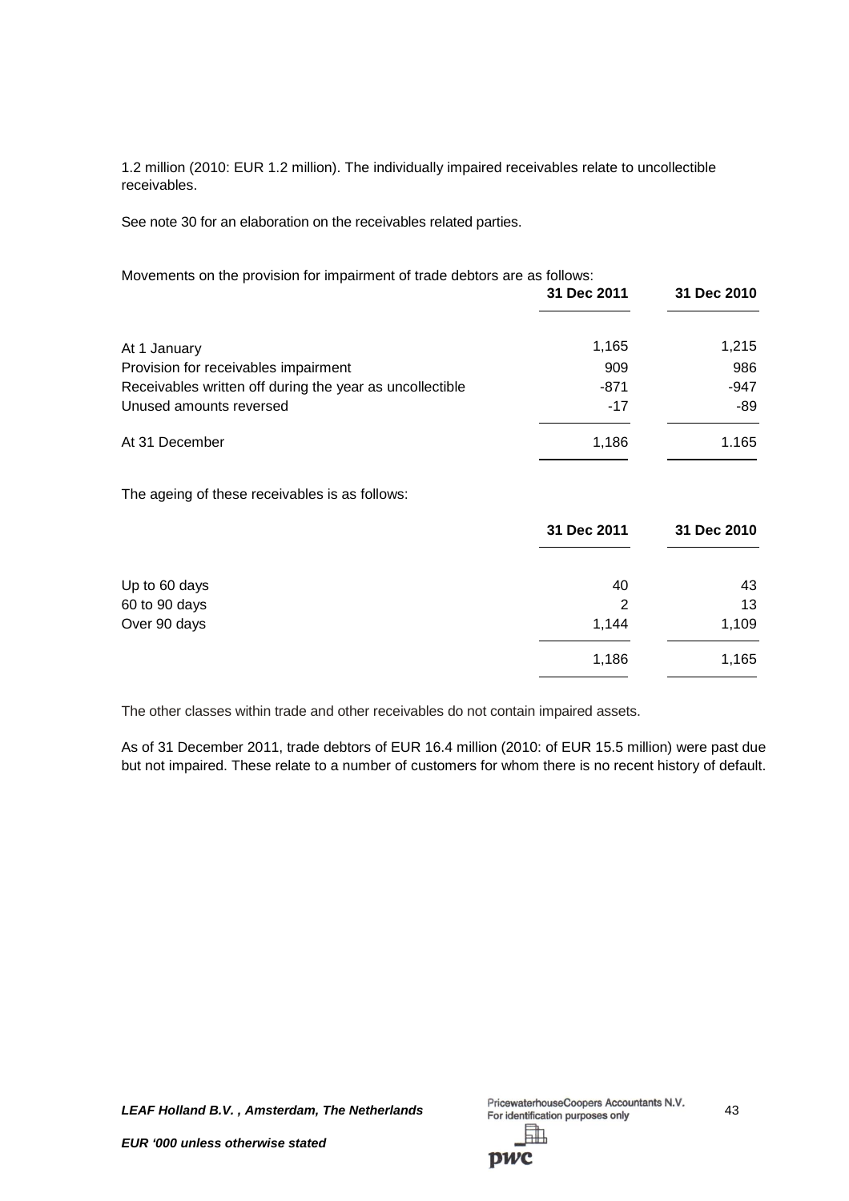1.2 million (2010: EUR 1.2 million). The individually impaired receivables relate to uncollectible receivables.

See note 30 for an elaboration on the receivables related parties.

Movements on the provision for impairment of trade debtors are as follows:

| | 31 Dec 2011 | 31 Dec 2010 |
|---|---|---|
| At 1 January | 1,165 | 1,215 |
| Provision for receivables impairment | 909 | 986 |
| Receivables written off during the year as uncollectible | -871 | -947 |
| Unused amounts reversed | -17 | -89 |
| At 31 December | 1,186 | 1.165 |

The ageing of these receivables is as follows:

| | 31 Dec 2011 | 31 Dec 2010 |
|---|---|---|
| Up to 60 days | 40 | 43 |
| 60 to 90 days | 2 | 13 |
| Over 90 days | 1,144 | 1,109 |
| | 1,186 | 1,165 |

The other classes within trade and other receivables do not contain impaired assets.

As of 31 December 2011, trade debtors of EUR 16.4 million (2010: of EUR 15.5 million) were past due but not impaired. These relate to a number of customers for whom there is no recent history of default.

*EUR '000 unless otherwise stated*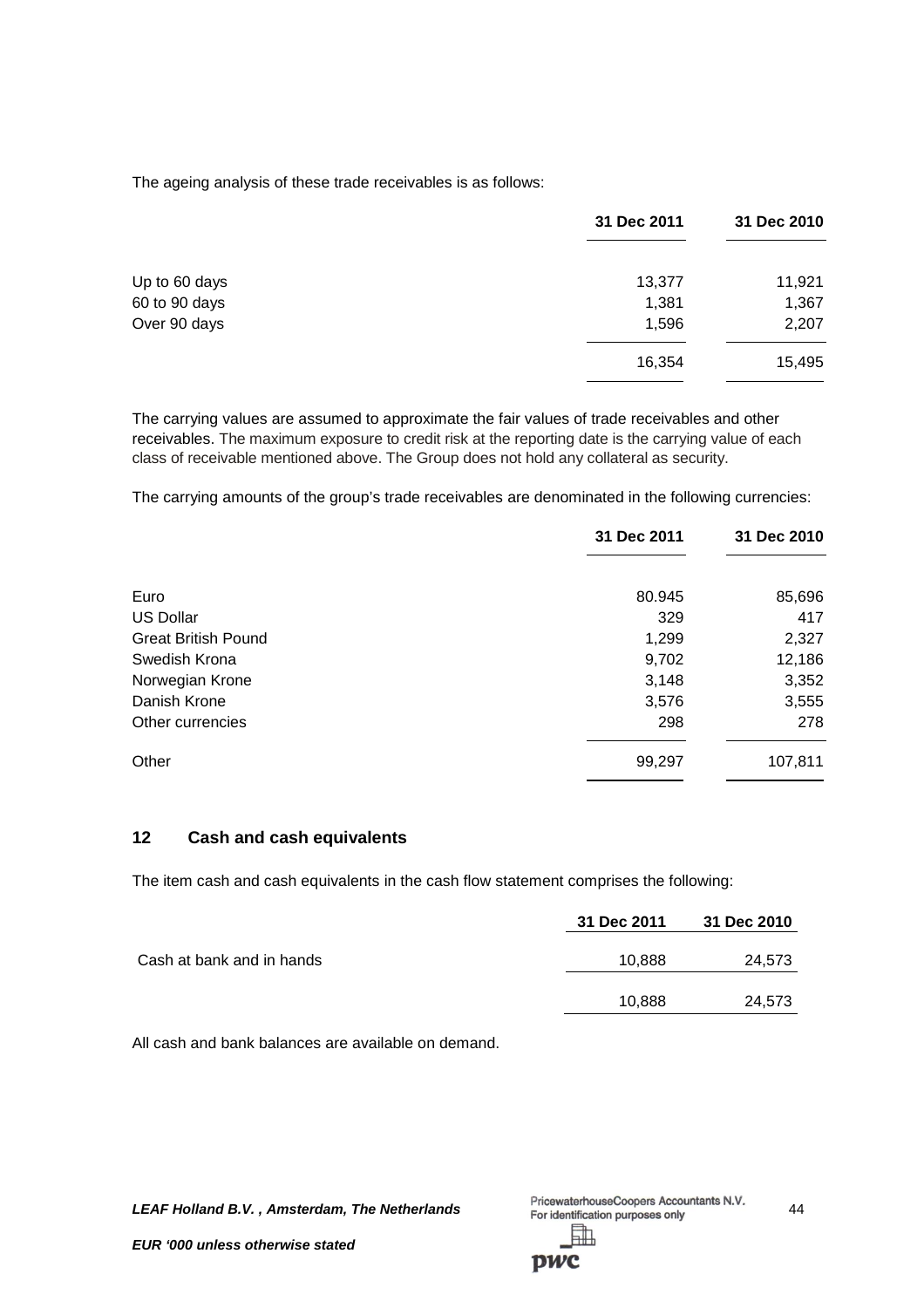The ageing analysis of these trade receivables is as follows:

| | 31 Dec 2011 | 31 Dec 2010 |
|---|---|---|
| Up to 60 days | 13,377 | 11,921 |
| 60 to 90 days | 1,381 | 1,367 |
| Over 90 days | 1,596 | 2,207 |
| | 16,354 | 15,495 |

The carrying values are assumed to approximate the fair values of trade receivables and other receivables. The maximum exposure to credit risk at the reporting date is the carrying value of each class of receivable mentioned above. The Group does not hold any collateral as security.

The carrying amounts of the group's trade receivables are denominated in the following currencies:

| | 31 Dec 2011 | 31 Dec 2010 |
|---|---|---|
| Euro | 80.945 | 85,696 |
| US Dollar | 329 | 417 |
| Great British Pound | 1,299 | 2,327 |
| Swedish Krona | 9,702 | 12,186 |
| Norwegian Krone | 3,148 | 3,352 |
| Danish Krone | 3,576 | 3,555 |
| Other currencies | 298 | 278 |
| Other | 99,297 | 107,811 |

## 12 Cash and cash equivalents

The item cash and cash equivalents in the cash flow statement comprises the following:

| | 31 Dec 2011 | 31 Dec 2010 |
|---|---|---|
| Cash at bank and in hands | 10,888 | 24,573 |
| | 10,888 | 24,573 |

All cash and bank balances are available on demand.

*LEAF Holland B.V. , Amsterdam, The Netherlands*

*EUR '000 unless otherwise stated*

PricewaterhouseCoopers Accountants N.V.
For identification purposes only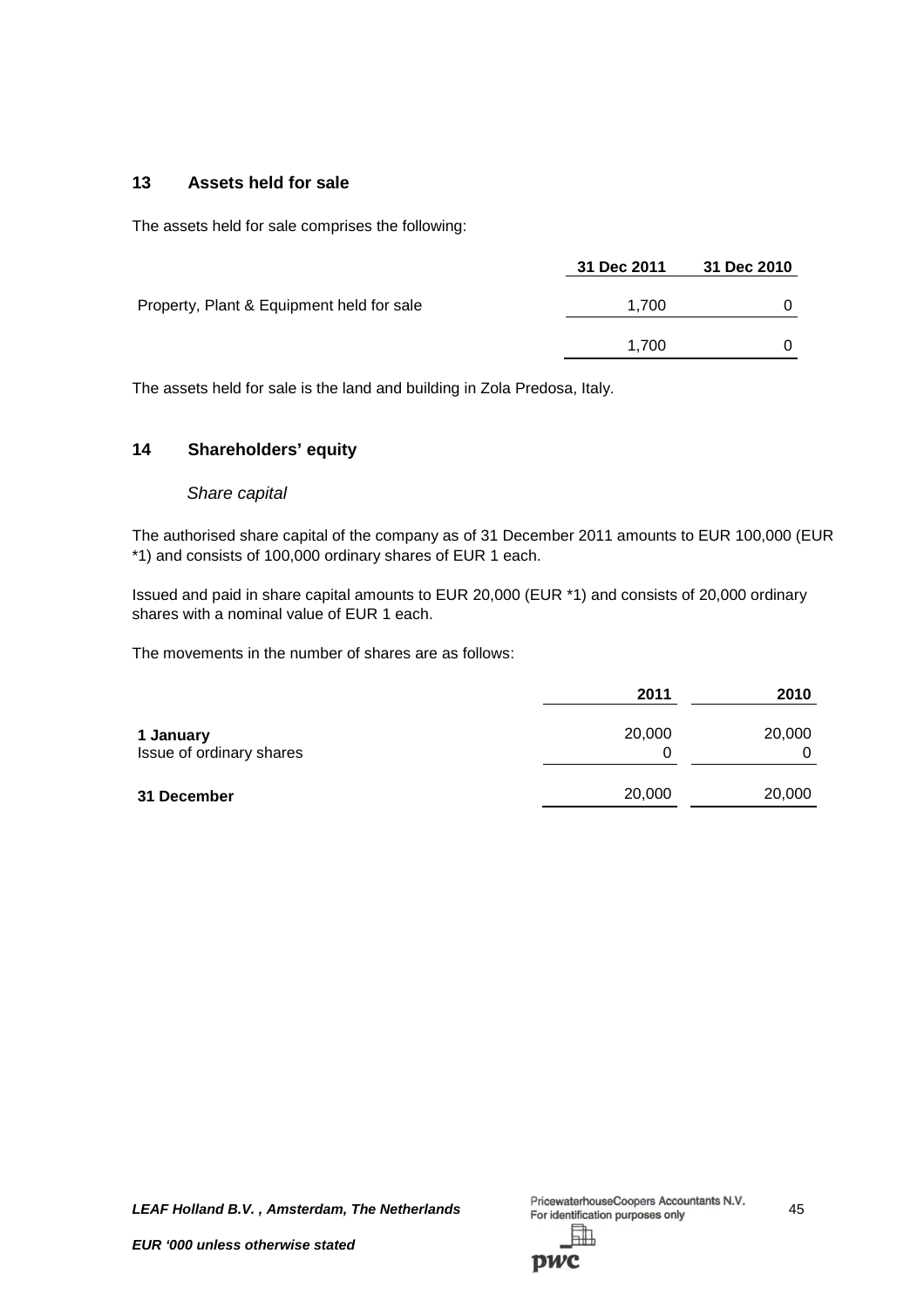## 13 Assets held for sale

The assets held for sale comprises the following:

| | 31 Dec 2011 | 31 Dec 2010 |
|---|---|---|
| Property, Plant & Equipment held for sale | 1,700 | 0 |
| | 1,700 | 0 |

The assets held for sale is the land and building in Zola Predosa, Italy.

## 14 Shareholders' equity

*Share capital*

The authorised share capital of the company as of 31 December 2011 amounts to EUR 100,000 (EUR *1) and consists of 100,000 ordinary shares of EUR 1 each.

Issued and paid in share capital amounts to EUR 20,000 (EUR *1) and consists of 20,000 ordinary shares with a nominal value of EUR 1 each.

The movements in the number of shares are as follows:

| | 2011 | 2010 |
|---|---|---|
| **1 January** | 20,000 | 20,000 |
| Issue of ordinary shares | 0 | 0 |
| **31 December** | 20,000 | 20,000 |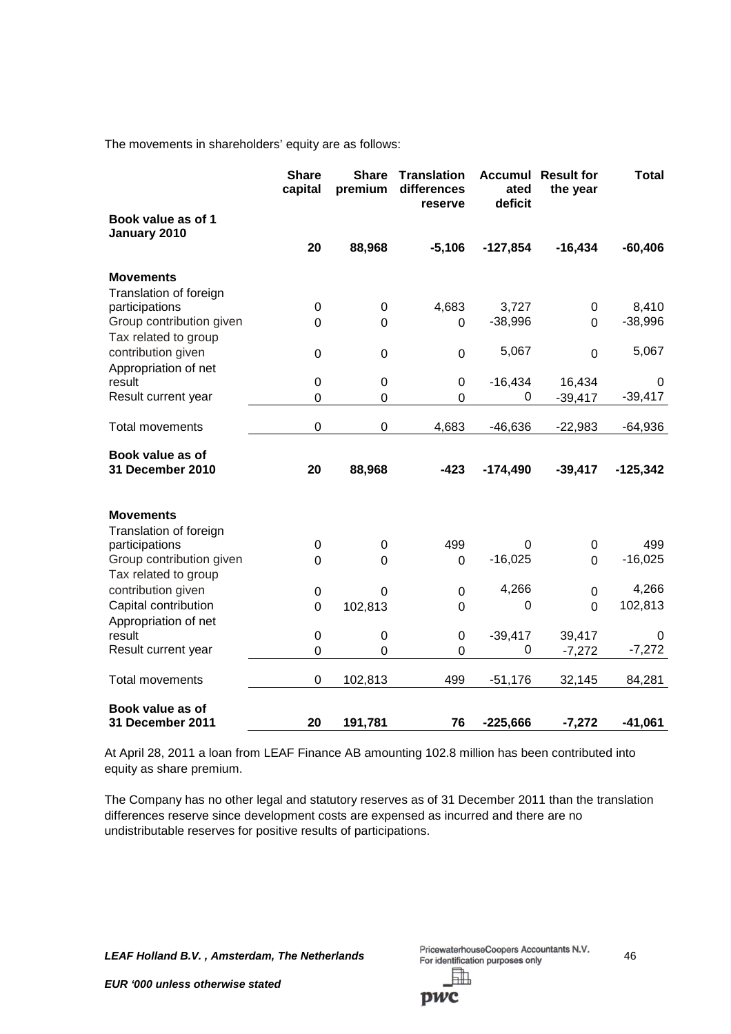The movements in shareholders' equity are as follows:

| | Share capital | Share premium | Translation differences reserve | Accumulated deficit | Result for the year | Total |
|---|---|---|---|---|---|---|
| **Book value as of 1 January 2010** | **20** | **88,968** | **-5,106** | **-127,854** | **-16,434** | **-60,406** |
| **Movements** | | | | | | |
| Translation of foreign participations | 0 | 0 | 4,683 | 3,727 | 0 | 8,410 |
| Group contribution given | 0 | 0 | 0 | -38,996 | 0 | -38,996 |
| Tax related to group contribution given | 0 | 0 | 0 | 5,067 | 0 | 5,067 |
| Appropriation of net result | 0 | 0 | 0 | -16,434 | 16,434 | 0 |
| Result current year | 0 | 0 | 0 | 0 | -39,417 | -39,417 |
| Total movements | 0 | 0 | 4,683 | -46,636 | -22,983 | -64,936 |
| **Book value as of 31 December 2010** | **20** | **88,968** | **-423** | **-174,490** | **-39,417** | **-125,342** |
| **Movements** | | | | | | |
| Translation of foreign participations | 0 | 0 | 499 | 0 | 0 | 499 |
| Group contribution given | 0 | 0 | 0 | -16,025 | 0 | -16,025 |
| Tax related to group contribution given | 0 | 0 | 0 | 4,266 | 0 | 4,266 |
| Capital contribution | 0 | 102,813 | 0 | 0 | 0 | 102,813 |
| Appropriation of net result | 0 | 0 | 0 | -39,417 | 39,417 | 0 |
| Result current year | 0 | 0 | 0 | 0 | -7,272 | -7,272 |
| Total movements | 0 | 102,813 | 499 | -51,176 | 32,145 | 84,281 |
| **Book value as of 31 December 2011** | **20** | **191,781** | **76** | **-225,666** | **-7,272** | **-41,061** |

At April 28, 2011 a loan from LEAF Finance AB amounting 102.8 million has been contributed into equity as share premium.

The Company has no other legal and statutory reserves as of 31 December 2011 than the translation differences reserve since development costs are expensed as incurred and there are no undistributable reserves for positive results of participations.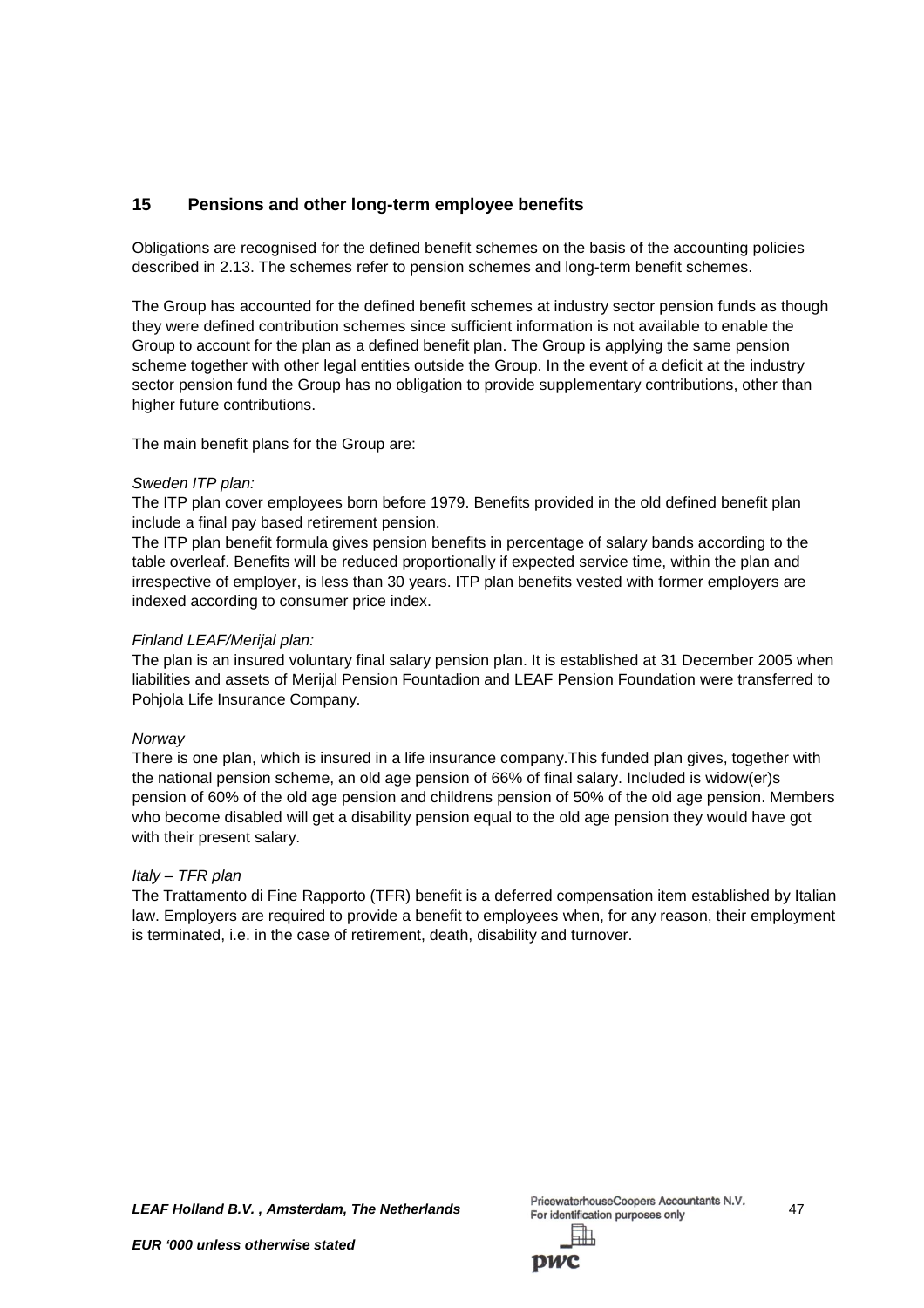## 15 Pensions and other long-term employee benefits

Obligations are recognised for the defined benefit schemes on the basis of the accounting policies described in 2.13. The schemes refer to pension schemes and long-term benefit schemes.

The Group has accounted for the defined benefit schemes at industry sector pension funds as though they were defined contribution schemes since sufficient information is not available to enable the Group to account for the plan as a defined benefit plan. The Group is applying the same pension scheme together with other legal entities outside the Group. In the event of a deficit at the industry sector pension fund the Group has no obligation to provide supplementary contributions, other than higher future contributions.

The main benefit plans for the Group are:

*Sweden ITP plan:*
The ITP plan cover employees born before 1979. Benefits provided in the old defined benefit plan include a final pay based retirement pension.
The ITP plan benefit formula gives pension benefits in percentage of salary bands according to the table overleaf. Benefits will be reduced proportionally if expected service time, within the plan and irrespective of employer, is less than 30 years. ITP plan benefits vested with former employers are indexed according to consumer price index.

*Finland LEAF/Merijal plan:*
The plan is an insured voluntary final salary pension plan. It is established at 31 December 2005 when liabilities and assets of Merijal Pension Fountadion and LEAF Pension Foundation were transferred to Pohjola Life Insurance Company.

*Norway*
There is one plan, which is insured in a life insurance company.This funded plan gives, together with the national pension scheme, an old age pension of 66% of final salary. Included is widow(er)s pension of 60% of the old age pension and childrens pension of 50% of the old age pension. Members who become disabled will get a disability pension equal to the old age pension they would have got with their present salary.

*Italy – TFR plan*
The Trattamento di Fine Rapporto (TFR) benefit is a deferred compensation item established by Italian law. Employers are required to provide a benefit to employees when, for any reason, their employment is terminated, i.e. in the case of retirement, death, disability and turnover.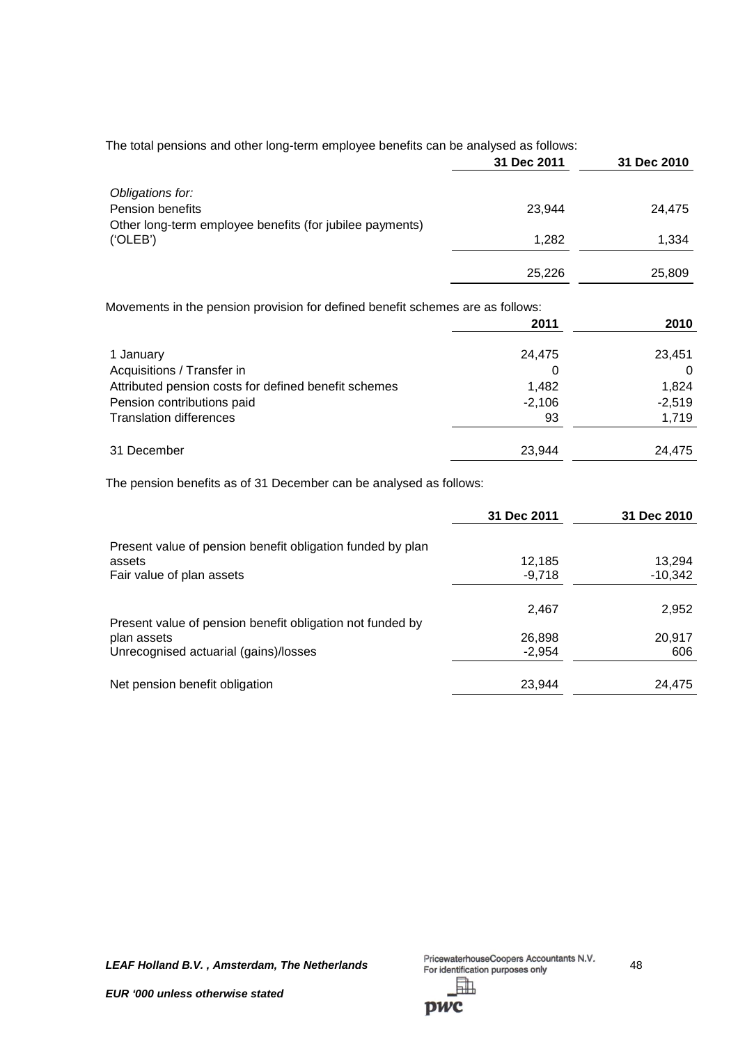The total pensions and other long-term employee benefits can be analysed as follows:

| | 31 Dec 2011 | 31 Dec 2010 |
|---|---|---|
| *Obligations for:* | | |
| Pension benefits | 23,944 | 24,475 |
| Other long-term employee benefits (for jubilee payments) ('OLEB') | 1,282 | 1,334 |
| | 25,226 | 25,809 |

Movements in the pension provision for defined benefit schemes are as follows:

| | 2011 | 2010 |
|---|---|---|
| 1 January | 24,475 | 23,451 |
| Acquisitions / Transfer in | 0 | 0 |
| Attributed pension costs for defined benefit schemes | 1,482 | 1,824 |
| Pension contributions paid | -2,106 | -2,519 |
| Translation differences | 93 | 1,719 |
| 31 December | 23,944 | 24,475 |

The pension benefits as of 31 December can be analysed as follows:

| | 31 Dec 2011 | 31 Dec 2010 |
|---|---|---|
| Present value of pension benefit obligation funded by plan assets | 12,185 | 13,294 |
| Fair value of plan assets | -9,718 | -10,342 |
| | 2,467 | 2,952 |
| Present value of pension benefit obligation not funded by plan assets | 26,898 | 20,917 |
| Unrecognised actuarial (gains)/losses | -2,954 | 606 |
| Net pension benefit obligation | 23,944 | 24,475 |

*EUR '000 unless otherwise stated*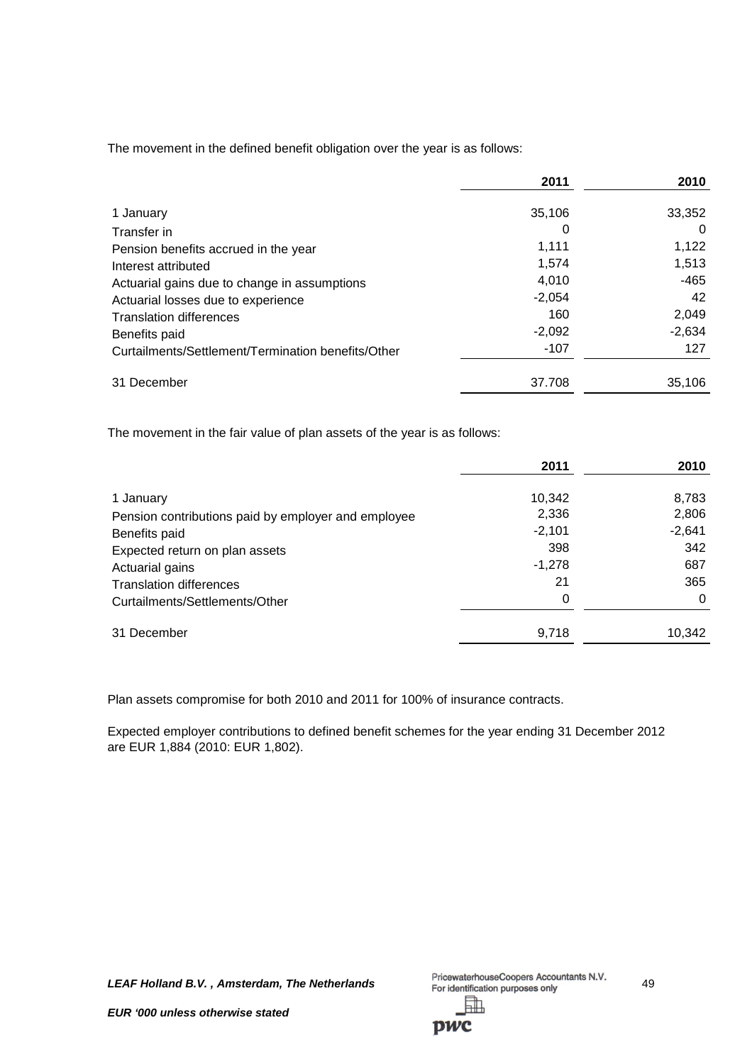The movement in the defined benefit obligation over the year is as follows:

| | 2011 | 2010 |
|---|---|---|
| 1 January | 35,106 | 33,352 |
| Transfer in | 0 | 0 |
| Pension benefits accrued in the year | 1,111 | 1,122 |
| Interest attributed | 1,574 | 1,513 |
| Actuarial gains due to change in assumptions | 4,010 | -465 |
| Actuarial losses due to experience | -2,054 | 42 |
| Translation differences | 160 | 2,049 |
| Benefits paid | -2,092 | -2,634 |
| Curtailments/Settlement/Termination benefits/Other | -107 | 127 |
| 31 December | 37.708 | 35,106 |

The movement in the fair value of plan assets of the year is as follows:

| | 2011 | 2010 |
|---|---|---|
| 1 January | 10,342 | 8,783 |
| Pension contributions paid by employer and employee | 2,336 | 2,806 |
| Benefits paid | -2,101 | -2,641 |
| Expected return on plan assets | 398 | 342 |
| Actuarial gains | -1,278 | 687 |
| Translation differences | 21 | 365 |
| Curtailments/Settlements/Other | 0 | 0 |
| 31 December | 9,718 | 10,342 |

Plan assets compromise for both 2010 and 2011 for 100% of insurance contracts.

Expected employer contributions to defined benefit schemes for the year ending 31 December 2012 are EUR 1,884 (2010: EUR 1,802).

***LEAF Holland B.V. , Amsterdam, The Netherlands***

***EUR '000 unless otherwise stated***

PricewaterhouseCoopers Accountants N.V.
For identification purposes only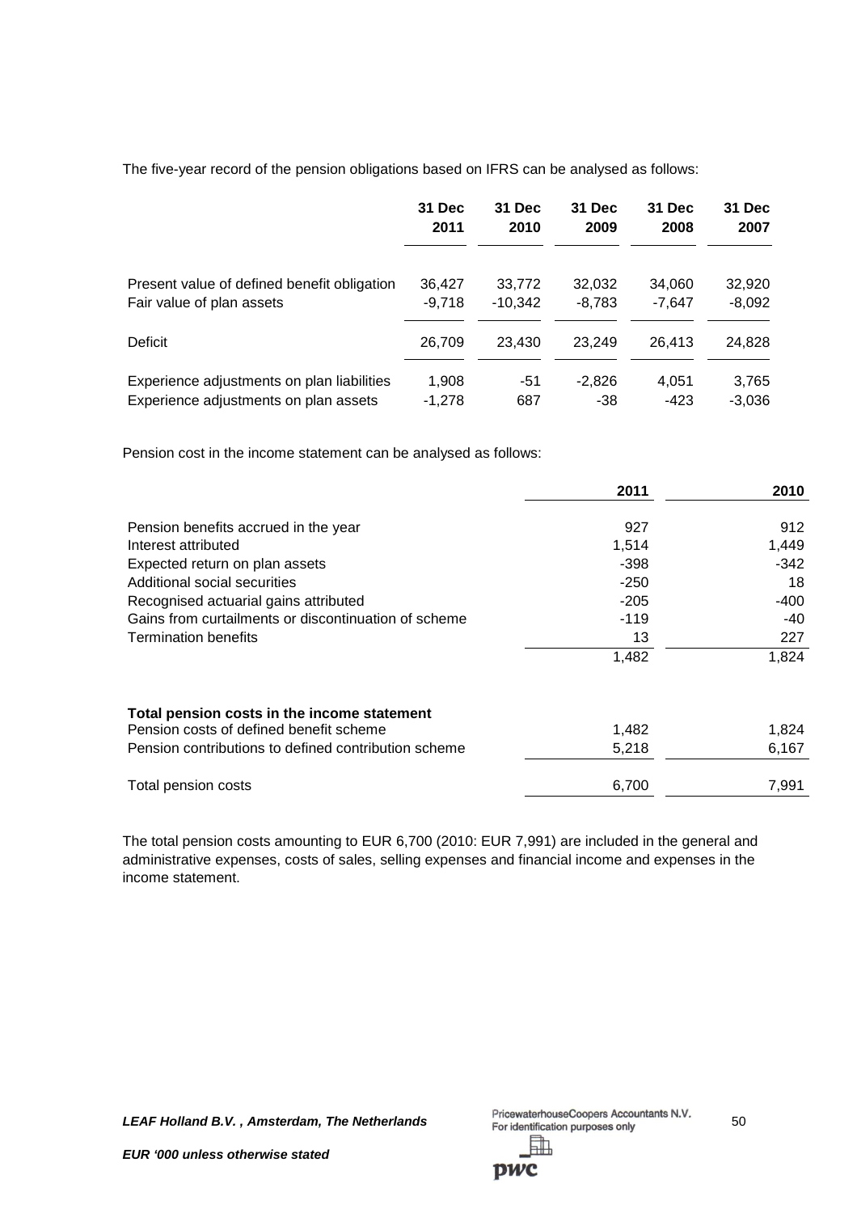The five-year record of the pension obligations based on IFRS can be analysed as follows:

| | 31 Dec 2011 | 31 Dec 2010 | 31 Dec 2009 | 31 Dec 2008 | 31 Dec 2007 |
|---|---|---|---|---|---|
| Present value of defined benefit obligation | 36,427 | 33,772 | 32,032 | 34,060 | 32,920 |
| Fair value of plan assets | -9,718 | -10,342 | -8,783 | -7,647 | -8,092 |
| Deficit | 26,709 | 23,430 | 23,249 | 26,413 | 24,828 |
| Experience adjustments on plan liabilities | 1,908 | -51 | -2,826 | 4,051 | 3,765 |
| Experience adjustments on plan assets | -1,278 | 687 | -38 | -423 | -3,036 |

Pension cost in the income statement can be analysed as follows:

| | 2011 | 2010 |
|---|---|---|
| Pension benefits accrued in the year | 927 | 912 |
| Interest attributed | 1,514 | 1,449 |
| Expected return on plan assets | -398 | -342 |
| Additional social securities | -250 | 18 |
| Recognised actuarial gains attributed | -205 | -400 |
| Gains from curtailments or discontinuation of scheme | -119 | -40 |
| Termination benefits | 13 | 227 |
| | 1,482 | 1,824 |
| **Total pension costs in the income statement** | | |
| Pension costs of defined benefit scheme | 1,482 | 1,824 |
| Pension contributions to defined contribution scheme | 5,218 | 6,167 |
| Total pension costs | 6,700 | 7,991 |

The total pension costs amounting to EUR 6,700 (2010: EUR 7,991) are included in the general and administrative expenses, costs of sales, selling expenses and financial income and expenses in the income statement.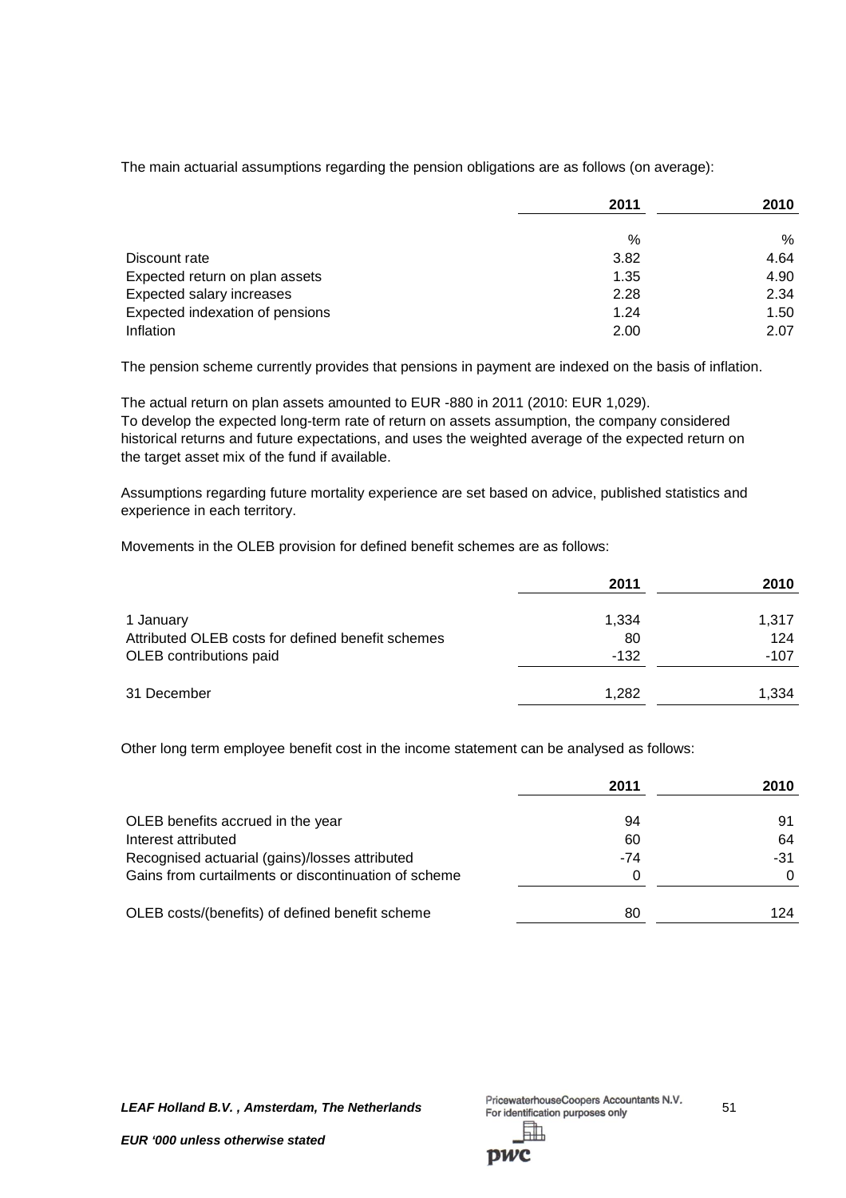The main actuarial assumptions regarding the pension obligations are as follows (on average):

| | 2011 | 2010 |
|---|---|---|
| | % | % |
| Discount rate | 3.82 | 4.64 |
| Expected return on plan assets | 1.35 | 4.90 |
| Expected salary increases | 2.28 | 2.34 |
| Expected indexation of pensions | 1.24 | 1.50 |
| Inflation | 2.00 | 2.07 |

The pension scheme currently provides that pensions in payment are indexed on the basis of inflation.

The actual return on plan assets amounted to EUR -880 in 2011 (2010: EUR 1,029).
To develop the expected long-term rate of return on assets assumption, the company considered historical returns and future expectations, and uses the weighted average of the expected return on the target asset mix of the fund if available.

Assumptions regarding future mortality experience are set based on advice, published statistics and experience in each territory.

Movements in the OLEB provision for defined benefit schemes are as follows:

| | 2011 | 2010 |
|---|---|---|
| 1 January | 1,334 | 1,317 |
| Attributed OLEB costs for defined benefit schemes | 80 | 124 |
| OLEB contributions paid | -132 | -107 |
| 31 December | 1,282 | 1,334 |

Other long term employee benefit cost in the income statement can be analysed as follows:

| | 2011 | 2010 |
|---|---|---|
| OLEB benefits accrued in the year | 94 | 91 |
| Interest attributed | 60 | 64 |
| Recognised actuarial (gains)/losses attributed | -74 | -31 |
| Gains from curtailments or discontinuation of scheme | 0 | 0 |
| OLEB costs/(benefits) of defined benefit scheme | 80 | 124 |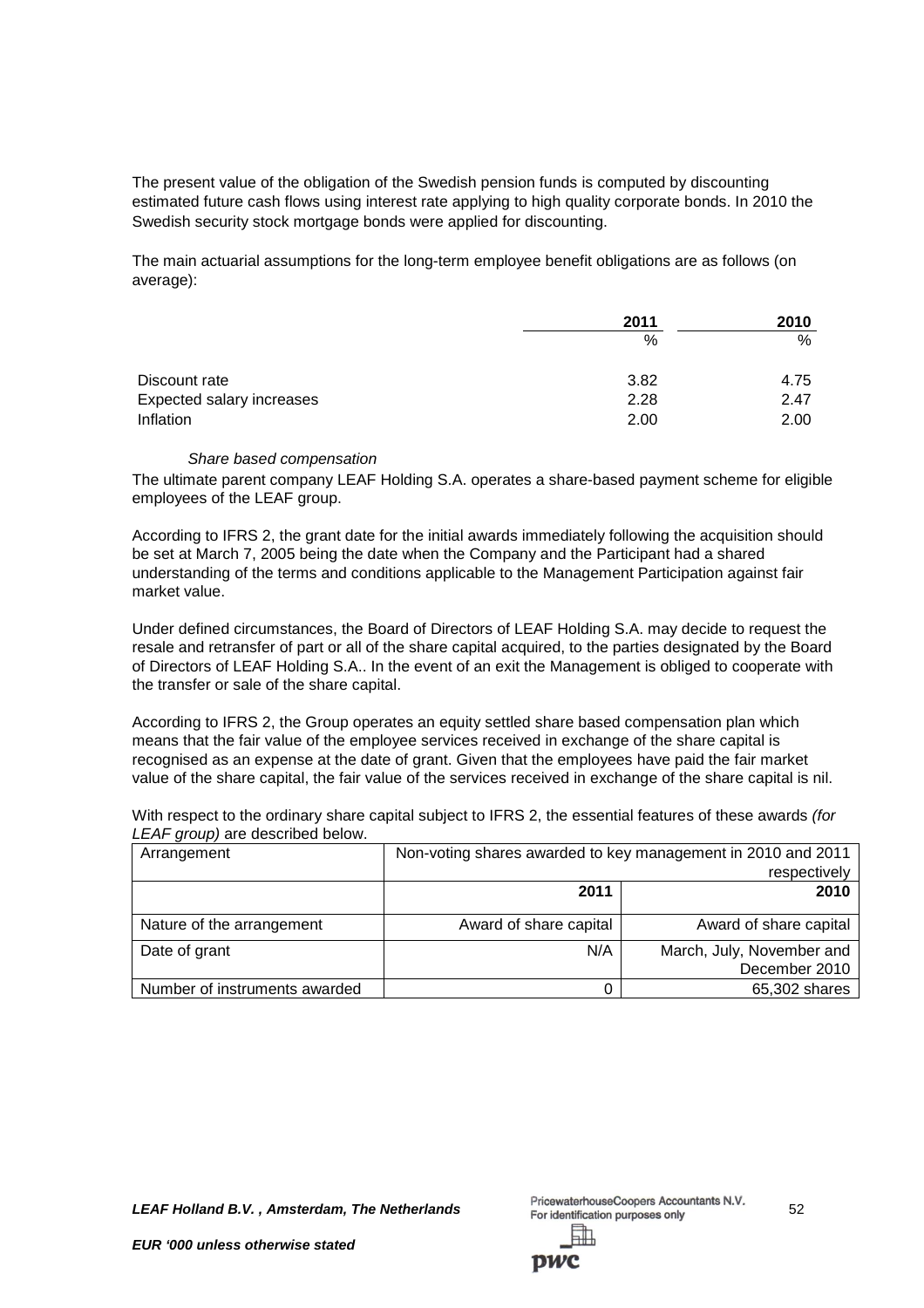The present value of the obligation of the Swedish pension funds is computed by discounting estimated future cash flows using interest rate applying to high quality corporate bonds. In 2010 the Swedish security stock mortgage bonds were applied for discounting.

The main actuarial assumptions for the long-term employee benefit obligations are as follows (on average):

| | 2011 | 2010 |
|---|---|---|
| | % | % |
| Discount rate | 3.82 | 4.75 |
| Expected salary increases | 2.28 | 2.47 |
| Inflation | 2.00 | 2.00 |

*Share based compensation*

The ultimate parent company LEAF Holding S.A. operates a share-based payment scheme for eligible employees of the LEAF group.

According to IFRS 2, the grant date for the initial awards immediately following the acquisition should be set at March 7, 2005 being the date when the Company and the Participant had a shared understanding of the terms and conditions applicable to the Management Participation against fair market value.

Under defined circumstances, the Board of Directors of LEAF Holding S.A. may decide to request the resale and retransfer of part or all of the share capital acquired, to the parties designated by the Board of Directors of LEAF Holding S.A.. In the event of an exit the Management is obliged to cooperate with the transfer or sale of the share capital.

According to IFRS 2, the Group operates an equity settled share based compensation plan which means that the fair value of the employee services received in exchange of the share capital is recognised as an expense at the date of grant. Given that the employees have paid the fair market value of the share capital, the fair value of the services received in exchange of the share capital is nil.

With respect to the ordinary share capital subject to IFRS 2, the essential features of these awards *(for LEAF group)* are described below.

| Arrangement | Non-voting shares awarded to key management in 2010 and 2011 respectively | |
|---|---|---|
| | **2011** | **2010** |
| Nature of the arrangement | Award of share capital | Award of share capital |
| Date of grant | N/A | March, July, November and December 2010 |
| Number of instruments awarded | 0 | 65,302 shares |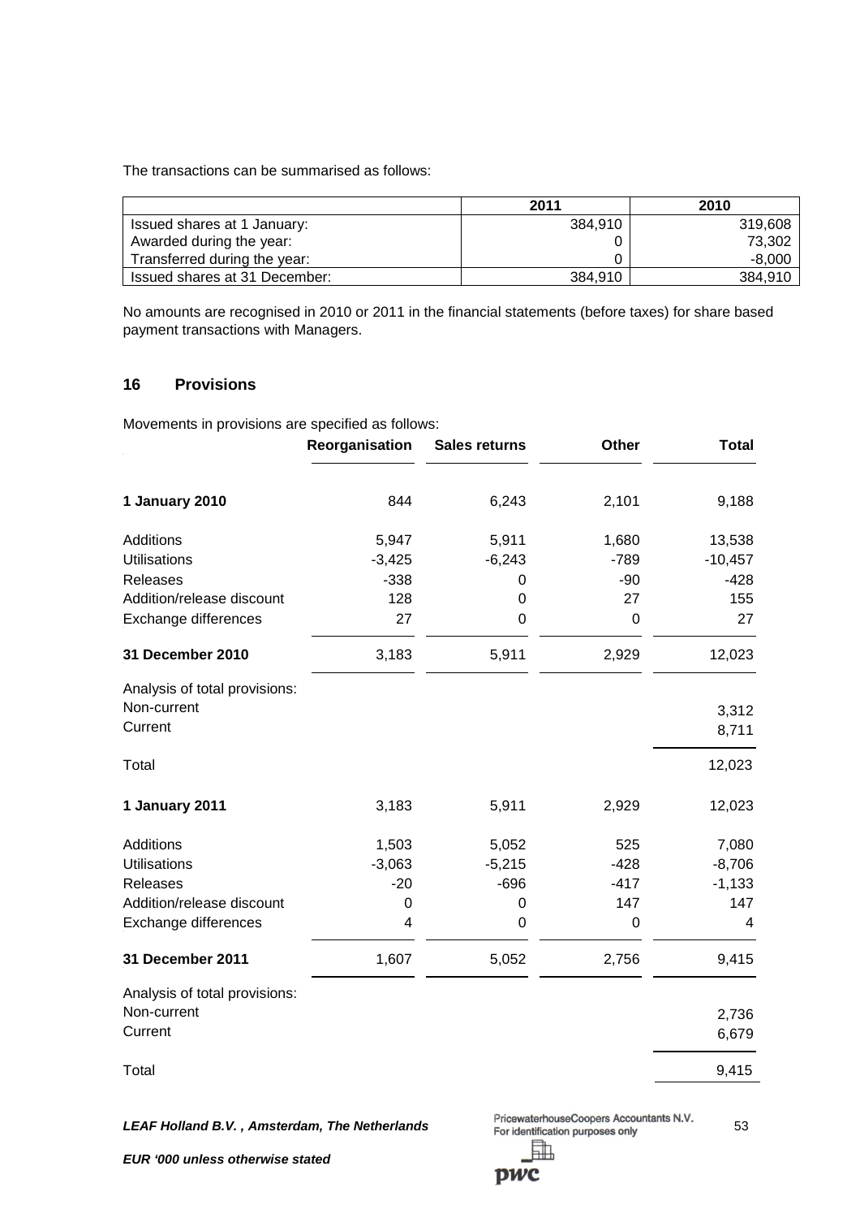The transactions can be summarised as follows:

| | 2011 | 2010 |
|---|---|---|
| Issued shares at 1 January: | 384,910 | 319,608 |
| Awarded during the year: | 0 | 73,302 |
| Transferred during the year: | 0 | -8,000 |
| Issued shares at 31 December: | 384,910 | 384,910 |

No amounts are recognised in 2010 or 2011 in the financial statements (before taxes) for share based payment transactions with Managers.

## 16 Provisions

Movements in provisions are specified as follows:

| | Reorganisation | Sales returns | Other | Total |
|---|---|---|---|---|
| **1 January 2010** | 844 | 6,243 | 2,101 | 9,188 |
| Additions | 5,947 | 5,911 | 1,680 | 13,538 |
| Utilisations | -3,425 | -6,243 | -789 | -10,457 |
| Releases | -338 | 0 | -90 | -428 |
| Addition/release discount | 128 | 0 | 27 | 155 |
| Exchange differences | 27 | 0 | 0 | 27 |
| **31 December 2010** | 3,183 | 5,911 | 2,929 | 12,023 |
| Analysis of total provisions: | | | | |
| Non-current | | | | 3,312 |
| Current | | | | 8,711 |
| Total | | | | 12,023 |
| **1 January 2011** | 3,183 | 5,911 | 2,929 | 12,023 |
| Additions | 1,503 | 5,052 | 525 | 7,080 |
| Utilisations | -3,063 | -5,215 | -428 | -8,706 |
| Releases | -20 | -696 | -417 | -1,133 |
| Addition/release discount | 0 | 0 | 147 | 147 |
| Exchange differences | 4 | 0 | 0 | 4 |
| **31 December 2011** | 1,607 | 5,052 | 2,756 | 9,415 |
| Analysis of total provisions: | | | | |
| Non-current | | | | 2,736 |
| Current | | | | 6,679 |
| Total | | | | 9,415 |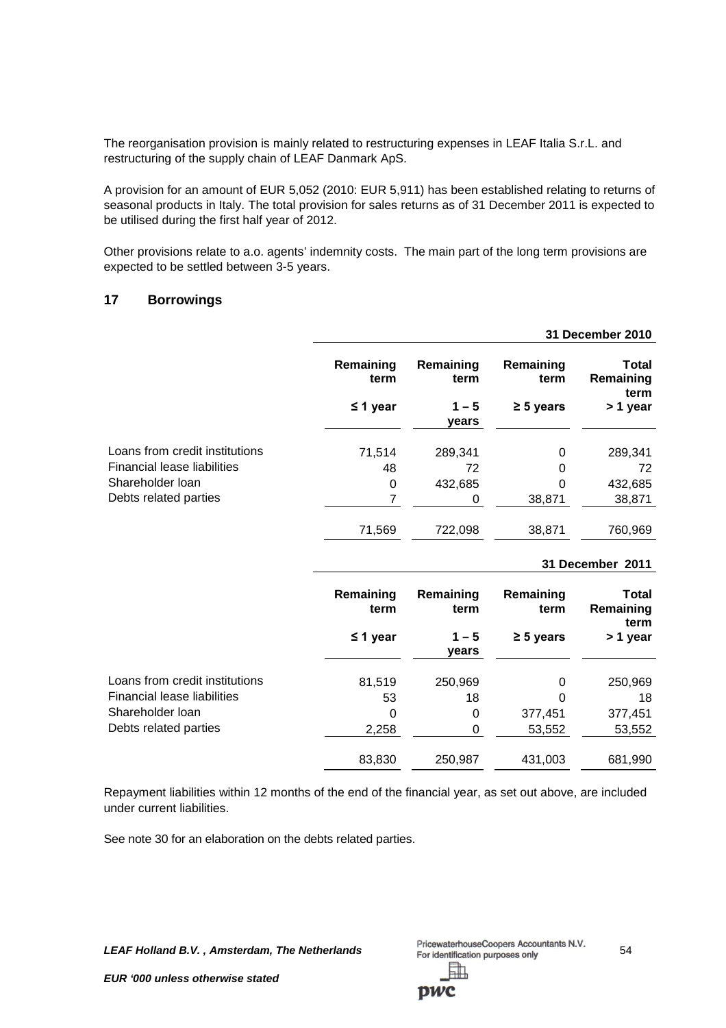The reorganisation provision is mainly related to restructuring expenses in LEAF Italia S.r.L. and restructuring of the supply chain of LEAF Danmark ApS.

A provision for an amount of EUR 5,052 (2010: EUR 5,911) has been established relating to returns of seasonal products in Italy. The total provision for sales returns as of 31 December 2011 is expected to be utilised during the first half year of 2012.

Other provisions relate to a.o. agents' indemnity costs. The main part of the long term provisions are expected to be settled between 3-5 years.

## 17 Borrowings

| | | | | 31 December 2010 |
|---|---|---|---|---|
| | **Remaining term** | **Remaining term** | **Remaining term** | **Total Remaining term** |
| | **≤ 1 year** | **1 – 5 years** | **≥ 5 years** | **> 1 year** |
| Loans from credit institutions | 71,514 | 289,341 | 0 | 289,341 |
| Financial lease liabilities | 48 | 72 | 0 | 72 |
| Shareholder loan | 0 | 432,685 | 0 | 432,685 |
| Debts related parties | 7 | 0 | 38,871 | 38,871 |
| | 71,569 | 722,098 | 38,871 | 760,969 |

| | | | | 31 December 2011 |
|---|---|---|---|---|
| | **Remaining term** | **Remaining term** | **Remaining term** | **Total Remaining term** |
| | **≤ 1 year** | **1 – 5 years** | **≥ 5 years** | **> 1 year** |
| Loans from credit institutions | 81,519 | 250,969 | 0 | 250,969 |
| Financial lease liabilities | 53 | 18 | 0 | 18 |
| Shareholder loan | 0 | 0 | 377,451 | 377,451 |
| Debts related parties | 2,258 | 0 | 53,552 | 53,552 |
| | 83,830 | 250,987 | 431,003 | 681,990 |

Repayment liabilities within 12 months of the end of the financial year, as set out above, are included under current liabilities.

See note 30 for an elaboration on the debts related parties.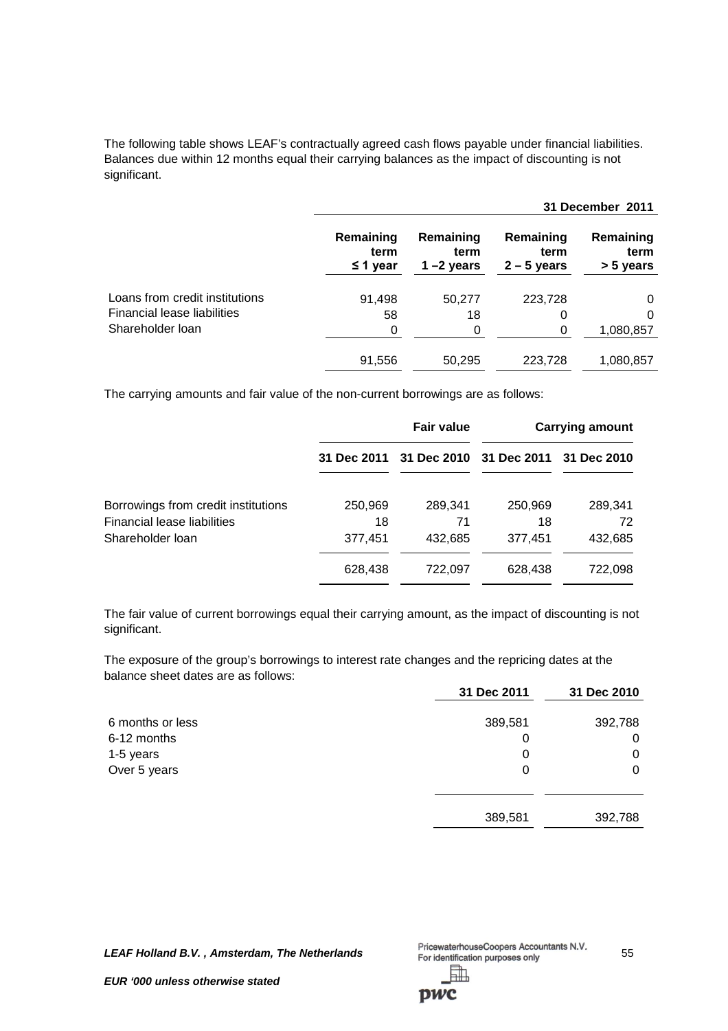The following table shows LEAF's contractually agreed cash flows payable under financial liabilities. Balances due within 12 months equal their carrying balances as the impact of discounting is not significant.

| | | | | **31 December 2011** |
|---|---|---|---|---|
| | **Remaining term ≤ 1 year** | **Remaining term 1 –2 years** | **Remaining term 2 – 5 years** | **Remaining term > 5 years** |
| Loans from credit institutions | 91,498 | 50,277 | 223,728 | 0 |
| Financial lease liabilities | 58 | 18 | 0 | 0 |
| Shareholder loan | 0 | 0 | 0 | 1,080,857 |
| | 91,556 | 50,295 | 223,728 | 1,080,857 |

The carrying amounts and fair value of the non-current borrowings are as follows:

| | **Fair value** | | **Carrying amount** | |
|---|---|---|---|---|
| | **31 Dec 2011** | **31 Dec 2010** | **31 Dec 2011** | **31 Dec 2010** |
| Borrowings from credit institutions | 250,969 | 289,341 | 250,969 | 289,341 |
| Financial lease liabilities | 18 | 71 | 18 | 72 |
| Shareholder loan | 377,451 | 432,685 | 377,451 | 432,685 |
| | 628,438 | 722,097 | 628,438 | 722,098 |

The fair value of current borrowings equal their carrying amount, as the impact of discounting is not significant.

The exposure of the group's borrowings to interest rate changes and the repricing dates at the balance sheet dates are as follows:

| | **31 Dec 2011** | **31 Dec 2010** |
|---|---|---|
| 6 months or less | 389,581 | 392,788 |
| 6-12 months | 0 | 0 |
| 1-5 years | 0 | 0 |
| Over 5 years | 0 | 0 |
| | 389,581 | 392,788 |

*LEAF Holland B.V. , Amsterdam, The Netherlands*

*EUR '000 unless otherwise stated*

PricewaterhouseCoopers Accountants N.V.
For identification purposes only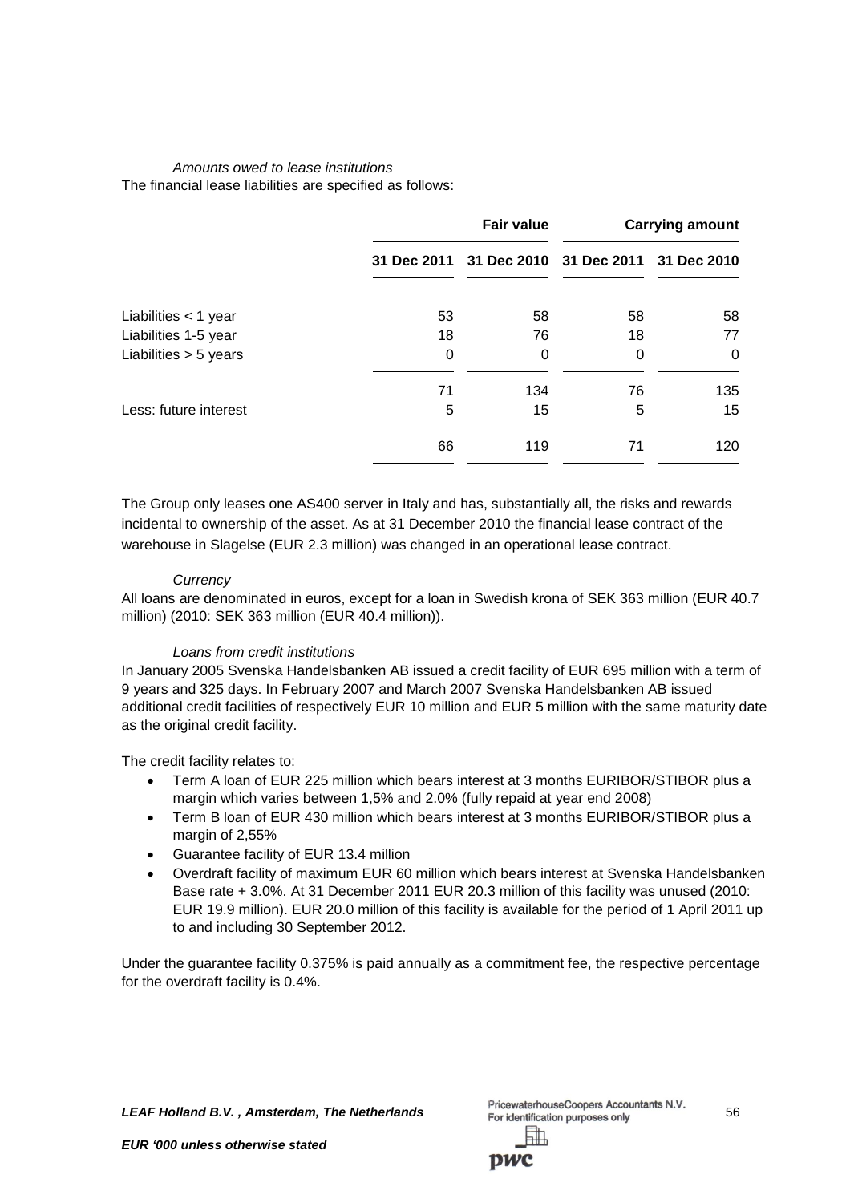*Amounts owed to lease institutions*

The financial lease liabilities are specified as follows:

| | Fair value | | Carrying amount | |
|---|---|---|---|---|
| | 31 Dec 2011 | 31 Dec 2010 | 31 Dec 2011 | 31 Dec 2010 |
| Liabilities < 1 year | 53 | 58 | 58 | 58 |
| Liabilities 1-5 year | 18 | 76 | 18 | 77 |
| Liabilities > 5 years | 0 | 0 | 0 | 0 |
| | 71 | 134 | 76 | 135 |
| Less: future interest | 5 | 15 | 5 | 15 |
| | 66 | 119 | 71 | 120 |

The Group only leases one AS400 server in Italy and has, substantially all, the risks and rewards incidental to ownership of the asset. As at 31 December 2010 the financial lease contract of the warehouse in Slagelse (EUR 2.3 million) was changed in an operational lease contract.

*Currency*

All loans are denominated in euros, except for a loan in Swedish krona of SEK 363 million (EUR 40.7 million) (2010: SEK 363 million (EUR 40.4 million)).

*Loans from credit institutions*

In January 2005 Svenska Handelsbanken AB issued a credit facility of EUR 695 million with a term of 9 years and 325 days. In February 2007 and March 2007 Svenska Handelsbanken AB issued additional credit facilities of respectively EUR 10 million and EUR 5 million with the same maturity date as the original credit facility.

The credit facility relates to:

- Term A loan of EUR 225 million which bears interest at 3 months EURIBOR/STIBOR plus a margin which varies between 1,5% and 2.0% (fully repaid at year end 2008)
- Term B loan of EUR 430 million which bears interest at 3 months EURIBOR/STIBOR plus a margin of 2,55%
- Guarantee facility of EUR 13.4 million
- Overdraft facility of maximum EUR 60 million which bears interest at Svenska Handelsbanken Base rate + 3.0%. At 31 December 2011 EUR 20.3 million of this facility was unused (2010: EUR 19.9 million). EUR 20.0 million of this facility is available for the period of 1 April 2011 up to and including 30 September 2012.

Under the guarantee facility 0.375% is paid annually as a commitment fee, the respective percentage for the overdraft facility is 0.4%.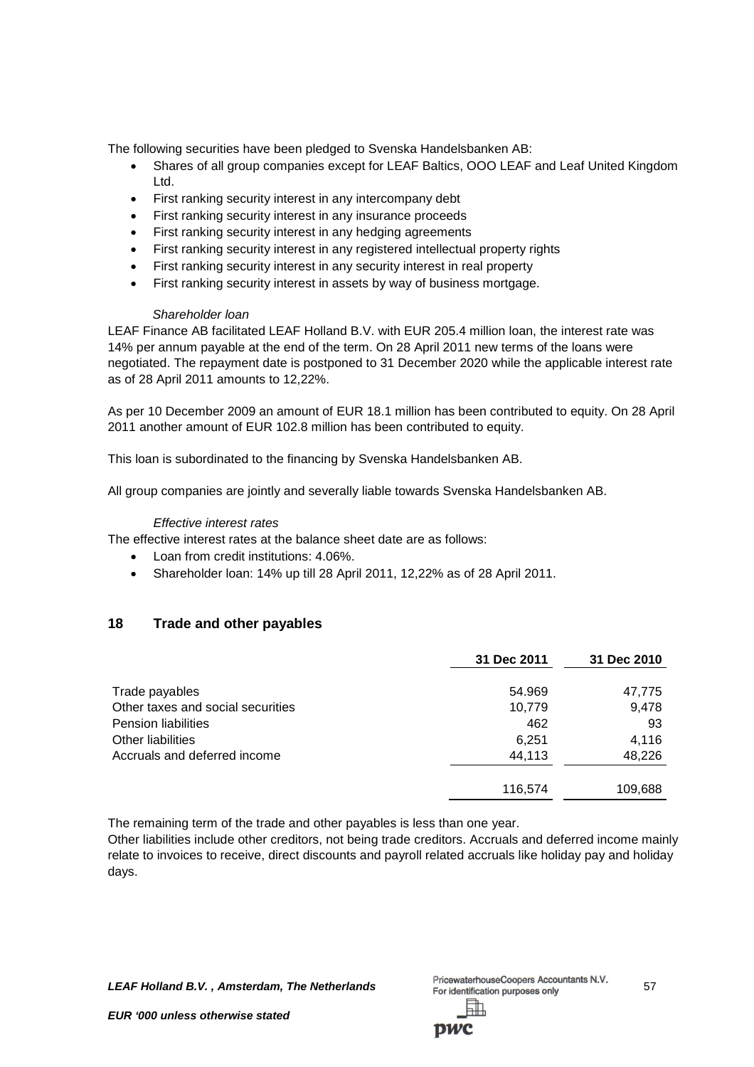The following securities have been pledged to Svenska Handelsbanken AB:

- Shares of all group companies except for LEAF Baltics, OOO LEAF and Leaf United Kingdom Ltd.
- First ranking security interest in any intercompany debt
- First ranking security interest in any insurance proceeds
- First ranking security interest in any hedging agreements
- First ranking security interest in any registered intellectual property rights
- First ranking security interest in any security interest in real property
- First ranking security interest in assets by way of business mortgage.

*Shareholder loan*

LEAF Finance AB facilitated LEAF Holland B.V. with EUR 205.4 million loan, the interest rate was 14% per annum payable at the end of the term. On 28 April 2011 new terms of the loans were negotiated. The repayment date is postponed to 31 December 2020 while the applicable interest rate as of 28 April 2011 amounts to 12,22%.

As per 10 December 2009 an amount of EUR 18.1 million has been contributed to equity. On 28 April 2011 another amount of EUR 102.8 million has been contributed to equity.

This loan is subordinated to the financing by Svenska Handelsbanken AB.

All group companies are jointly and severally liable towards Svenska Handelsbanken AB.

*Effective interest rates*

The effective interest rates at the balance sheet date are as follows:

- Loan from credit institutions: 4.06%.
- Shareholder loan: 14% up till 28 April 2011, 12,22% as of 28 April 2011.

## 18 Trade and other payables

| | 31 Dec 2011 | 31 Dec 2010 |
|---|---|---|
| Trade payables | 54.969 | 47,775 |
| Other taxes and social securities | 10,779 | 9,478 |
| Pension liabilities | 462 | 93 |
| Other liabilities | 6,251 | 4,116 |
| Accruals and deferred income | 44,113 | 48,226 |
| | 116,574 | 109,688 |

The remaining term of the trade and other payables is less than one year.
Other liabilities include other creditors, not being trade creditors. Accruals and deferred income mainly relate to invoices to receive, direct discounts and payroll related accruals like holiday pay and holiday days.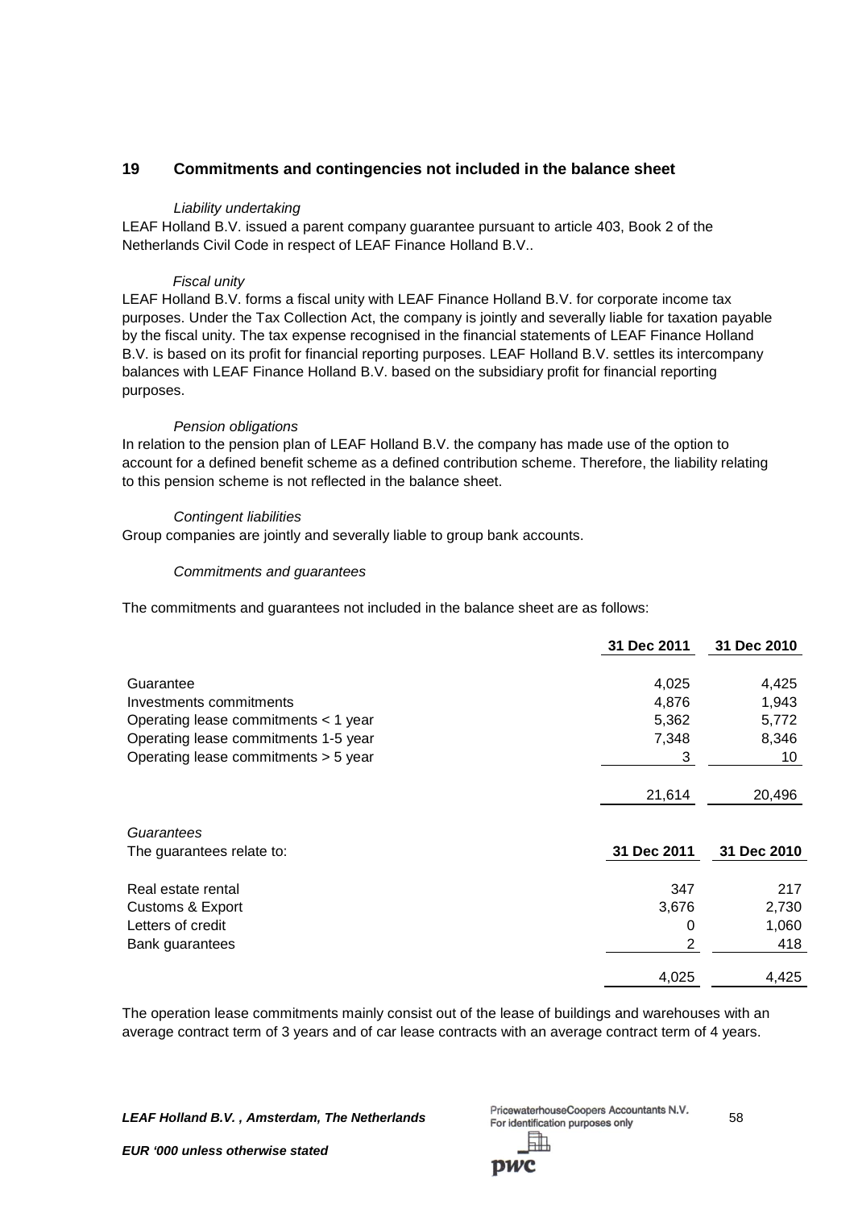## 19 Commitments and contingencies not included in the balance sheet

*Liability undertaking*

LEAF Holland B.V. issued a parent company guarantee pursuant to article 403, Book 2 of the Netherlands Civil Code in respect of LEAF Finance Holland B.V..

*Fiscal unity*

LEAF Holland B.V. forms a fiscal unity with LEAF Finance Holland B.V. for corporate income tax purposes. Under the Tax Collection Act, the company is jointly and severally liable for taxation payable by the fiscal unity. The tax expense recognised in the financial statements of LEAF Finance Holland B.V. is based on its profit for financial reporting purposes. LEAF Holland B.V. settles its intercompany balances with LEAF Finance Holland B.V. based on the subsidiary profit for financial reporting purposes.

*Pension obligations*

In relation to the pension plan of LEAF Holland B.V. the company has made use of the option to account for a defined benefit scheme as a defined contribution scheme. Therefore, the liability relating to this pension scheme is not reflected in the balance sheet.

*Contingent liabilities*

Group companies are jointly and severally liable to group bank accounts.

*Commitments and guarantees*

The commitments and guarantees not included in the balance sheet are as follows:

| | 31 Dec 2011 | 31 Dec 2010 |
|---|---|---|
| Guarantee | 4,025 | 4,425 |
| Investments commitments | 4,876 | 1,943 |
| Operating lease commitments < 1 year | 5,362 | 5,772 |
| Operating lease commitments 1-5 year | 7,348 | 8,346 |
| Operating lease commitments > 5 year | 3 | 10 |
| | 21,614 | 20,496 |

*Guarantees*

| The guarantees relate to: | 31 Dec 2011 | 31 Dec 2010 |
|---|---|---|
| Real estate rental | 347 | 217 |
| Customs & Export | 3,676 | 2,730 |
| Letters of credit | 0 | 1,060 |
| Bank guarantees | 2 | 418 |
| | 4,025 | 4,425 |

The operation lease commitments mainly consist out of the lease of buildings and warehouses with an average contract term of 3 years and of car lease contracts with an average contract term of 4 years.

*EUR '000 unless otherwise stated*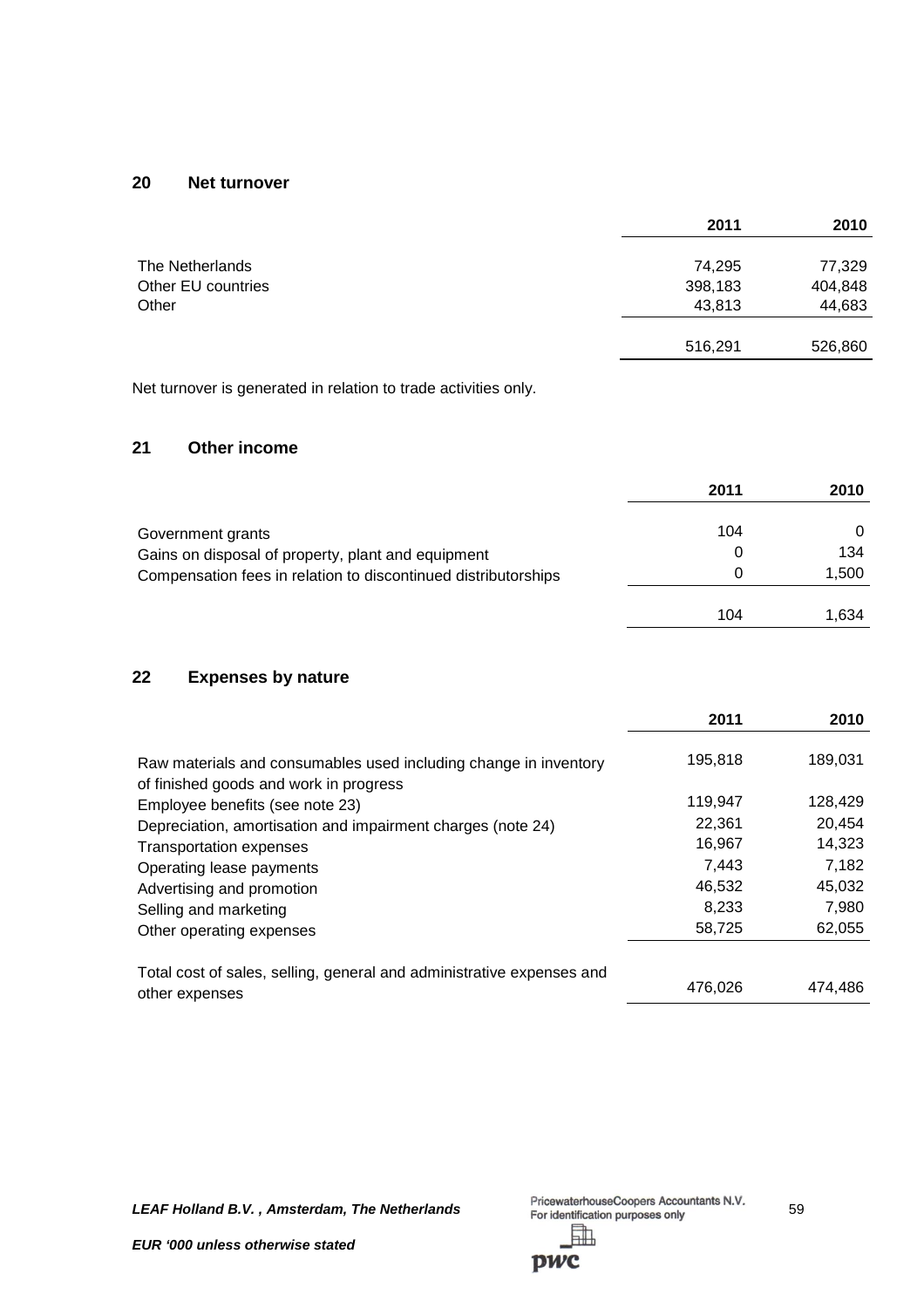## 20 Net turnover

| | 2011 | 2010 |
|---|---|---|
| The Netherlands | 74,295 | 77,329 |
| Other EU countries | 398,183 | 404,848 |
| Other | 43,813 | 44,683 |
| | 516,291 | 526,860 |

Net turnover is generated in relation to trade activities only.

## 21 Other income

| | 2011 | 2010 |
|---|---|---|
| Government grants | 104 | 0 |
| Gains on disposal of property, plant and equipment | 0 | 134 |
| Compensation fees in relation to discontinued distributorships | 0 | 1,500 |
| | 104 | 1,634 |

## 22 Expenses by nature

| | 2011 | 2010 |
|---|---|---|
| Raw materials and consumables used including change in inventory of finished goods and work in progress | 195,818 | 189,031 |
| Employee benefits (see note 23) | 119,947 | 128,429 |
| Depreciation, amortisation and impairment charges (note 24) | 22,361 | 20,454 |
| Transportation expenses | 16,967 | 14,323 |
| Operating lease payments | 7,443 | 7,182 |
| Advertising and promotion | 46,532 | 45,032 |
| Selling and marketing | 8,233 | 7,980 |
| Other operating expenses | 58,725 | 62,055 |
| Total cost of sales, selling, general and administrative expenses and other expenses | 476,026 | 474,486 |

*LEAF Holland B.V. , Amsterdam, The Netherlands*

PricewaterhouseCoopers Accountants N.V.
For identification purposes only

*EUR '000 unless otherwise stated*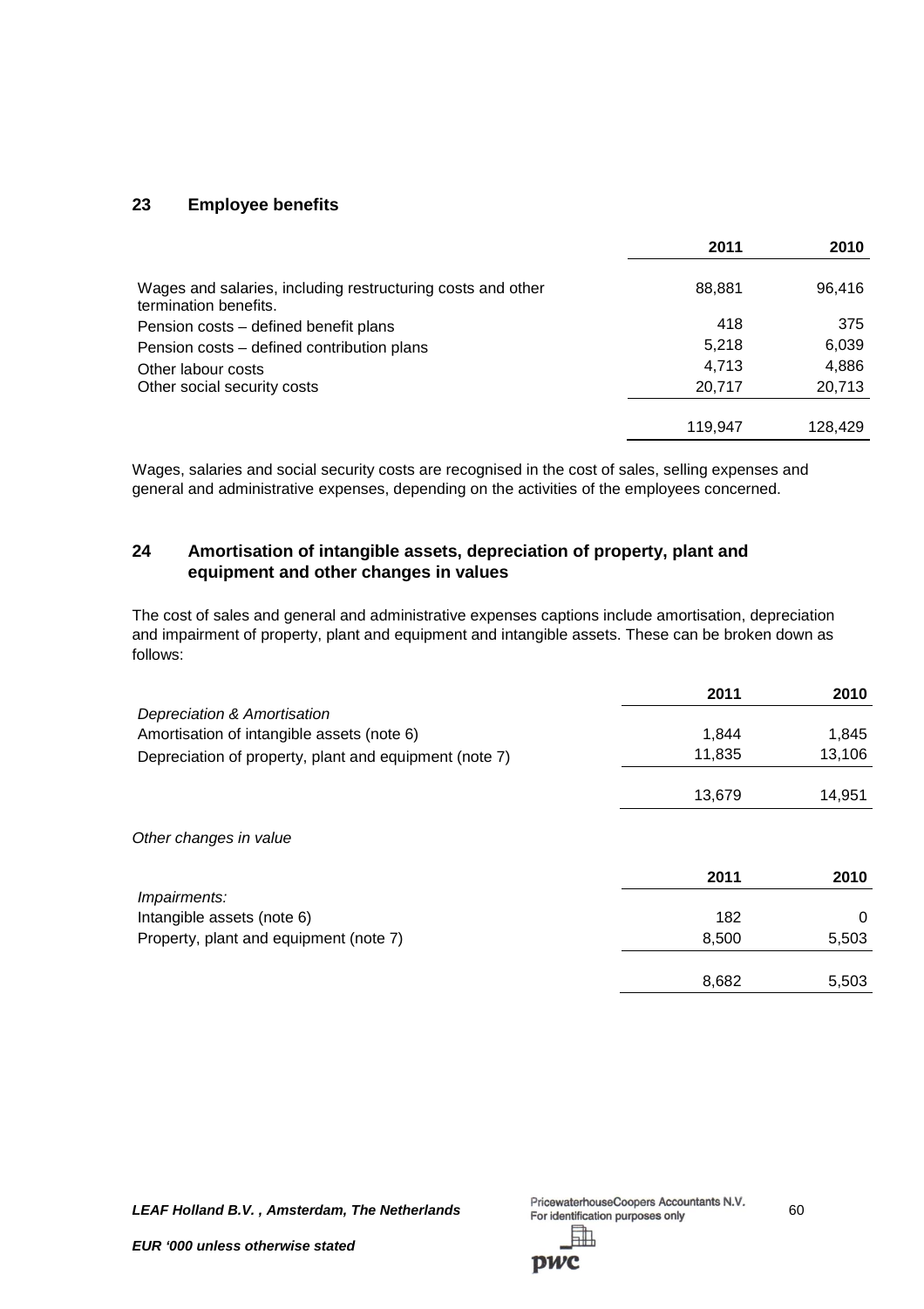## 23 Employee benefits

| | 2011 | 2010 |
|---|---|---|
| Wages and salaries, including restructuring costs and other termination benefits. | 88,881 | 96,416 |
| Pension costs – defined benefit plans | 418 | 375 |
| Pension costs – defined contribution plans | 5,218 | 6,039 |
| Other labour costs | 4,713 | 4,886 |
| Other social security costs | 20,717 | 20,713 |
| | 119,947 | 128,429 |

Wages, salaries and social security costs are recognised in the cost of sales, selling expenses and general and administrative expenses, depending on the activities of the employees concerned.

## 24 Amortisation of intangible assets, depreciation of property, plant and equipment and other changes in values

The cost of sales and general and administrative expenses captions include amortisation, depreciation and impairment of property, plant and equipment and intangible assets. These can be broken down as follows:

| | 2011 | 2010 |
|---|---|---|
| *Depreciation & Amortisation* | | |
| Amortisation of intangible assets (note 6) | 1,844 | 1,845 |
| Depreciation of property, plant and equipment (note 7) | 11,835 | 13,106 |
| | 13,679 | 14,951 |

*Other changes in value*

| | 2011 | 2010 |
|---|---|---|
| *Impairments:* | | |
| Intangible assets (note 6) | 182 | 0 |
| Property, plant and equipment (note 7) | 8,500 | 5,503 |
| | 8,682 | 5,503 |

***LEAF Holland B.V. , Amsterdam, The Netherlands***

PricewaterhouseCoopers Accountants N.V.
For identification purposes only

***EUR '000 unless otherwise stated***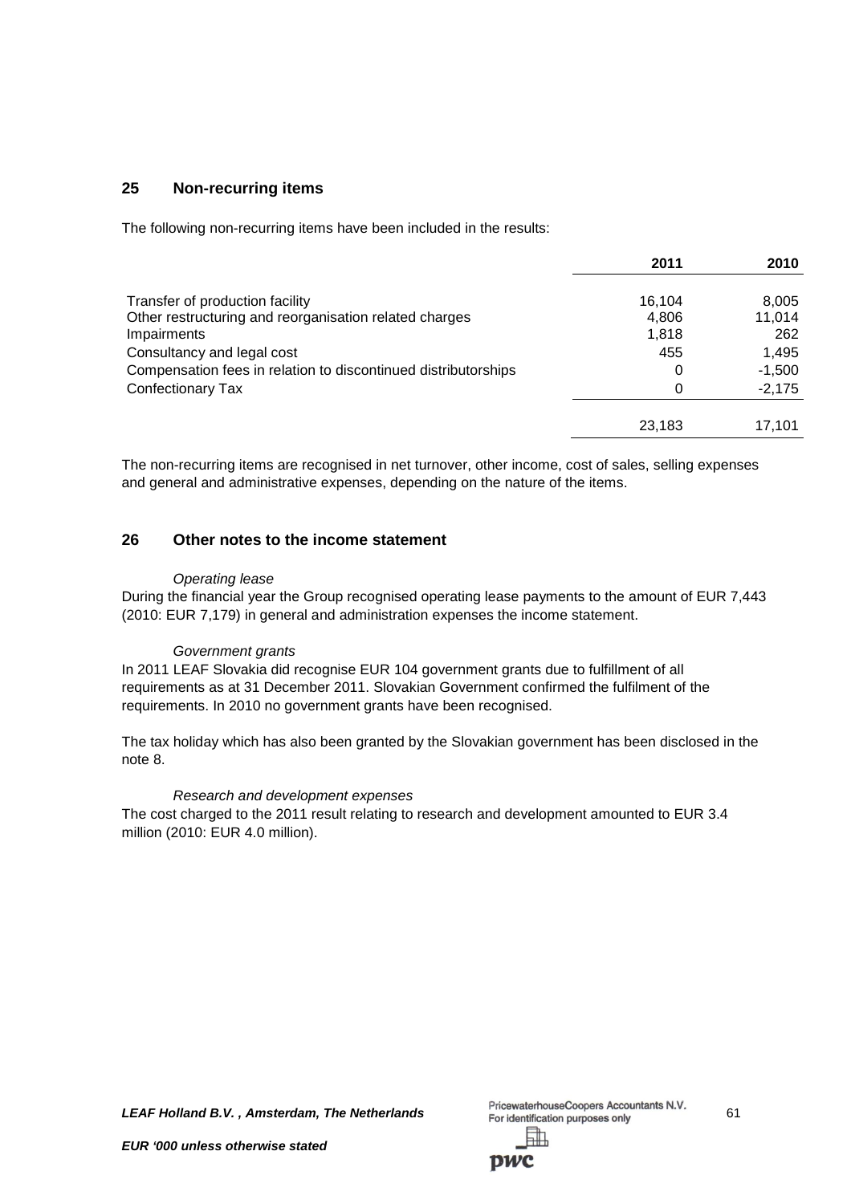## 25 Non-recurring items

The following non-recurring items have been included in the results:

| | 2011 | 2010 |
|---|---|---|
| Transfer of production facility | 16,104 | 8,005 |
| Other restructuring and reorganisation related charges | 4,806 | 11,014 |
| Impairments | 1,818 | 262 |
| Consultancy and legal cost | 455 | 1,495 |
| Compensation fees in relation to discontinued distributorships | 0 | -1,500 |
| Confectionary Tax | 0 | -2,175 |
| | 23,183 | 17,101 |

The non-recurring items are recognised in net turnover, other income, cost of sales, selling expenses and general and administrative expenses, depending on the nature of the items.

## 26 Other notes to the income statement

*Operating lease*

During the financial year the Group recognised operating lease payments to the amount of EUR 7,443 (2010: EUR 7,179) in general and administration expenses the income statement.

*Government grants*

In 2011 LEAF Slovakia did recognise EUR 104 government grants due to fulfillment of all requirements as at 31 December 2011. Slovakian Government confirmed the fulfilment of the requirements. In 2010 no government grants have been recognised.

The tax holiday which has also been granted by the Slovakian government has been disclosed in the note 8.

*Research and development expenses*

The cost charged to the 2011 result relating to research and development amounted to EUR 3.4 million (2010: EUR 4.0 million).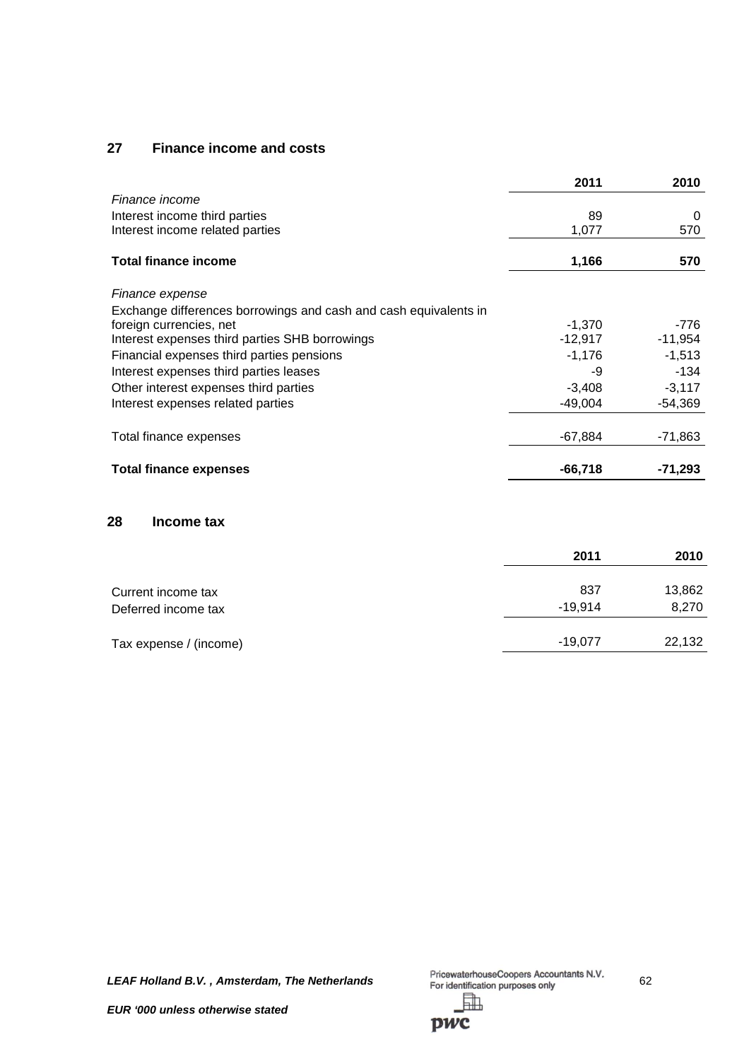## 27 Finance income and costs

| | 2011 | 2010 |
|---|---|---|
| *Finance income* | | |
| Interest income third parties | 89 | 0 |
| Interest income related parties | 1,077 | 570 |
| **Total finance income** | **1,166** | **570** |
| *Finance expense* | | |
| Exchange differences borrowings and cash and cash equivalents in foreign currencies, net | -1,370 | -776 |
| Interest expenses third parties SHB borrowings | -12,917 | -11,954 |
| Financial expenses third parties pensions | -1,176 | -1,513 |
| Interest expenses third parties leases | -9 | -134 |
| Other interest expenses third parties | -3,408 | -3,117 |
| Interest expenses related parties | -49,004 | -54,369 |
| Total finance expenses | -67,884 | -71,863 |
| **Total finance expenses** | **-66,718** | **-71,293** |

## 28 Income tax

| | 2011 | 2010 |
|---|---|---|
| Current income tax | 837 | 13,862 |
| Deferred income tax | -19,914 | 8,270 |
| Tax expense / (income) | -19,077 | 22,132 |

*EUR '000 unless otherwise stated*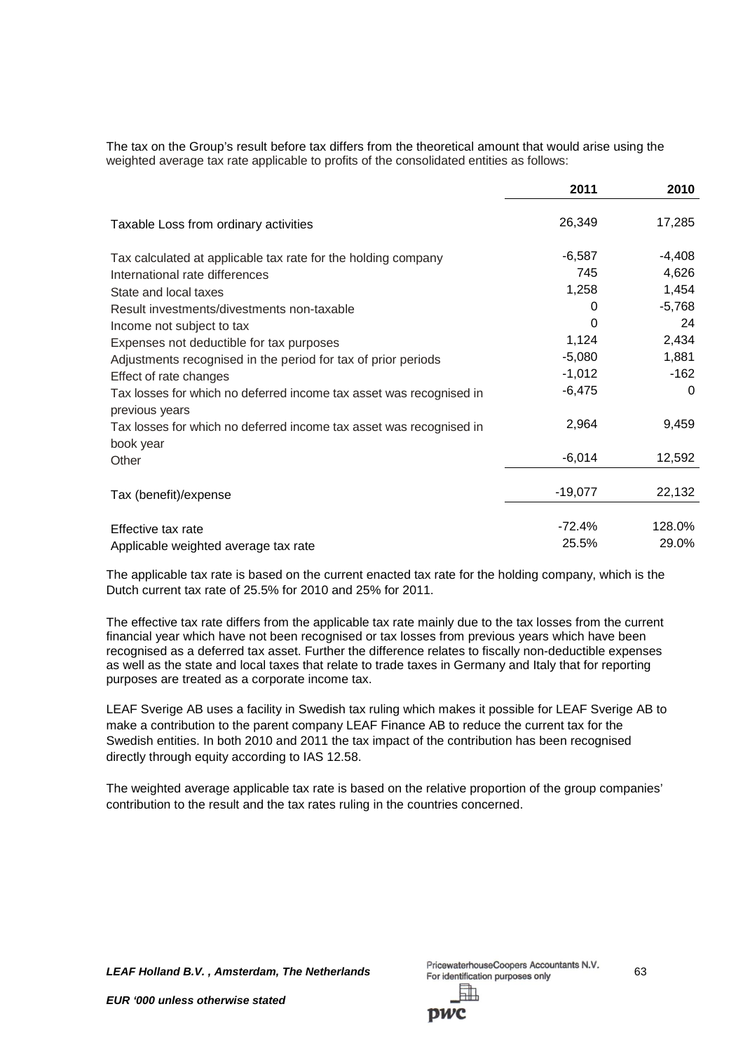The tax on the Group's result before tax differs from the theoretical amount that would arise using the weighted average tax rate applicable to profits of the consolidated entities as follows:

| | 2011 | 2010 |
|---|---|---|
| Taxable Loss from ordinary activities | 26,349 | 17,285 |
| Tax calculated at applicable tax rate for the holding company | -6,587 | -4,408 |
| International rate differences | 745 | 4,626 |
| State and local taxes | 1,258 | 1,454 |
| Result investments/divestments non-taxable | 0 | -5,768 |
| Income not subject to tax | 0 | 24 |
| Expenses not deductible for tax purposes | 1,124 | 2,434 |
| Adjustments recognised in the period for tax of prior periods | -5,080 | 1,881 |
| Effect of rate changes | -1,012 | -162 |
| Tax losses for which no deferred income tax asset was recognised in previous years | -6,475 | 0 |
| Tax losses for which no deferred income tax asset was recognised in book year | 2,964 | 9,459 |
| Other | -6,014 | 12,592 |
| Tax (benefit)/expense | -19,077 | 22,132 |
| Effective tax rate | -72.4% | 128.0% |
| Applicable weighted average tax rate | 25.5% | 29.0% |

The applicable tax rate is based on the current enacted tax rate for the holding company, which is the Dutch current tax rate of 25.5% for 2010 and 25% for 2011.

The effective tax rate differs from the applicable tax rate mainly due to the tax losses from the current financial year which have not been recognised or tax losses from previous years which have been recognised as a deferred tax asset. Further the difference relates to fiscally non-deductible expenses as well as the state and local taxes that relate to trade taxes in Germany and Italy that for reporting purposes are treated as a corporate income tax.

LEAF Sverige AB uses a facility in Swedish tax ruling which makes it possible for LEAF Sverige AB to make a contribution to the parent company LEAF Finance AB to reduce the current tax for the Swedish entities. In both 2010 and 2011 the tax impact of the contribution has been recognised directly through equity according to IAS 12.58.

The weighted average applicable tax rate is based on the relative proportion of the group companies' contribution to the result and the tax rates ruling in the countries concerned.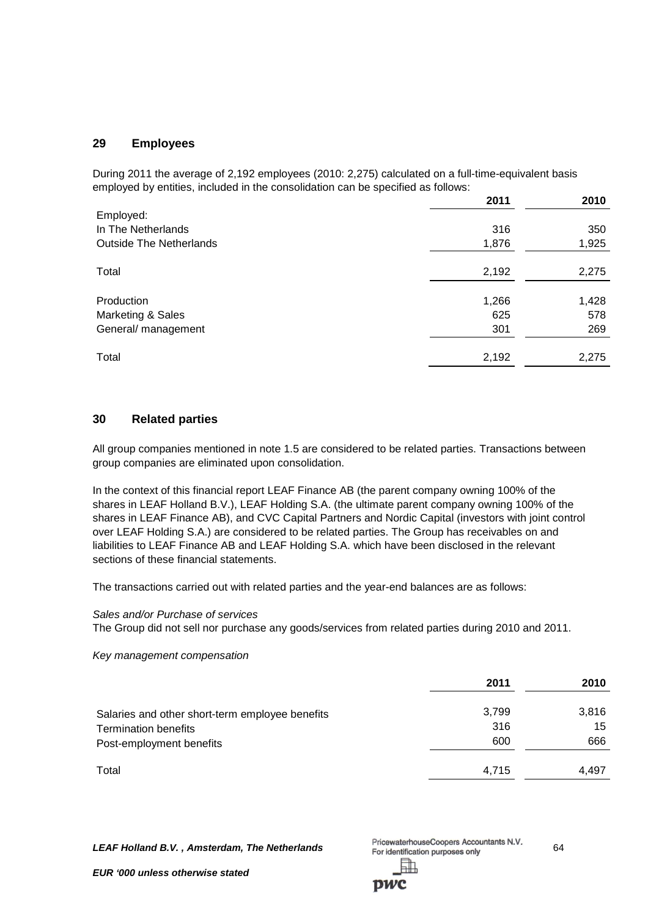## 29 Employees

During 2011 the average of 2,192 employees (2010: 2,275) calculated on a full-time-equivalent basis employed by entities, included in the consolidation can be specified as follows:

| | 2011 | 2010 |
|---|---|---|
| Employed: | | |
| In The Netherlands | 316 | 350 |
| Outside The Netherlands | 1,876 | 1,925 |
| Total | 2,192 | 2,275 |
| Production | 1,266 | 1,428 |
| Marketing & Sales | 625 | 578 |
| General/ management | 301 | 269 |
| Total | 2,192 | 2,275 |

## 30 Related parties

All group companies mentioned in note 1.5 are considered to be related parties. Transactions between group companies are eliminated upon consolidation.

In the context of this financial report LEAF Finance AB (the parent company owning 100% of the shares in LEAF Holland B.V.), LEAF Holding S.A. (the ultimate parent company owning 100% of the shares in LEAF Finance AB), and CVC Capital Partners and Nordic Capital (investors with joint control over LEAF Holding S.A.) are considered to be related parties. The Group has receivables on and liabilities to LEAF Finance AB and LEAF Holding S.A. which have been disclosed in the relevant sections of these financial statements.

The transactions carried out with related parties and the year-end balances are as follows:

*Sales and/or Purchase of services*

The Group did not sell nor purchase any goods/services from related parties during 2010 and 2011.

*Key management compensation*

| | 2011 | 2010 |
|---|---|---|
| Salaries and other short-term employee benefits | 3,799 | 3,816 |
| Termination benefits | 316 | 15 |
| Post-employment benefits | 600 | 666 |
| Total | 4,715 | 4,497 |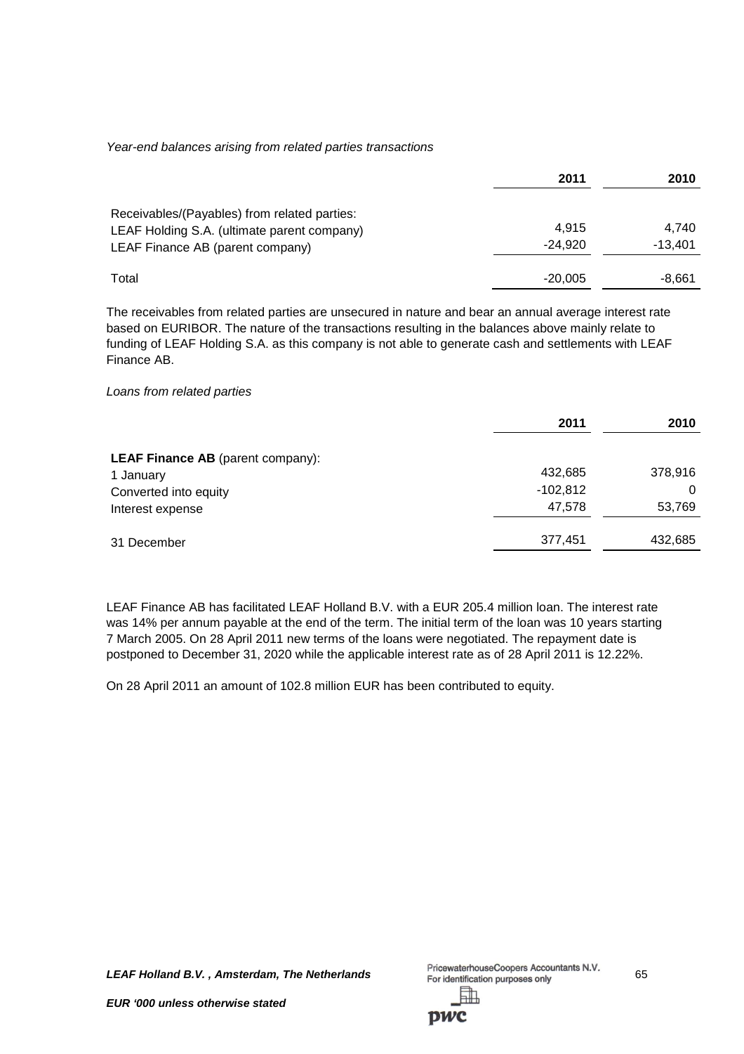*Year-end balances arising from related parties transactions*

| | 2011 | 2010 |
|---|---|---|
| Receivables/(Payables) from related parties: | | |
| LEAF Holding S.A. (ultimate parent company) | 4,915 | 4,740 |
| LEAF Finance AB (parent company) | -24,920 | -13,401 |
| Total | -20,005 | -8,661 |

The receivables from related parties are unsecured in nature and bear an annual average interest rate based on EURIBOR. The nature of the transactions resulting in the balances above mainly relate to funding of LEAF Holding S.A. as this company is not able to generate cash and settlements with LEAF Finance AB.

*Loans from related parties*

| | 2011 | 2010 |
|---|---|---|
| **LEAF Finance AB** (parent company): | | |
| 1 January | 432,685 | 378,916 |
| Converted into equity | -102,812 | 0 |
| Interest expense | 47,578 | 53,769 |
| 31 December | 377,451 | 432,685 |

LEAF Finance AB has facilitated LEAF Holland B.V. with a EUR 205.4 million loan. The interest rate was 14% per annum payable at the end of the term. The initial term of the loan was 10 years starting 7 March 2005. On 28 April 2011 new terms of the loans were negotiated. The repayment date is postponed to December 31, 2020 while the applicable interest rate as of 28 April 2011 is 12.22%.

On 28 April 2011 an amount of 102.8 million EUR has been contributed to equity.

***EUR '000 unless otherwise stated***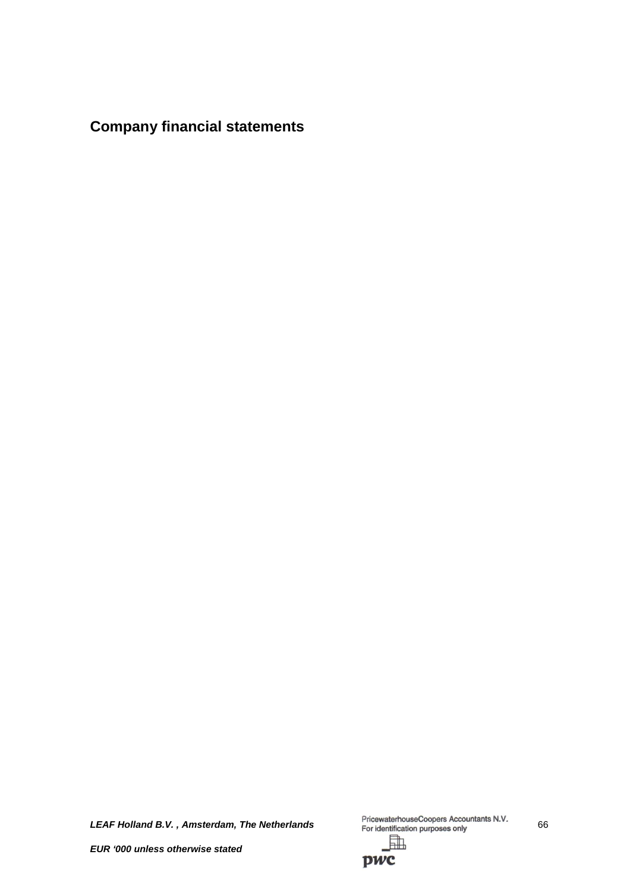# Company financial statements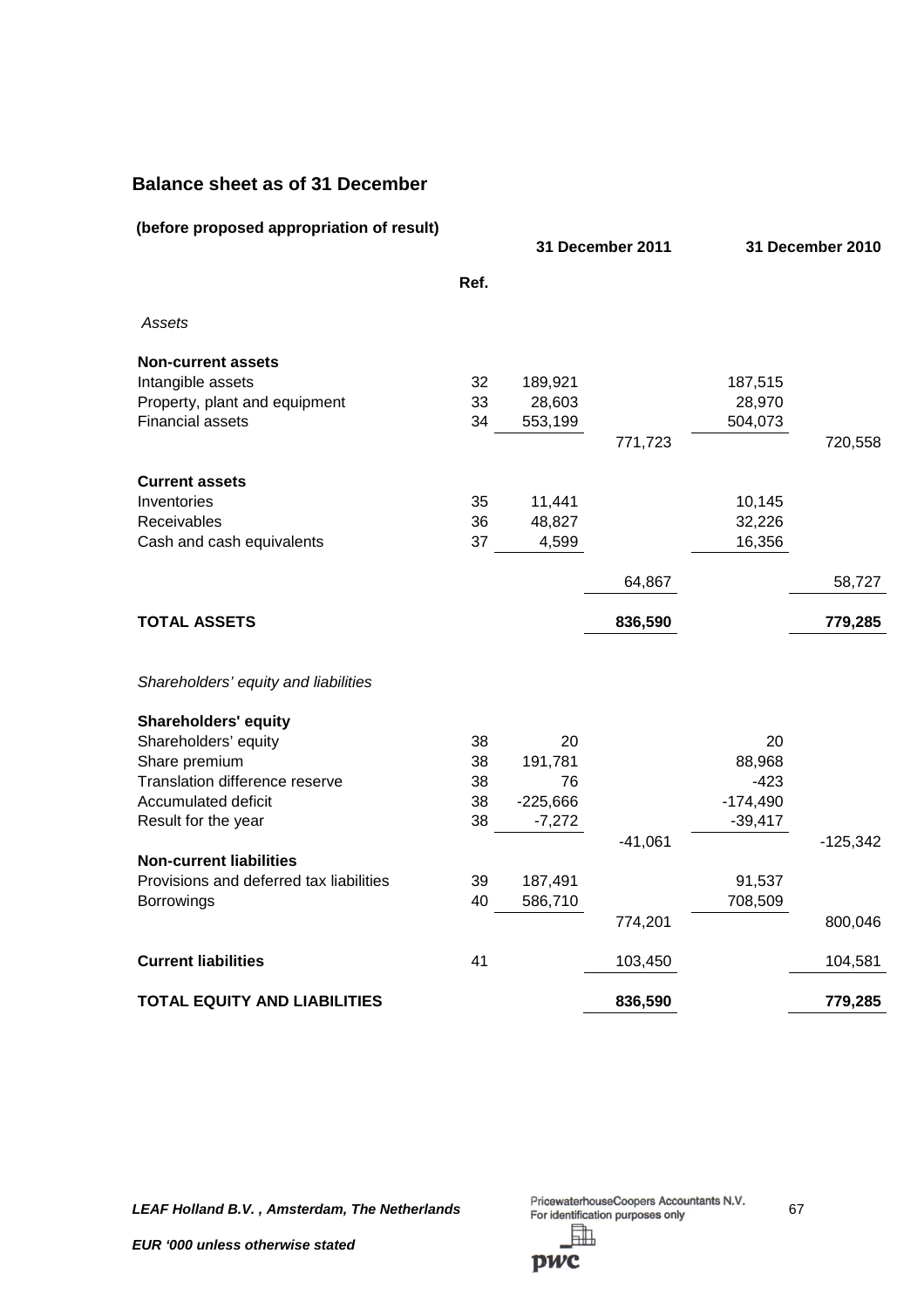## Balance sheet as of 31 December

**(before proposed appropriation of result)**

| | Ref. | 31 December 2011 | | 31 December 2010 | |
|---|---|---|---|---|---|
| *Assets* | | | | | |
| **Non-current assets** | | | | | |
| Intangible assets | 32 | 189,921 | | 187,515 | |
| Property, plant and equipment | 33 | 28,603 | | 28,970 | |
| Financial assets | 34 | 553,199 | | 504,073 | |
| | | | 771,723 | | 720,558 |
| **Current assets** | | | | | |
| Inventories | 35 | 11,441 | | 10,145 | |
| Receivables | 36 | 48,827 | | 32,226 | |
| Cash and cash equivalents | 37 | 4,599 | | 16,356 | |
| | | | 64,867 | | 58,727 |
| **TOTAL ASSETS** | | | **836,590** | | **779,285** |
| *Shareholders' equity and liabilities* | | | | | |
| **Shareholders' equity** | | | | | |
| Shareholders' equity | 38 | 20 | | 20 | |
| Share premium | 38 | 191,781 | | 88,968 | |
| Translation difference reserve | 38 | 76 | | -423 | |
| Accumulated deficit | 38 | -225,666 | | -174,490 | |
| Result for the year | 38 | -7,272 | | -39,417 | |
| | | | -41,061 | | -125,342 |
| **Non-current liabilities** | | | | | |
| Provisions and deferred tax liabilities | 39 | 187,491 | | 91,537 | |
| Borrowings | 40 | 586,710 | | 708,509 | |
| | | | 774,201 | | 800,046 |
| **Current liabilities** | 41 | | 103,450 | | 104,581 |
| **TOTAL EQUITY AND LIABILITIES** | | | **836,590** | | **779,285** |

*LEAF Holland B.V. , Amsterdam, The Netherlands*

*EUR '000 unless otherwise stated*

PricewaterhouseCoopers Accountants N.V.
For identification purposes only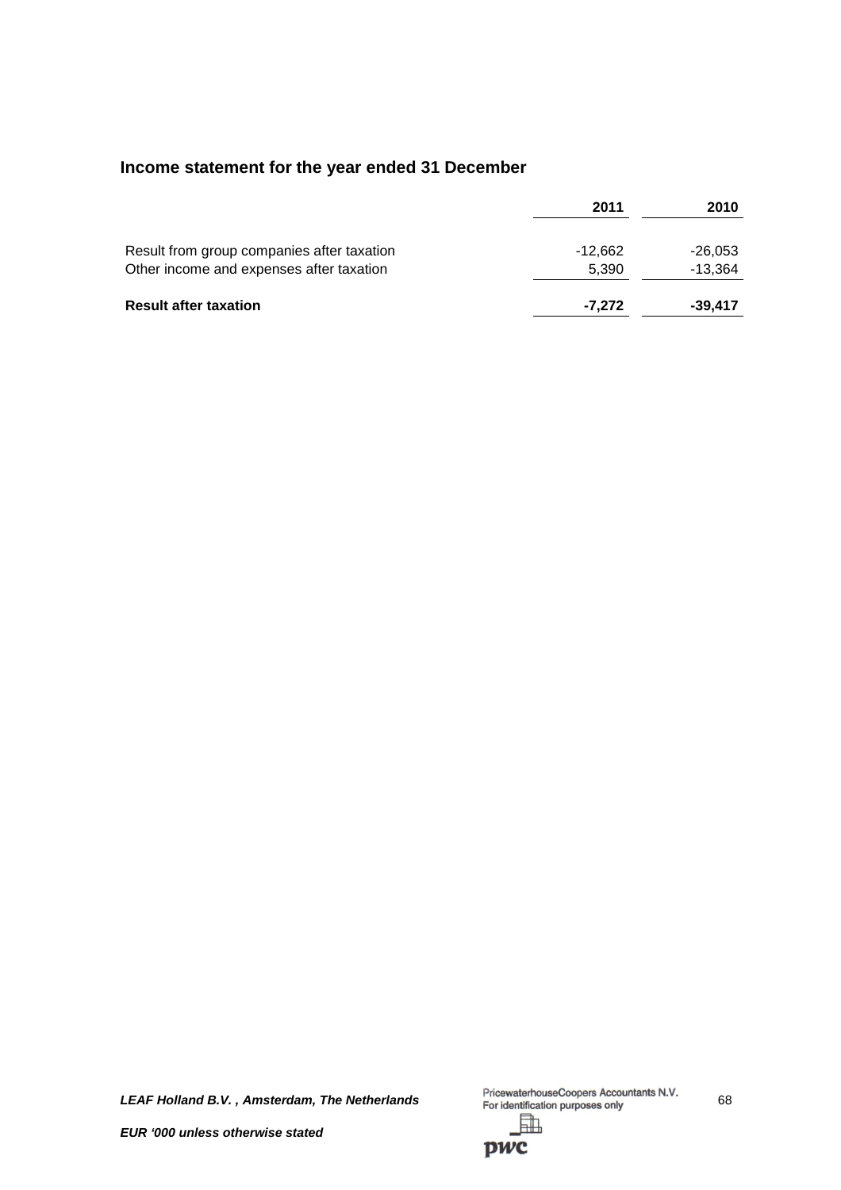## Income statement for the year ended 31 December

| | 2011 | 2010 |
|---|---|---|
| Result from group companies after taxation | -12,662 | -26,053 |
| Other income and expenses after taxation | 5,390 | -13,364 |
| **Result after taxation** | **-7,272** | **-39,417** |

*EUR '000 unless otherwise stated*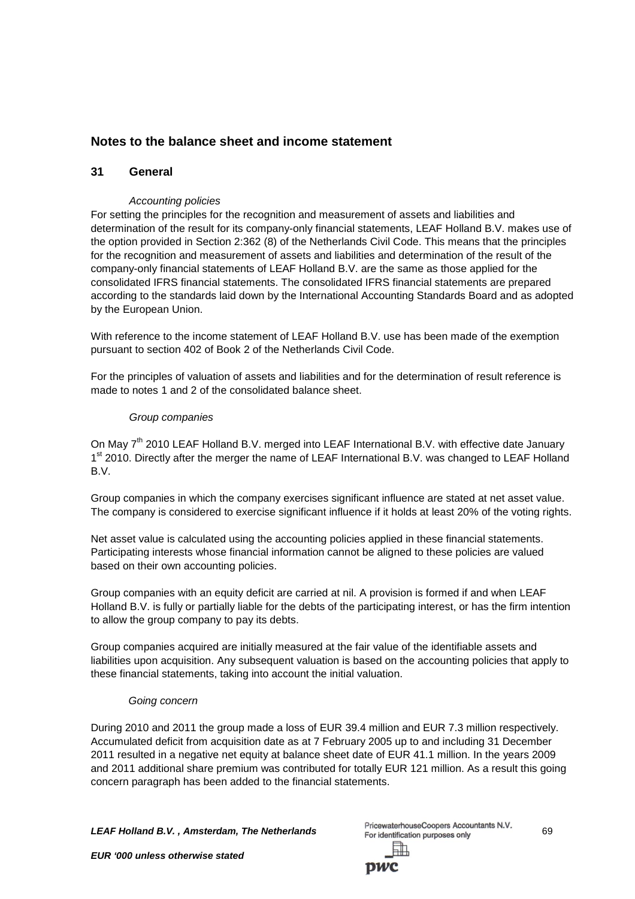## Notes to the balance sheet and income statement

### 31 General

*Accounting policies*

For setting the principles for the recognition and measurement of assets and liabilities and determination of the result for its company-only financial statements, LEAF Holland B.V. makes use of the option provided in Section 2:362 (8) of the Netherlands Civil Code. This means that the principles for the recognition and measurement of assets and liabilities and determination of the result of the company-only financial statements of LEAF Holland B.V. are the same as those applied for the consolidated IFRS financial statements. The consolidated IFRS financial statements are prepared according to the standards laid down by the International Accounting Standards Board and as adopted by the European Union.

With reference to the income statement of LEAF Holland B.V. use has been made of the exemption pursuant to section 402 of Book 2 of the Netherlands Civil Code.

For the principles of valuation of assets and liabilities and for the determination of result reference is made to notes 1 and 2 of the consolidated balance sheet.

*Group companies*

On May 7th 2010 LEAF Holland B.V. merged into LEAF International B.V. with effective date January 1st 2010. Directly after the merger the name of LEAF International B.V. was changed to LEAF Holland B.V.

Group companies in which the company exercises significant influence are stated at net asset value. The company is considered to exercise significant influence if it holds at least 20% of the voting rights.

Net asset value is calculated using the accounting policies applied in these financial statements. Participating interests whose financial information cannot be aligned to these policies are valued based on their own accounting policies.

Group companies with an equity deficit are carried at nil. A provision is formed if and when LEAF Holland B.V. is fully or partially liable for the debts of the participating interest, or has the firm intention to allow the group company to pay its debts.

Group companies acquired are initially measured at the fair value of the identifiable assets and liabilities upon acquisition. Any subsequent valuation is based on the accounting policies that apply to these financial statements, taking into account the initial valuation.

*Going concern*

During 2010 and 2011 the group made a loss of EUR 39.4 million and EUR 7.3 million respectively. Accumulated deficit from acquisition date as at 7 February 2005 up to and including 31 December 2011 resulted in a negative net equity at balance sheet date of EUR 41.1 million. In the years 2009 and 2011 additional share premium was contributed for totally EUR 121 million. As a result this going concern paragraph has been added to the financial statements.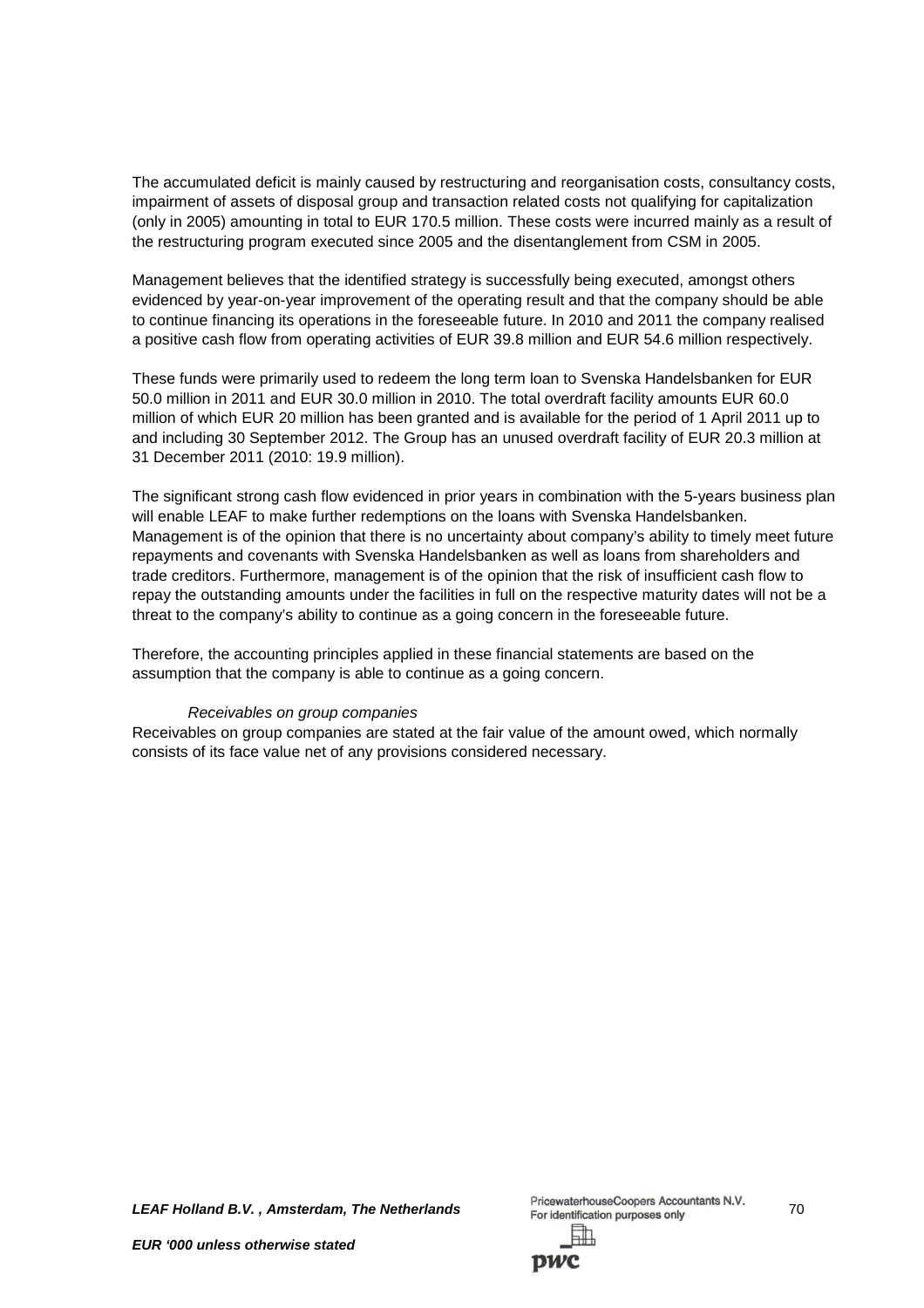The accumulated deficit is mainly caused by restructuring and reorganisation costs, consultancy costs, impairment of assets of disposal group and transaction related costs not qualifying for capitalization (only in 2005) amounting in total to EUR 170.5 million. These costs were incurred mainly as a result of the restructuring program executed since 2005 and the disentanglement from CSM in 2005.

Management believes that the identified strategy is successfully being executed, amongst others evidenced by year-on-year improvement of the operating result and that the company should be able to continue financing its operations in the foreseeable future. In 2010 and 2011 the company realised a positive cash flow from operating activities of EUR 39.8 million and EUR 54.6 million respectively.

These funds were primarily used to redeem the long term loan to Svenska Handelsbanken for EUR 50.0 million in 2011 and EUR 30.0 million in 2010. The total overdraft facility amounts EUR 60.0 million of which EUR 20 million has been granted and is available for the period of 1 April 2011 up to and including 30 September 2012. The Group has an unused overdraft facility of EUR 20.3 million at 31 December 2011 (2010: 19.9 million).

The significant strong cash flow evidenced in prior years in combination with the 5-years business plan will enable LEAF to make further redemptions on the loans with Svenska Handelsbanken. Management is of the opinion that there is no uncertainty about company's ability to timely meet future repayments and covenants with Svenska Handelsbanken as well as loans from shareholders and trade creditors. Furthermore, management is of the opinion that the risk of insufficient cash flow to repay the outstanding amounts under the facilities in full on the respective maturity dates will not be a threat to the company's ability to continue as a going concern in the foreseeable future.

Therefore, the accounting principles applied in these financial statements are based on the assumption that the company is able to continue as a going concern.

*Receivables on group companies*

Receivables on group companies are stated at the fair value of the amount owed, which normally consists of its face value net of any provisions considered necessary.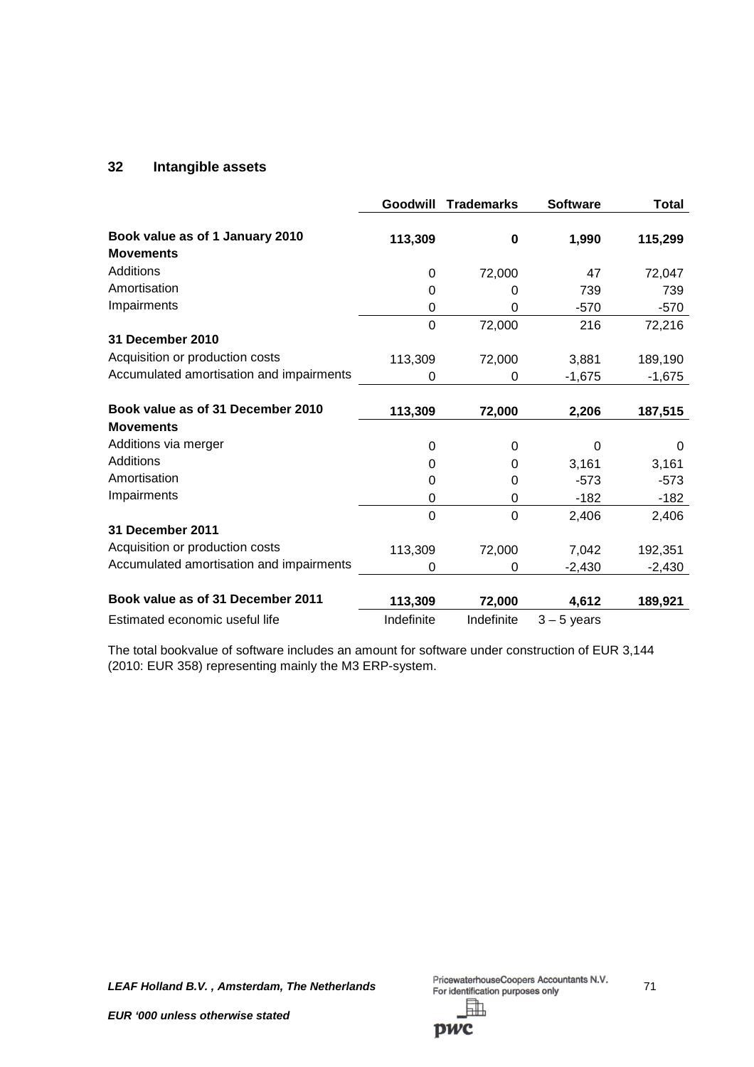## 32 Intangible assets

| | Goodwill | Trademarks | Software | Total |
|---|---|---|---|---|
| **Book value as of 1 January 2010** | **113,309** | **0** | **1,990** | **115,299** |
| **Movements** | | | | |
| Additions | 0 | 72,000 | 47 | 72,047 |
| Amortisation | 0 | 0 | 739 | 739 |
| Impairments | 0 | 0 | -570 | -570 |
| | 0 | 72,000 | 216 | 72,216 |
| **31 December 2010** | | | | |
| Acquisition or production costs | 113,309 | 72,000 | 3,881 | 189,190 |
| Accumulated amortisation and impairments | 0 | 0 | -1,675 | -1,675 |
| **Book value as of 31 December 2010** | **113,309** | **72,000** | **2,206** | **187,515** |
| **Movements** | | | | |
| Additions via merger | 0 | 0 | 0 | 0 |
| Additions | 0 | 0 | 3,161 | 3,161 |
| Amortisation | 0 | 0 | -573 | -573 |
| Impairments | 0 | 0 | -182 | -182 |
| | 0 | 0 | 2,406 | 2,406 |
| **31 December 2011** | | | | |
| Acquisition or production costs | 113,309 | 72,000 | 7,042 | 192,351 |
| Accumulated amortisation and impairments | 0 | 0 | -2,430 | -2,430 |
| **Book value as of 31 December 2011** | **113,309** | **72,000** | **4,612** | **189,921** |
| Estimated economic useful life | Indefinite | Indefinite | 3 – 5 years | |

The total bookvalue of software includes an amount for software under construction of EUR 3,144 (2010: EUR 358) representing mainly the M3 ERP-system.

*EUR '000 unless otherwise stated*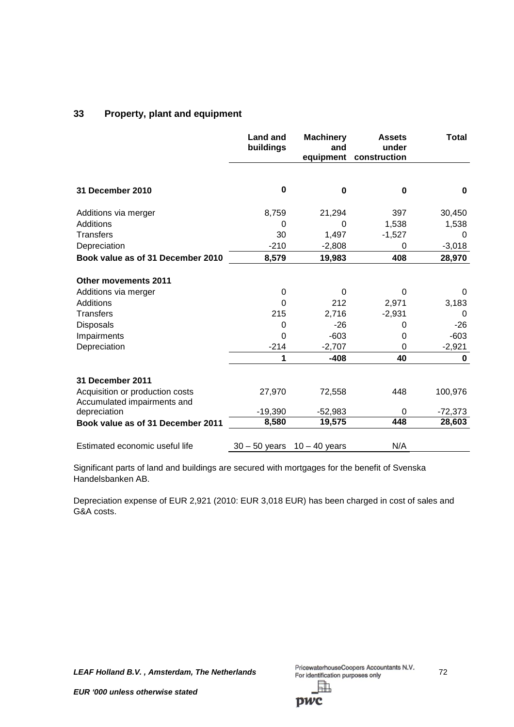## 33 Property, plant and equipment

| | Land and buildings | Machinery and equipment | Assets under construction | Total |
|---|---|---|---|---|
| **31 December 2010** | **0** | **0** | **0** | **0** |
| Additions via merger | 8,759 | 21,294 | 397 | 30,450 |
| Additions | 0 | 0 | 1,538 | 1,538 |
| Transfers | 30 | 1,497 | -1,527 | 0 |
| Depreciation | -210 | -2,808 | 0 | -3,018 |
| **Book value as of 31 December 2010** | **8,579** | **19,983** | **408** | **28,970** |
| **Other movements 2011** | | | | |
| Additions via merger | 0 | 0 | 0 | 0 |
| Additions | 0 | 212 | 2,971 | 3,183 |
| Transfers | 215 | 2,716 | -2,931 | 0 |
| Disposals | 0 | -26 | 0 | -26 |
| Impairments | 0 | -603 | 0 | -603 |
| Depreciation | -214 | -2,707 | 0 | -2,921 |
| | **1** | **-408** | **40** | **0** |
| **31 December 2011** | | | | |
| Acquisition or production costs | 27,970 | 72,558 | 448 | 100,976 |
| Accumulated impairments and depreciation | -19,390 | -52,983 | 0 | -72,373 |
| **Book value as of 31 December 2011** | **8,580** | **19,575** | **448** | **28,603** |
| Estimated economic useful life | 30 – 50 years | 10 – 40 years | N/A | |

Significant parts of land and buildings are secured with mortgages for the benefit of Svenska Handelsbanken AB.

Depreciation expense of EUR 2,921 (2010: EUR 3,018 EUR) has been charged in cost of sales and G&A costs.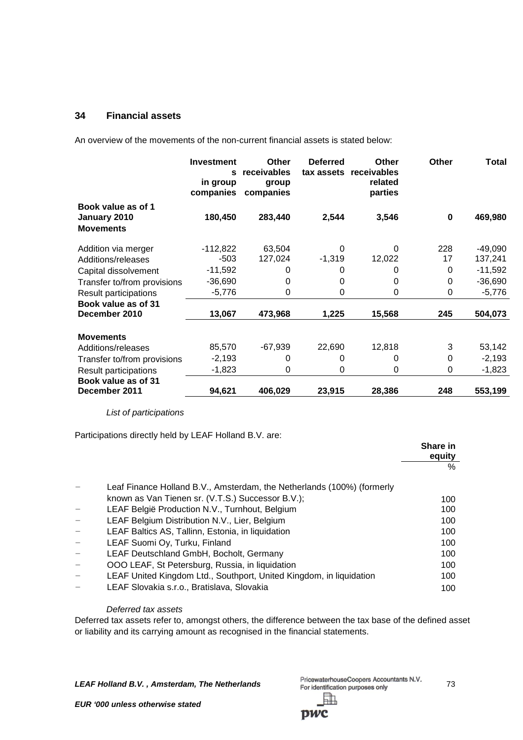## 34 Financial assets

An overview of the movements of the non-current financial assets is stated below:

| | Investments in group companies | Other receivables group companies | Deferred tax assets | Other receivables related parties | Other | Total |
|---|---|---|---|---|---|---|
| **Book value as of 1 January 2010** | **180,450** | **283,440** | **2,544** | **3,546** | **0** | **469,980** |
| **Movements** | | | | | | |
| Addition via merger | -112,822 | 63,504 | 0 | 0 | 228 | -49,090 |
| Additions/releases | -503 | 127,024 | -1,319 | 12,022 | 17 | 137,241 |
| Capital dissolvement | -11,592 | 0 | 0 | 0 | 0 | -11,592 |
| Transfer to/from provisions | -36,690 | 0 | 0 | 0 | 0 | -36,690 |
| Result participations | -5,776 | 0 | 0 | 0 | 0 | -5,776 |
| **Book value as of 31 December 2010** | **13,067** | **473,968** | **1,225** | **15,568** | **245** | **504,073** |
| **Movements** | | | | | | |
| Additions/releases | 85,570 | -67,939 | 22,690 | 12,818 | 3 | 53,142 |
| Transfer to/from provisions | -2,193 | 0 | 0 | 0 | 0 | -2,193 |
| Result participations | -1,823 | 0 | 0 | 0 | 0 | -1,823 |
| **Book value as of 31 December 2011** | **94,621** | **406,029** | **23,915** | **28,386** | **248** | **553,199** |

*List of participations*

Participations directly held by LEAF Holland B.V. are:

| | Share in equity |
|---|---|
| | % |
| − Leaf Finance Holland B.V., Amsterdam, the Netherlands (100%) (formerly known as Van Tienen sr. (V.T.S.) Successor B.V.); | 100 |
| − LEAF België Production N.V., Turnhout, Belgium | 100 |
| − LEAF Belgium Distribution N.V., Lier, Belgium | 100 |
| − LEAF Baltics AS, Tallinn, Estonia, in liquidation | 100 |
| − LEAF Suomi Oy, Turku, Finland | 100 |
| − LEAF Deutschland GmbH, Bocholt, Germany | 100 |
| − OOO LEAF, St Petersburg, Russia, in liquidation | 100 |
| − LEAF United Kingdom Ltd., Southport, United Kingdom, in liquidation | 100 |
| − LEAF Slovakia s.r.o., Bratislava, Slovakia | 100 |

*Deferred tax assets*

Deferred tax assets refer to, amongst others, the difference between the tax base of the defined asset or liability and its carrying amount as recognised in the financial statements.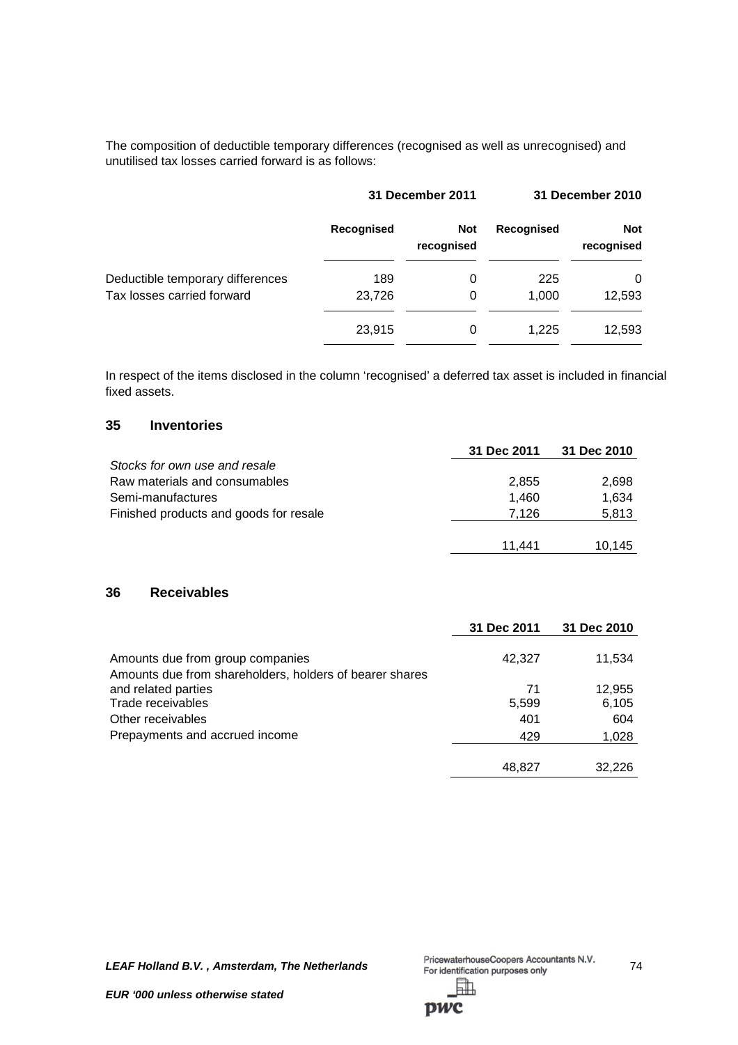The composition of deductible temporary differences (recognised as well as unrecognised) and unutilised tax losses carried forward is as follows:

| | 31 December 2011 | | 31 December 2010 | |
|---|---|---|---|---|
| | Recognised | Not recognised | Recognised | Not recognised |
| Deductible temporary differences | 189 | 0 | 225 | 0 |
| Tax losses carried forward | 23,726 | 0 | 1,000 | 12,593 |
| | 23,915 | 0 | 1,225 | 12,593 |

In respect of the items disclosed in the column 'recognised' a deferred tax asset is included in financial fixed assets.

## 35 Inventories

| | 31 Dec 2011 | 31 Dec 2010 |
|---|---|---|
| *Stocks for own use and resale* | | |
| Raw materials and consumables | 2,855 | 2,698 |
| Semi-manufactures | 1,460 | 1,634 |
| Finished products and goods for resale | 7,126 | 5,813 |
| | 11,441 | 10,145 |

## 36 Receivables

| | 31 Dec 2011 | 31 Dec 2010 |
|---|---|---|
| Amounts due from group companies | 42,327 | 11,534 |
| Amounts due from shareholders, holders of bearer shares and related parties | 71 | 12,955 |
| Trade receivables | 5,599 | 6,105 |
| Other receivables | 401 | 604 |
| Prepayments and accrued income | 429 | 1,028 |
| | 48,827 | 32,226 |

*LEAF Holland B.V. , Amsterdam, The Netherlands*

PricewaterhouseCoopers Accountants N.V.
For identification purposes only

*EUR '000 unless otherwise stated*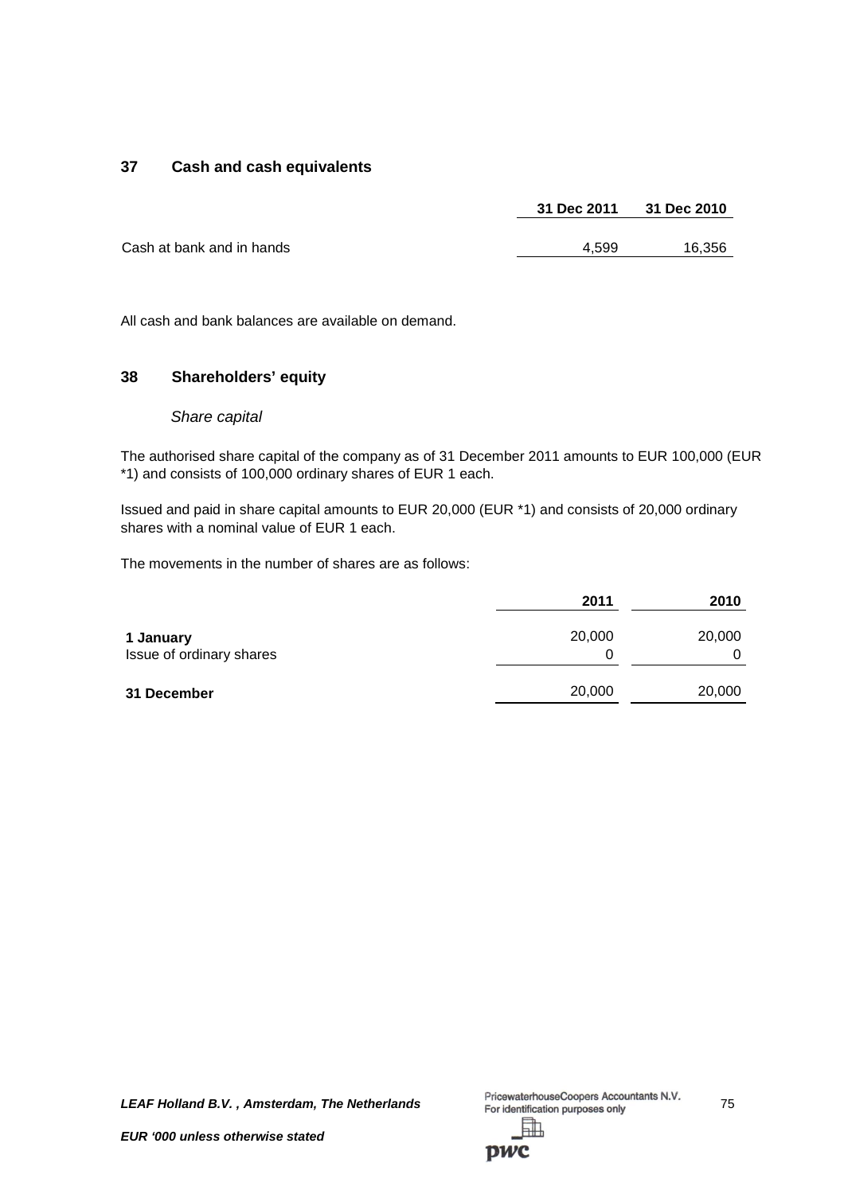## 37 Cash and cash equivalents

| | 31 Dec 2011 | 31 Dec 2010 |
|---|---|---|
| Cash at bank and in hands | 4,599 | 16,356 |

All cash and bank balances are available on demand.

## 38 Shareholders' equity

*Share capital*

The authorised share capital of the company as of 31 December 2011 amounts to EUR 100,000 (EUR *1) and consists of 100,000 ordinary shares of EUR 1 each.

Issued and paid in share capital amounts to EUR 20,000 (EUR *1) and consists of 20,000 ordinary shares with a nominal value of EUR 1 each.

The movements in the number of shares are as follows:

| | 2011 | 2010 |
|---|---|---|
| **1 January** | 20,000 | 20,000 |
| Issue of ordinary shares | 0 | 0 |
| **31 December** | 20,000 | 20,000 |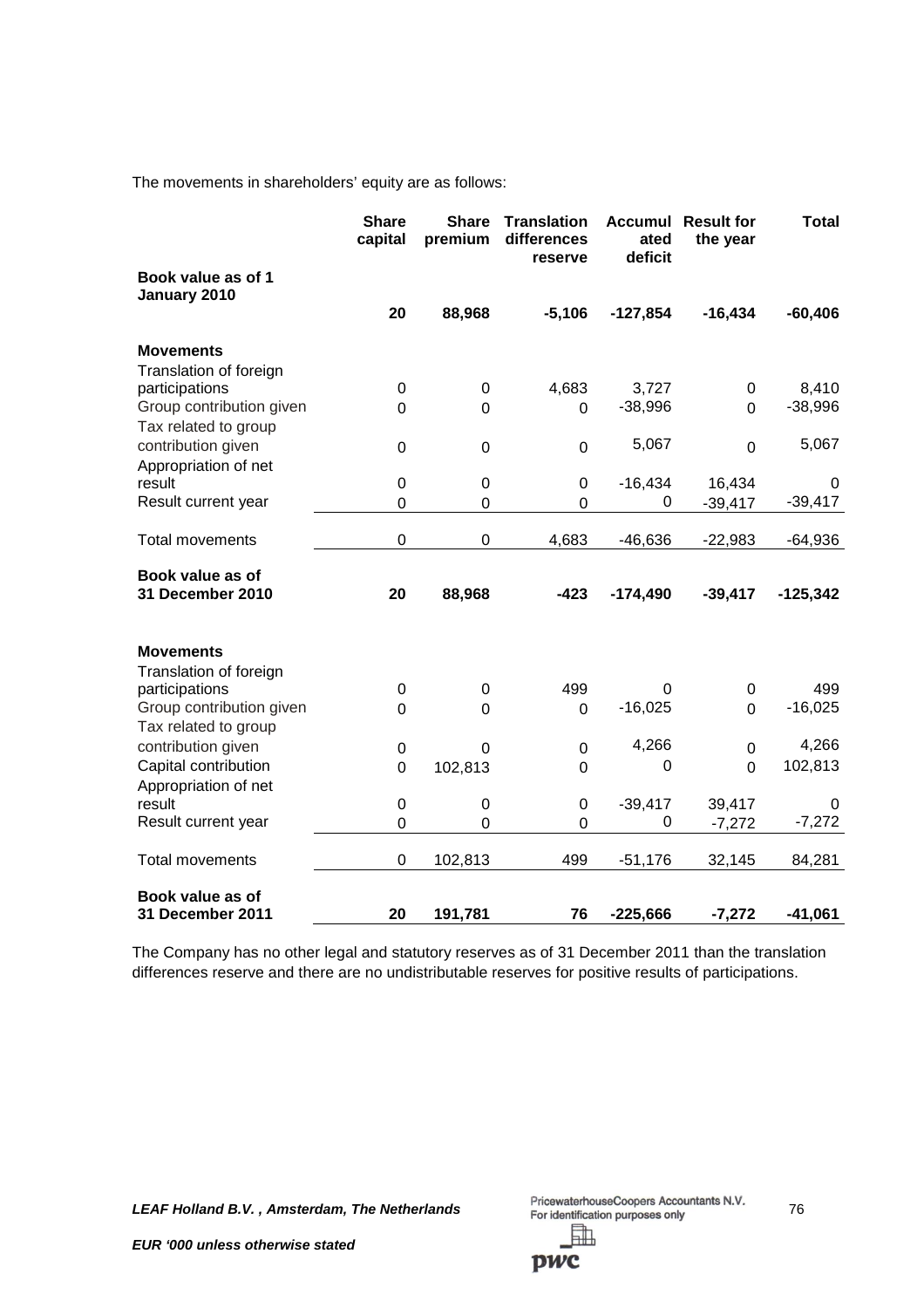The movements in shareholders' equity are as follows:

| | Share capital | Share premium | Translation differences reserve | Accumulated deficit | Result for the year | Total |
|---|---|---|---|---|---|---|
| **Book value as of 1 January 2010** | **20** | **88,968** | **-5,106** | **-127,854** | **-16,434** | **-60,406** |
| **Movements** | | | | | | |
| Translation of foreign participations | 0 | 0 | 4,683 | 3,727 | 0 | 8,410 |
| Group contribution given | 0 | 0 | 0 | -38,996 | 0 | -38,996 |
| Tax related to group contribution given | 0 | 0 | 0 | 5,067 | 0 | 5,067 |
| Appropriation of net result | 0 | 0 | 0 | -16,434 | 16,434 | 0 |
| Result current year | 0 | 0 | 0 | 0 | -39,417 | -39,417 |
| Total movements | 0 | 0 | 4,683 | -46,636 | -22,983 | -64,936 |
| **Book value as of 31 December 2010** | **20** | **88,968** | **-423** | **-174,490** | **-39,417** | **-125,342** |
| **Movements** | | | | | | |
| Translation of foreign participations | 0 | 0 | 499 | 0 | 0 | 499 |
| Group contribution given | 0 | 0 | 0 | -16,025 | 0 | -16,025 |
| Tax related to group contribution given | 0 | 0 | 0 | 4,266 | 0 | 4,266 |
| Capital contribution | 0 | 102,813 | 0 | 0 | 0 | 102,813 |
| Appropriation of net result | 0 | 0 | 0 | -39,417 | 39,417 | 0 |
| Result current year | 0 | 0 | 0 | 0 | -7,272 | -7,272 |
| Total movements | 0 | 102,813 | 499 | -51,176 | 32,145 | 84,281 |
| **Book value as of 31 December 2011** | **20** | **191,781** | **76** | **-225,666** | **-7,272** | **-41,061** |

The Company has no other legal and statutory reserves as of 31 December 2011 than the translation differences reserve and there are no undistributable reserves for positive results of participations.

*LEAF Holland B.V. , Amsterdam, The Netherlands*

PricewaterhouseCoopers Accountants N.V.
For identification purposes only

*EUR '000 unless otherwise stated*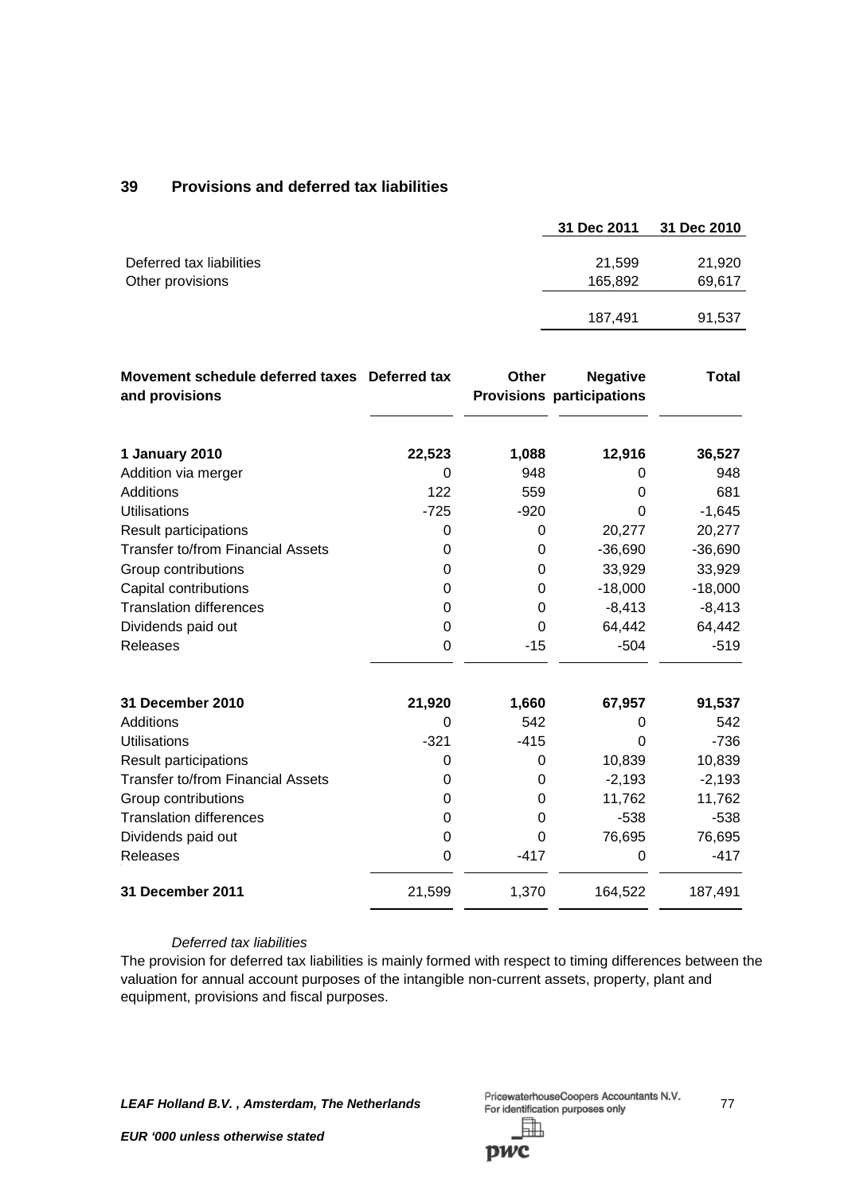## 39 Provisions and deferred tax liabilities

| | 31 Dec 2011 | 31 Dec 2010 |
|---|---|---|
| Deferred tax liabilities | 21,599 | 21,920 |
| Other provisions | 165,892 | 69,617 |
| | 187,491 | 91,537 |

| Movement schedule deferred taxes and provisions | Deferred tax | Other Provisions | Negative participations | Total |
|---|---|---|---|---|
| **1 January 2010** | **22,523** | **1,088** | **12,916** | **36,527** |
| Addition via merger | 0 | 948 | 0 | 948 |
| Additions | 122 | 559 | 0 | 681 |
| Utilisations | -725 | -920 | 0 | -1,645 |
| Result participations | 0 | 0 | 20,277 | 20,277 |
| Transfer to/from Financial Assets | 0 | 0 | -36,690 | -36,690 |
| Group contributions | 0 | 0 | 33,929 | 33,929 |
| Capital contributions | 0 | 0 | -18,000 | -18,000 |
| Translation differences | 0 | 0 | -8,413 | -8,413 |
| Dividends paid out | 0 | 0 | 64,442 | 64,442 |
| Releases | 0 | -15 | -504 | -519 |
| **31 December 2010** | **21,920** | **1,660** | **67,957** | **91,537** |
| Additions | 0 | 542 | 0 | 542 |
| Utilisations | -321 | -415 | 0 | -736 |
| Result participations | 0 | 0 | 10,839 | 10,839 |
| Transfer to/from Financial Assets | 0 | 0 | -2,193 | -2,193 |
| Group contributions | 0 | 0 | 11,762 | 11,762 |
| Translation differences | 0 | 0 | -538 | -538 |
| Dividends paid out | 0 | 0 | 76,695 | 76,695 |
| Releases | 0 | -417 | 0 | -417 |
| **31 December 2011** | 21,599 | 1,370 | 164,522 | 187,491 |

*Deferred tax liabilities*

The provision for deferred tax liabilities is mainly formed with respect to timing differences between the valuation for annual account purposes of the intangible non-current assets, property, plant and equipment, provisions and fiscal purposes.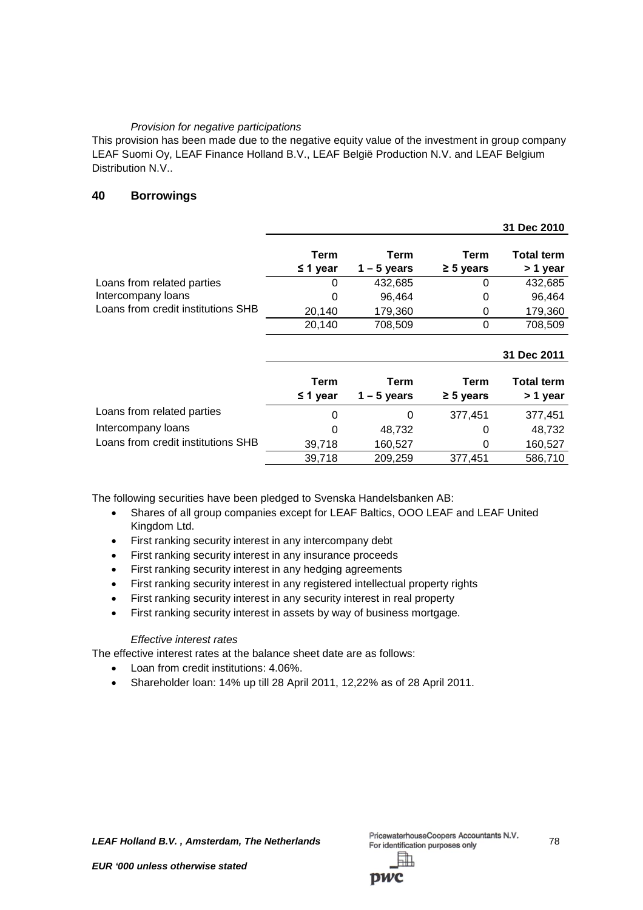*Provision for negative participations*

This provision has been made due to the negative equity value of the investment in group company LEAF Suomi Oy, LEAF Finance Holland B.V., LEAF België Production N.V. and LEAF Belgium Distribution N.V..

## 40 Borrowings

| | 31 Dec 2010 | | | |
|---|---|---|---|---|
| | **Term ≤ 1 year** | **Term 1 – 5 years** | **Term ≥ 5 years** | **Total term > 1 year** |
| Loans from related parties | 0 | 432,685 | 0 | 432,685 |
| Intercompany loans | 0 | 96,464 | 0 | 96,464 |
| Loans from credit institutions SHB | 20,140 | 179,360 | 0 | 179,360 |
| | 20,140 | 708,509 | 0 | 708,509 |

| | 31 Dec 2011 | | | |
|---|---|---|---|---|
| | **Term ≤ 1 year** | **Term 1 – 5 years** | **Term ≥ 5 years** | **Total term > 1 year** |
| Loans from related parties | 0 | 0 | 377,451 | 377,451 |
| Intercompany loans | 0 | 48,732 | 0 | 48,732 |
| Loans from credit institutions SHB | 39,718 | 160,527 | 0 | 160,527 |
| | 39,718 | 209,259 | 377,451 | 586,710 |

The following securities have been pledged to Svenska Handelsbanken AB:

- Shares of all group companies except for LEAF Baltics, OOO LEAF and LEAF United Kingdom Ltd.
- First ranking security interest in any intercompany debt
- First ranking security interest in any insurance proceeds
- First ranking security interest in any hedging agreements
- First ranking security interest in any registered intellectual property rights
- First ranking security interest in any security interest in real property
- First ranking security interest in assets by way of business mortgage.

*Effective interest rates*

The effective interest rates at the balance sheet date are as follows:

- Loan from credit institutions: 4.06%.
- Shareholder loan: 14% up till 28 April 2011, 12,22% as of 28 April 2011.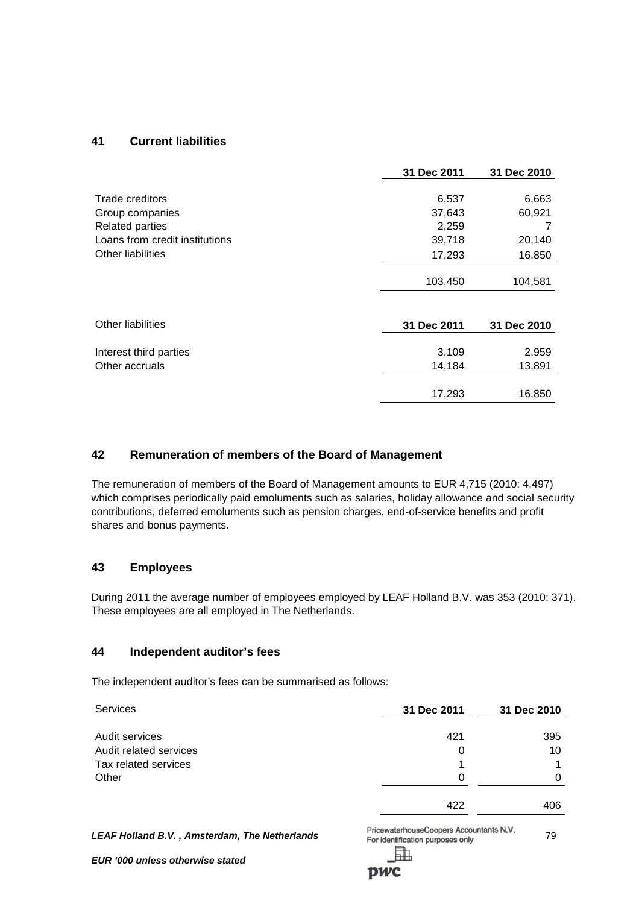## 41 Current liabilities

| | 31 Dec 2011 | 31 Dec 2010 |
|---|---|---|
| Trade creditors | 6,537 | 6,663 |
| Group companies | 37,643 | 60,921 |
| Related parties | 2,259 | 7 |
| Loans from credit institutions | 39,718 | 20,140 |
| Other liabilities | 17,293 | 16,850 |
| | 103,450 | 104,581 |

| Other liabilities | 31 Dec 2011 | 31 Dec 2010 |
|---|---|---|
| Interest third parties | 3,109 | 2,959 |
| Other accruals | 14,184 | 13,891 |
| | 17,293 | 16,850 |

## 42 Remuneration of members of the Board of Management

The remuneration of members of the Board of Management amounts to EUR 4,715 (2010: 4,497) which comprises periodically paid emoluments such as salaries, holiday allowance and social security contributions, deferred emoluments such as pension charges, end-of-service benefits and profit shares and bonus payments.

## 43 Employees

During 2011 the average number of employees employed by LEAF Holland B.V. was 353 (2010: 371). These employees are all employed in The Netherlands.

## 44 Independent auditor's fees

The independent auditor's fees can be summarised as follows:

| Services | 31 Dec 2011 | 31 Dec 2010 |
|---|---|---|
| Audit services | 421 | 395 |
| Audit related services | 0 | 10 |
| Tax related services | 1 | 1 |
| Other | 0 | 0 |
| | 422 | 406 |

*LEAF Holland B.V. , Amsterdam, The Netherlands*

PricewaterhouseCoopers Accountants N.V.
For identification purposes only

*EUR '000 unless otherwise stated*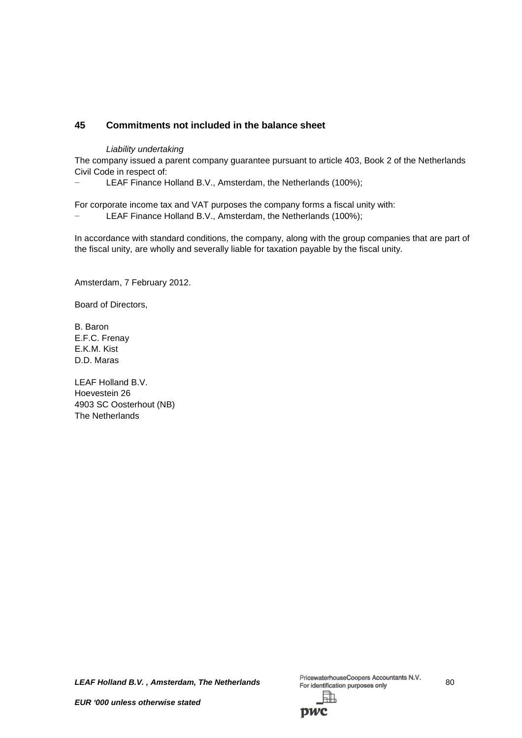## 45 Commitments not included in the balance sheet

*Liability undertaking*

The company issued a parent company guarantee pursuant to article 403, Book 2 of the Netherlands Civil Code in respect of:

- LEAF Finance Holland B.V., Amsterdam, the Netherlands (100%);

For corporate income tax and VAT purposes the company forms a fiscal unity with:

- LEAF Finance Holland B.V., Amsterdam, the Netherlands (100%);

In accordance with standard conditions, the company, along with the group companies that are part of the fiscal unity, are wholly and severally liable for taxation payable by the fiscal unity.

Amsterdam, 7 February 2012.

Board of Directors,

B. Baron
E.F.C. Frenay
E.K.M. Kist
D.D. Maras

LEAF Holland B.V.
Hoevestein 26
4903 SC Oosterhout (NB)
The Netherlands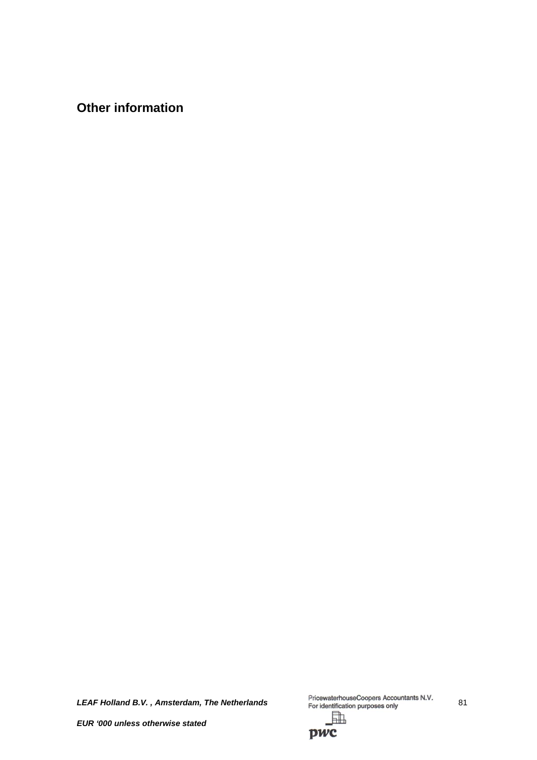# Other information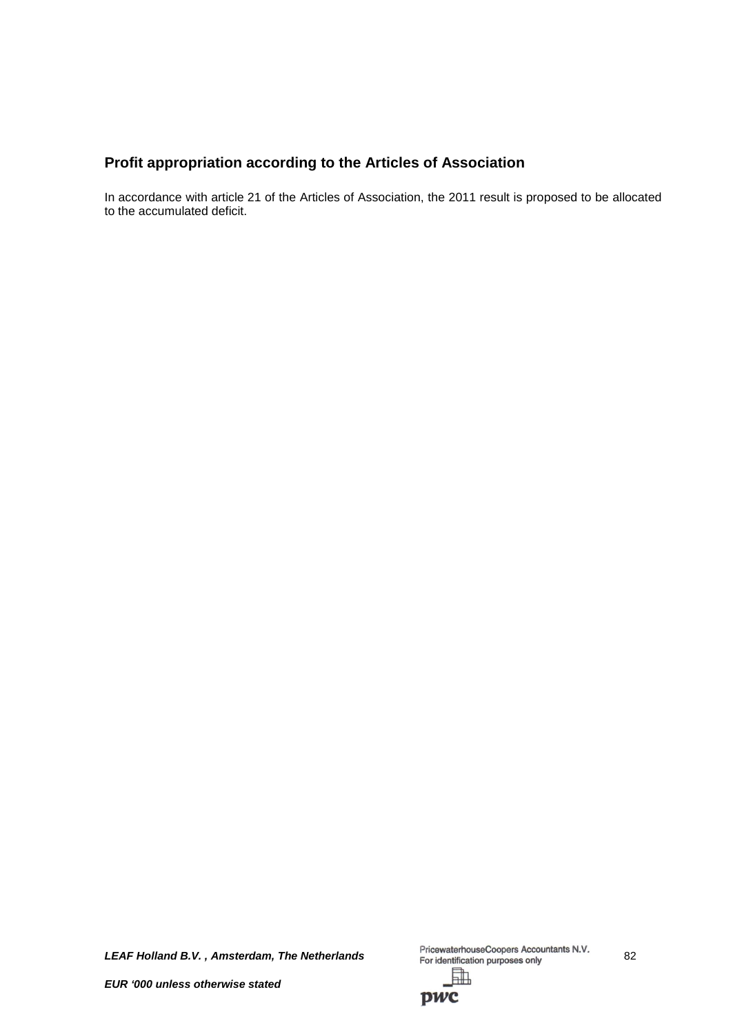## Profit appropriation according to the Articles of Association

In accordance with article 21 of the Articles of Association, the 2011 result is proposed to be allocated to the accumulated deficit.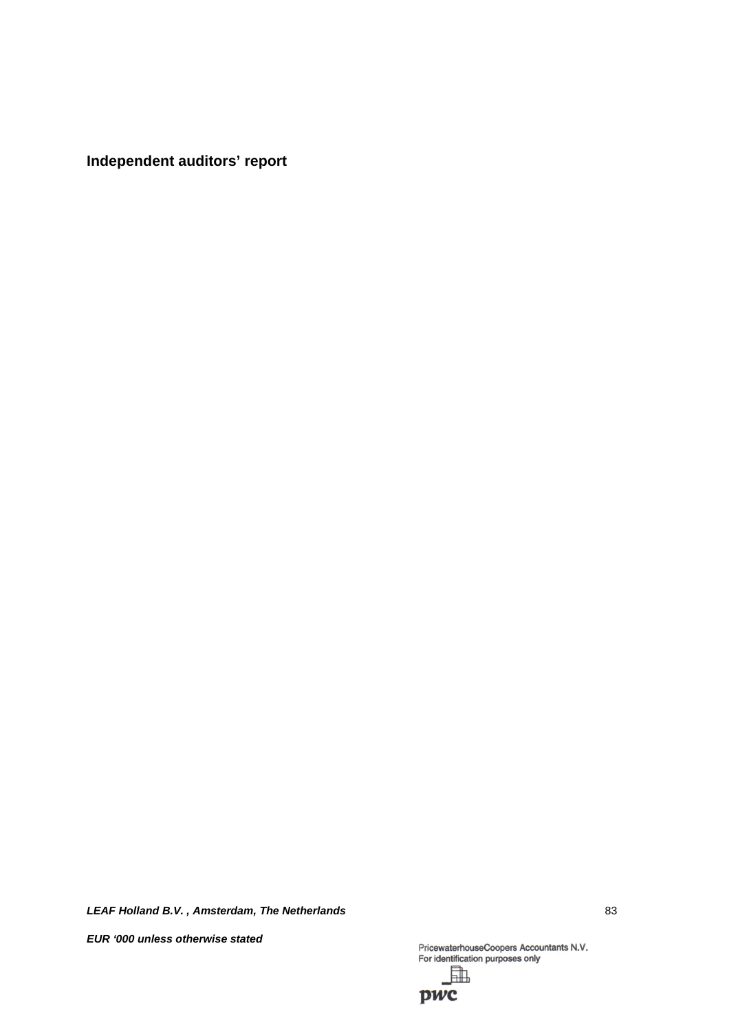**Independent auditors' report**

PricewaterhouseCoopers Accountants N.V.
For identification purposes only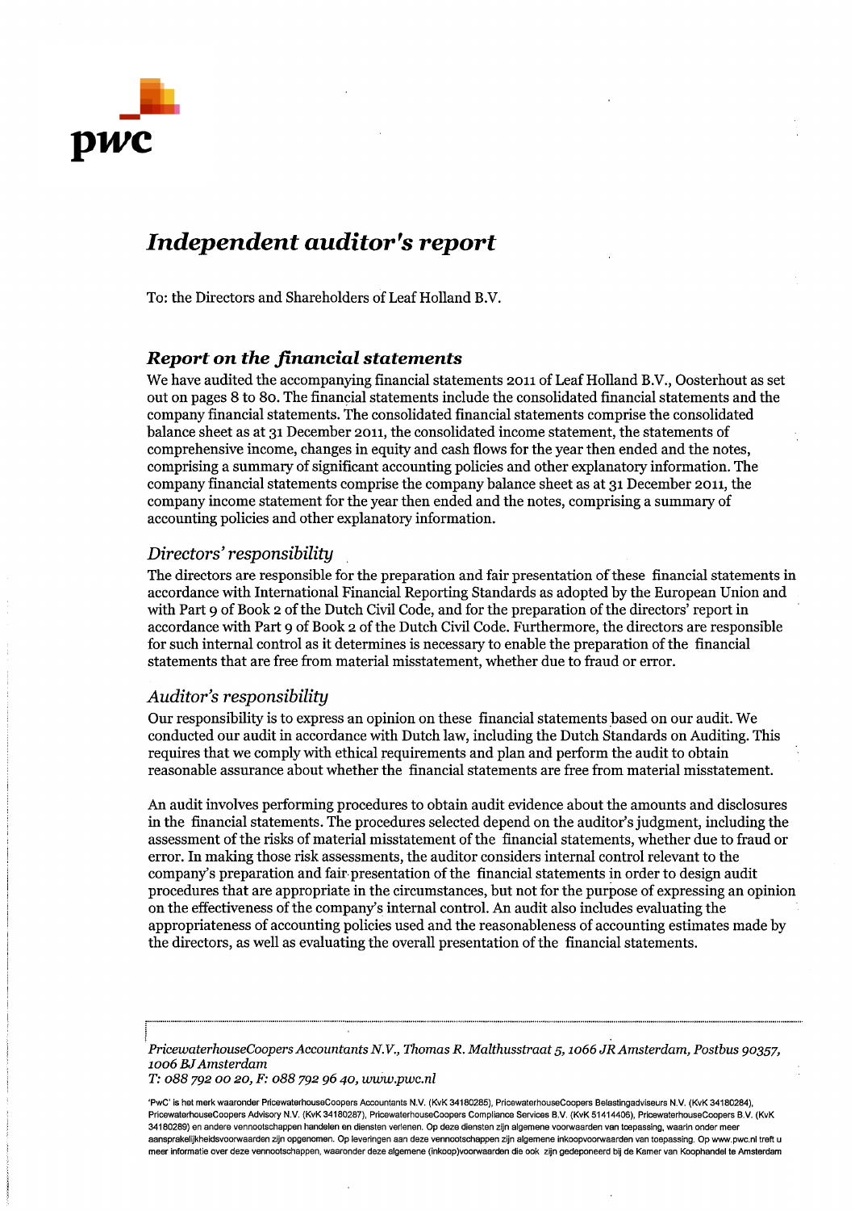pwc

# *Independent auditor's report*

To: the Directors and Shareholders of Leaf Holland B.V.

## *Report on the financial statements*

We have audited the accompanying financial statements 2011 of Leaf Holland B.V., Oosterhout as set out on pages 8 to 80. The financial statements include the consolidated financial statements and the company financial statements. The consolidated financial statements comprise the consolidated balance sheet as at 31 December 2011, the consolidated income statement, the statements of comprehensive income, changes in equity and cash flows for the year then ended and the notes, comprising a summary of significant accounting policies and other explanatory information. The company financial statements comprise the company balance sheet as at 31 December 2011, the company income statement for the year then ended and the notes, comprising a summary of accounting policies and other explanatory information.

### *Directors' responsibility*

The directors are responsible for the preparation and fair presentation of these financial statements in accordance with International Financial Reporting Standards as adopted by the European Union and with Part 9 of Book 2 of the Dutch Civil Code, and for the preparation of the directors' report in accordance with Part 9 of Book 2 of the Dutch Civil Code. Furthermore, the directors are responsible for such internal control as it determines is necessary to enable the preparation of the financial statements that are free from material misstatement, whether due to fraud or error.

### *Auditor's responsibility*

Our responsibility is to express an opinion on these financial statements based on our audit. We conducted our audit in accordance with Dutch law, including the Dutch Standards on Auditing. This requires that we comply with ethical requirements and plan and perform the audit to obtain reasonable assurance about whether the financial statements are free from material misstatement.

An audit involves performing procedures to obtain audit evidence about the amounts and disclosures in the financial statements. The procedures selected depend on the auditor's judgment, including the assessment of the risks of material misstatement of the financial statements, whether due to fraud or error. In making those risk assessments, the auditor considers internal control relevant to the company's preparation and fair presentation of the financial statements in order to design audit procedures that are appropriate in the circumstances, but not for the purpose of expressing an opinion on the effectiveness of the company's internal control. An audit also includes evaluating the appropriateness of accounting policies used and the reasonableness of accounting estimates made by the directors, as well as evaluating the overall presentation of the financial statements.

*PricewaterhouseCoopers Accountants N.V., Thomas R. Malthusstraat 5, 1066 JR Amsterdam, Postbus 90357, 1006 BJ Amsterdam*
*T: 088 792 00 20, F: 088 792 96 40, www.pwc.nl*

'PwC' is het merk waaronder PricewaterhouseCoopers Accountants N.V. (KvK 34180285), PricewaterhouseCoopers Belastingadviseurs N.V. (KvK 34180284), PricewaterhouseCoopers Advisory N.V. (KvK 34180287), PricewaterhouseCoopers Compliance Services B.V. (KvK 51414406), PricewaterhouseCoopers B.V. (KvK 34180289) en andere vennootschappen handelen en diensten verlenen. Op deze diensten zijn algemene voorwaarden van toepassing, waarin onder meer aansprakelijkheidsvoorwaarden zijn opgenomen. Op leveringen aan deze vennootschappen zijn algemene inkoopvoorwaarden van toepassing. Op www.pwc.nl treft u meer informatie over deze vennootschappen, waaronder deze algemene (inkoop)voorwaarden die ook zijn gedeponeerd bij de Kamer van Koophandel te Amsterdam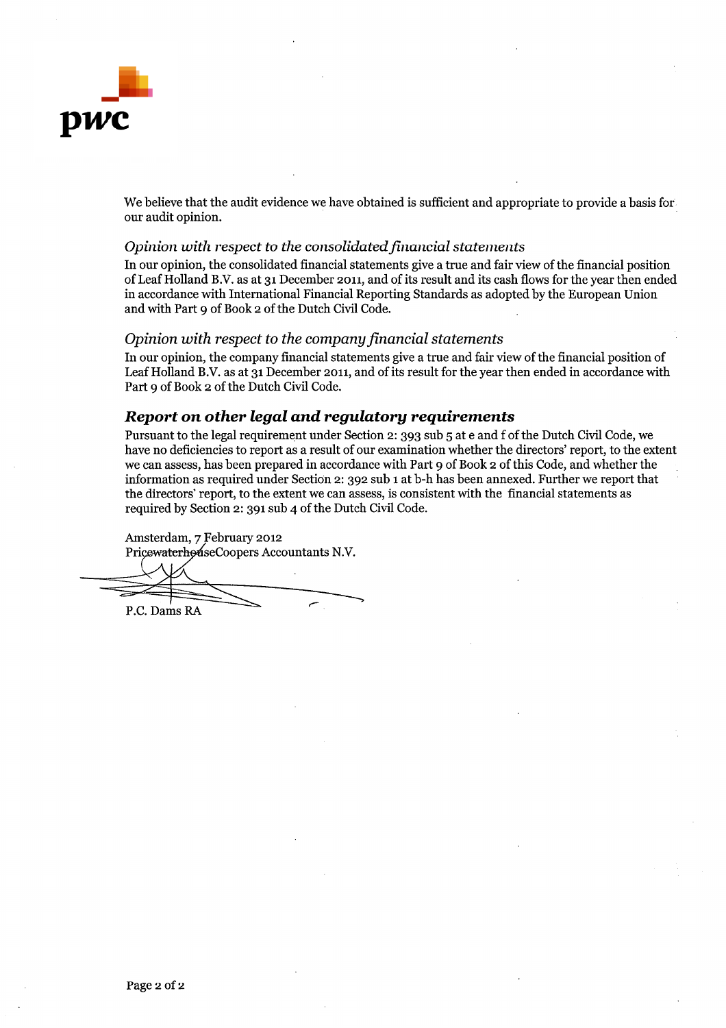We believe that the audit evidence we have obtained is sufficient and appropriate to provide a basis for our audit opinion.

### *Opinion with respect to the consolidated financial statements*

In our opinion, the consolidated financial statements give a true and fair view of the financial position of Leaf Holland B.V. as at 31 December 2011, and of its result and its cash flows for the year then ended in accordance with International Financial Reporting Standards as adopted by the European Union and with Part 9 of Book 2 of the Dutch Civil Code.

### *Opinion with respect to the company financial statements*

In our opinion, the company financial statements give a true and fair view of the financial position of Leaf Holland B.V. as at 31 December 2011, and of its result for the year then ended in accordance with Part 9 of Book 2 of the Dutch Civil Code.

## ***Report on other legal and regulatory requirements***

Pursuant to the legal requirement under Section 2: 393 sub 5 at e and f of the Dutch Civil Code, we have no deficiencies to report as a result of our examination whether the directors' report, to the extent we can assess, has been prepared in accordance with Part 9 of Book 2 of this Code, and whether the information as required under Section 2: 392 sub 1 at b-h has been annexed. Further we report that the directors' report, to the extent we can assess, is consistent with the financial statements as required by Section 2: 391 sub 4 of the Dutch Civil Code.

Amsterdam, 7 February 2012
PricewaterhouseCoopers Accountants N.V.

P.C. Dams RA